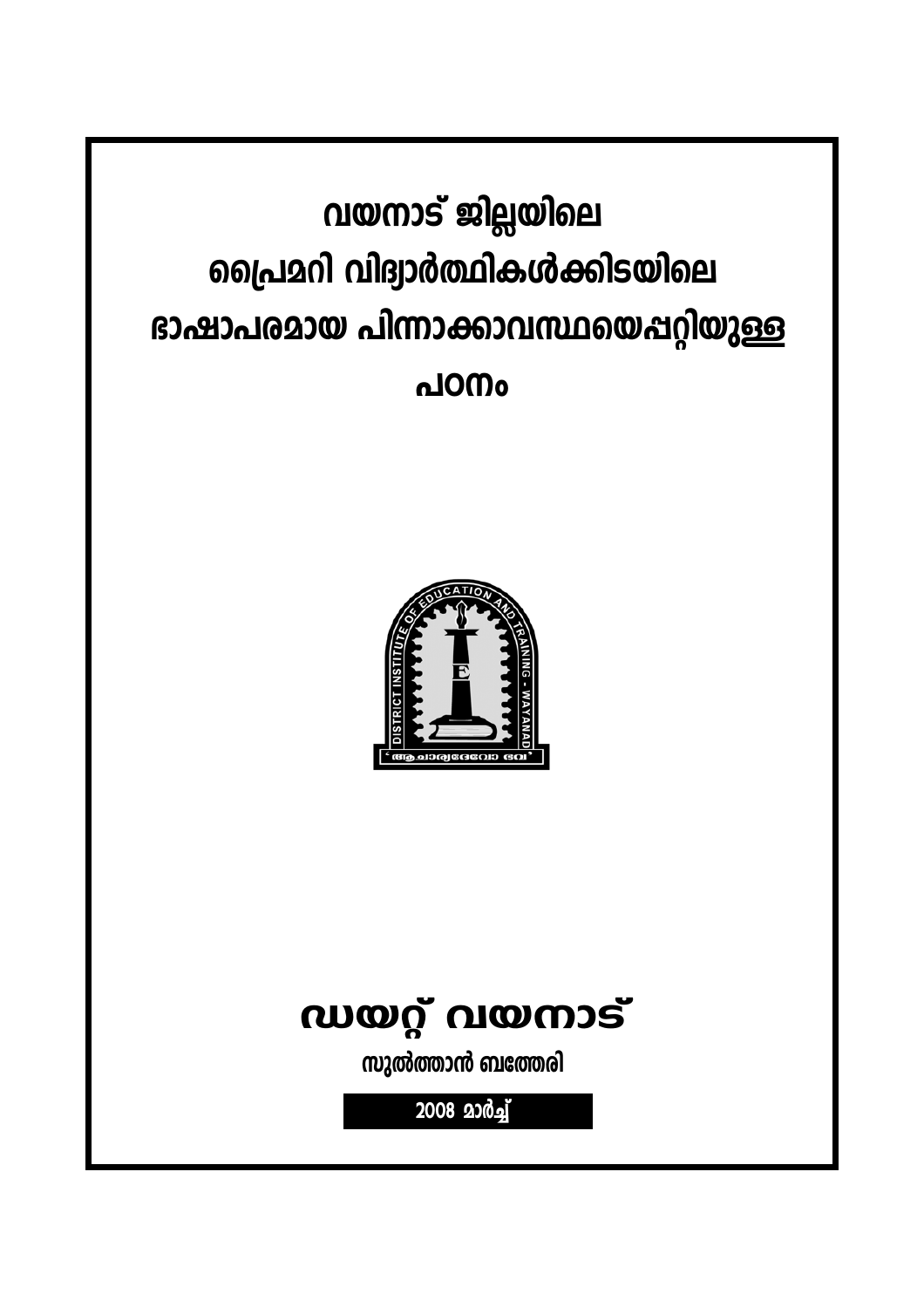# വയനാട് ജില്ലയിലെ പ്രൈമറി വിദ്യാർത്ഥികൾക്കിടയിലെ ഭാഷാപരമായ പിന്നാക്കാവസ്ഥയെപ്പറ്റിയുള്ള പഠനം

DISTRICT INSTITUTE OF EDUCATION AND TRAINING - WAYANAD

'ആചാര്യദേവോ ഭവ'

## ഡയറ്റ് വയനാട്

സുൽത്താൻ ബത്തേരി

2008 മാർച്ച്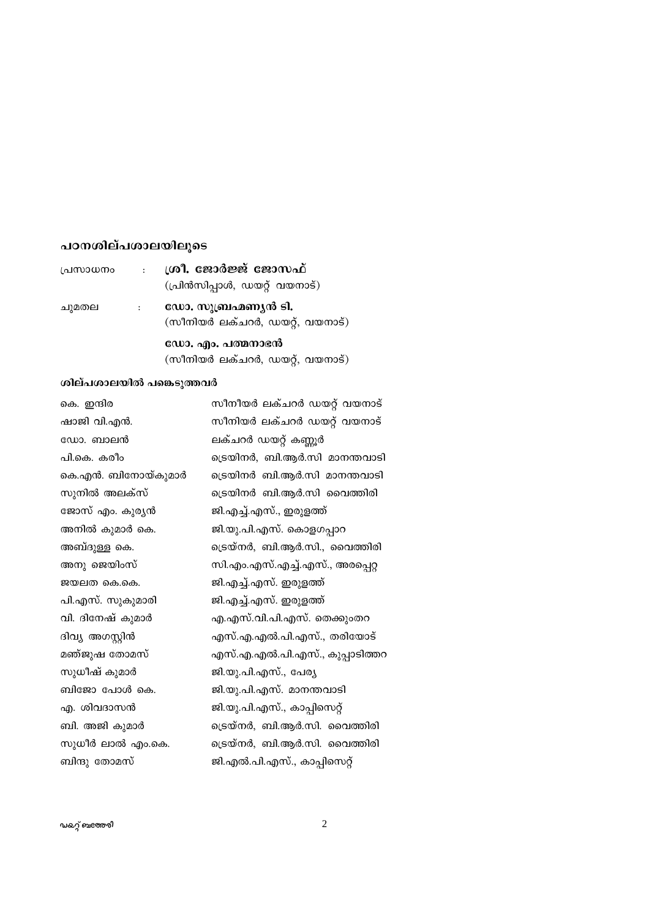## പഠനശില്പശാലയിലൂടെ

| | | |
|---|---|---|
| പ്രസാധനം | : | **ശ്രീ. ജോർജ്ജ് ജോസഫ്**<br>(പ്രിൻസിപ്പാൾ, ഡയറ്റ് വയനാട്) |
| ചുമതല | : | **ഡോ. സുബ്രഹ്മണ്യൻ ടി.**<br>(സീനിയർ ലക്ചറർ, ഡയറ്റ്, വയനാട്) |
| | | **ഡോ. എം. പത്മനാഭൻ**<br>(സീനിയർ ലക്ചറർ, ഡയറ്റ്, വയനാട്) |

### ശില്പശാലയിൽ പങ്കെടുത്തവർ

| | |
|---|---|
| കെ. ഇന്ദിര | സീനീയർ ലക്ചറർ ഡയറ്റ് വയനാട് |
| ഷാജി വി.എൻ. | സീനിയർ ലക്ചറർ ഡയറ്റ് വയനാട് |
| ഡോ. ബാലൻ | ലക്ചറർ ഡയറ്റ് കണ്ണൂർ |
| പി.കെ. കരീം | ട്രെയിനർ, ബി.ആർ.സി മാനന്തവാടി |
| കെ.എൻ. ബിനോയ്കുമാർ | ട്രെയിനർ ബി.ആർ.സി മാനന്തവാടി |
| സുനിൽ അലക്സ് | ട്രെയിനർ ബി.ആർ.സി വൈത്തിരി |
| ജോസ് എം. കുര്യൻ | ജി.എച്ച്.എസ്., ഇരുളത്ത് |
| അനിൽ കുമാർ കെ. | ജി.യു.പി.എസ്. കൊളഗപ്പാറ |
| അബ്ദുള്ള കെ. | ട്രെയ്നർ, ബി.ആർ.സി., വൈത്തിരി |
| അനു ജെയിംസ് | സി.എം.എസ്.എച്ച്.എസ്., അരപ്പെറ്റ |
| ജയലത കെ.കെ. | ജി.എച്ച്.എസ്. ഇരുളത്ത് |
| പി.എസ്. സുകുമാരി | ജി.എച്ച്.എസ്. ഇരുളത്ത് |
| വി. ദിനേഷ് കുമാർ | എ.എസ്.വി.പി.എസ്. തെക്കുംതറ |
| ദിവ്യ അഗസ്റ്റിൻ | എസ്.എ.എൽ.പി.എസ്., തരിയോട് |
| മഞ്ജുഷ തോമസ് | എസ്.എ.എൽ.പി.എസ്., കുപ്പാടിത്തറ |
| സുധീഷ് കുമാർ | ജി.യു.പി.എസ്., പേര്യ |
| ബിജോ പോൾ കെ. | ജി.യു.പി.എസ്. മാനന്തവാടി |
| എ. ശിവദാസൻ | ജി.യു.പി.എസ്., കാപ്പിസെറ്റ് |
| ബി. അജി കുമാർ | ട്രെയ്നർ, ബി.ആർ.സി. വൈത്തിരി |
| സുധീർ ലാൽ എം.കെ. | ട്രെയ്നർ, ബി.ആർ.സി. വൈത്തിരി |
| ബിന്ദു തോമസ് | ജി.എൽ.പി.എസ്., കാപ്പിസെറ്റ് |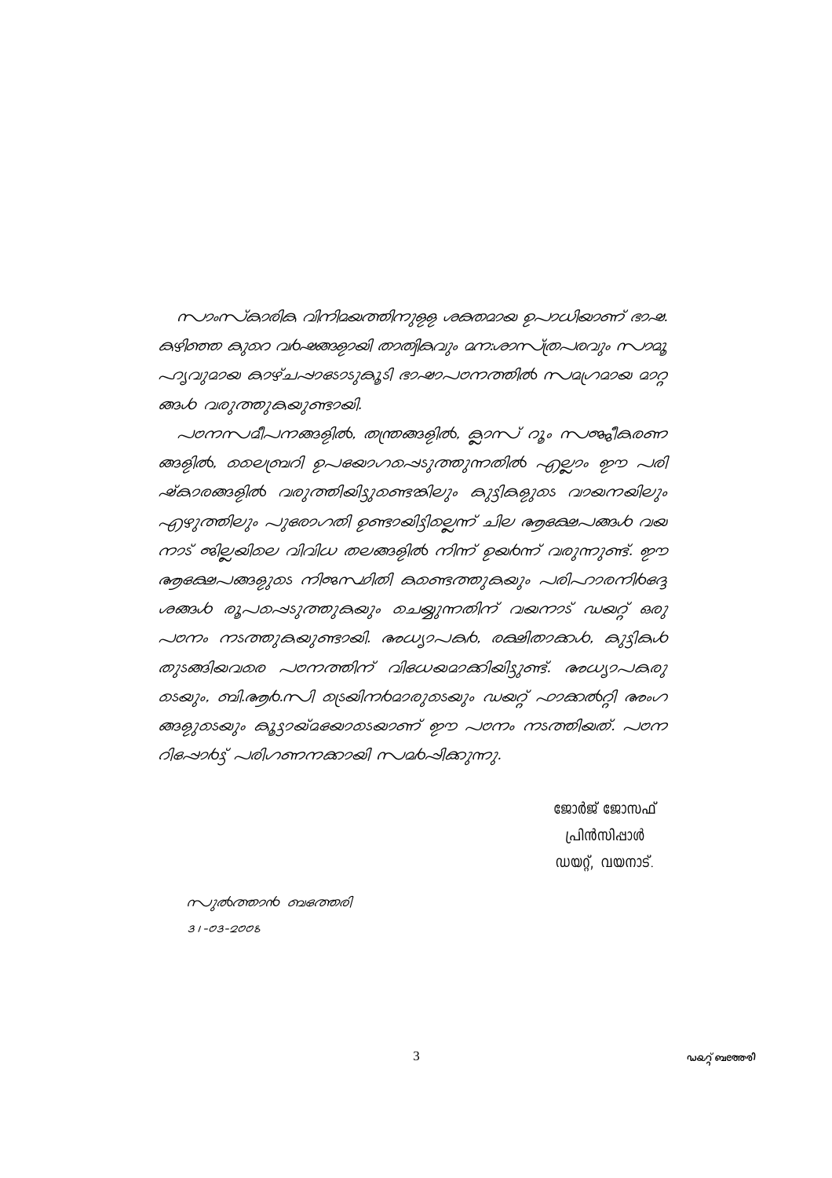സാംസ്കാരിക വിനിമയത്തിനുള്ള ശക്തമായ ഉപാധിയാണ് ഭാഷ. കഴിഞ്ഞ കുറെ വർഷങ്ങളായി താത്വികവും മന:ശാസ്ത്രപരവും സാമൂഹ്യവുമായ കാഴ്ചപ്പാടോടുകൂടി ഭാഷാപഠനത്തിൽ സമഗ്രമായ മാറ്റങ്ങൾ വരുത്തുകയുണ്ടായി.

പഠനസമീപനങ്ങളിൽ, തന്ത്രങ്ങളിൽ, ക്ലാസ് റൂം സജ്ജീകരണങ്ങളിൽ, ലൈബ്രറി ഉപയോഗപ്പെടുത്തുന്നതിൽ എല്ലാം ഈ പരിഷ്കാരങ്ങളിൽ വരുത്തിയിട്ടുണ്ടെങ്കിലും കുട്ടികളുടെ വായനയിലും എഴുത്തിലും പുരോഗതി ഉണ്ടായിട്ടില്ലെന്ന് ചില ആക്ഷേപങ്ങൾ വയനാട് ജില്ലയിലെ വിവിധ തലങ്ങളിൽ നിന്ന് ഉയർന്ന് വരുന്നുണ്ട്. ഈ ആക്ഷേപങ്ങളുടെ നിജസ്ഥിതി കണ്ടെത്തുകയും പരിഹാരനിർദ്ദേശങ്ങൾ രൂപപ്പെടുത്തുകയും ചെയ്യുന്നതിന് വയനാട് ഡയറ്റ് ഒരു പഠനം നടത്തുകയുണ്ടായി. അധ്യാപകർ, രക്ഷിതാക്കൾ, കുട്ടികൾ തുടങ്ങിയവരെ പഠനത്തിന് വിധേയമാക്കിയിട്ടുണ്ട്. അധ്യാപകരുടെയും, ബി.ആർ.സി ട്രെയിനർമാരുടെയും ഡയറ്റ് ഫാക്കൽറ്റി അംഗങ്ങളുടെയും കൂട്ടായ്മയോടെയാണ് ഈ പഠനം നടത്തിയത്. പഠന റിപ്പോർട്ട് പരിഗണനക്കായി സമർപ്പിക്കുന്നു.

ജോർജ് ജോസഫ്
പ്രിൻസിപ്പാൾ
ഡയറ്റ്, വയനാട്.

സുൽത്താൻ ബത്തേരി
31-03-2008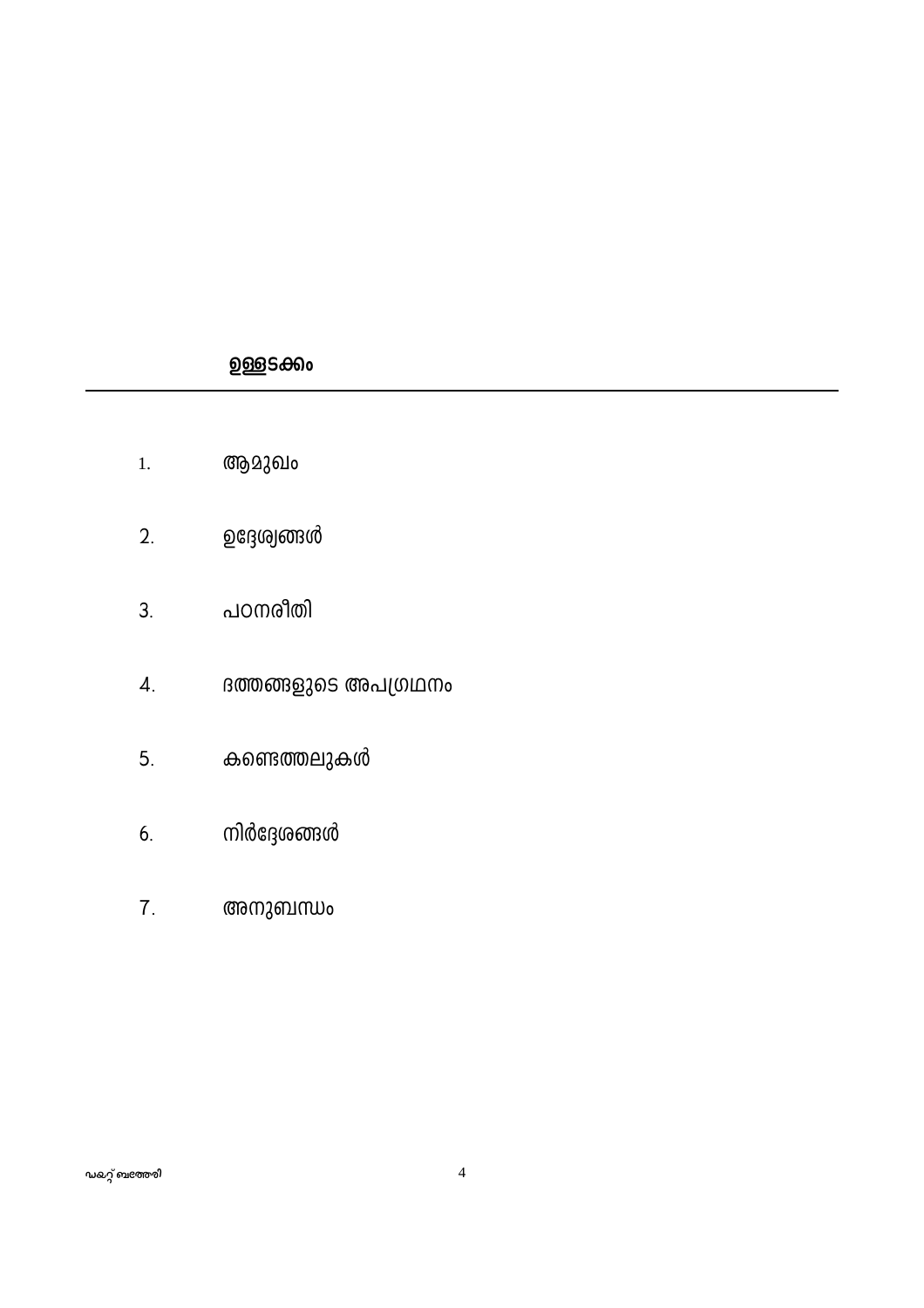**ഉള്ളടക്കം**

1. ആമുഖം
2. ഉദ്ദേശ്യങ്ങൾ
3. പഠനരീതി
4. ദത്തങ്ങളുടെ അപഗ്രഥനം
5. കണ്ടെത്തലുകൾ
6. നിർദ്ദേശങ്ങൾ
7. അനുബന്ധം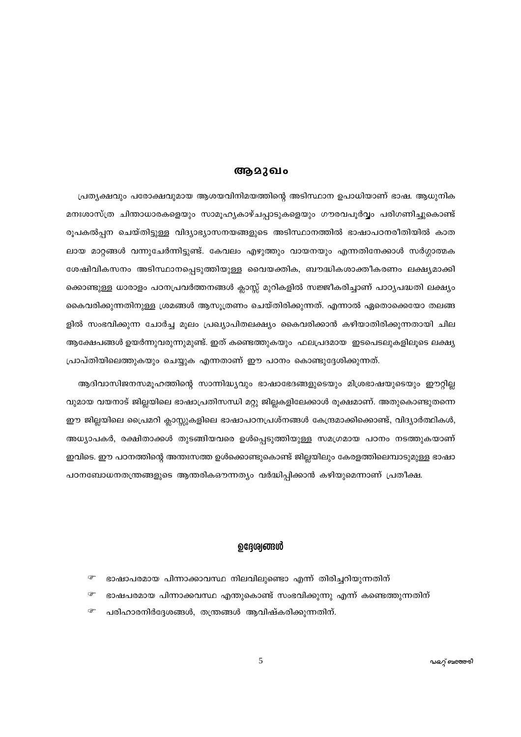## ആമുഖം

പ്രത്യക്ഷവും പരോക്ഷവുമായ ആശയവിനിമയത്തിന്റെ അടിസ്ഥാന ഉപാധിയാണ് ഭാഷ. ആധുനിക മനഃശാസ്ത്ര ചിന്താധാരകളെയും സാമൂഹ്യകാഴ്ചപ്പാടുകളെയും ഗൗരവപൂർവ്വം പരിഗണിച്ചുകൊണ്ട് രൂപകൽപ്പന ചെയ്തിട്ടുള്ള വിദ്യാഭ്യാസനയങ്ങളുടെ അടിസ്ഥാനത്തിൽ ഭാഷാപഠനരീതിയിൽ കാതലായ മാറ്റങ്ങൾ വന്നുചേർന്നിട്ടുണ്ട്. കേവലം എഴുത്തും വായനയും എന്നതിനേക്കാൾ സർഗ്ഗാത്മക ശേഷിവികസനം അടിസ്ഥാനപ്പെടുത്തിയുള്ള വൈയക്തിക, ബൗദ്ധികശാക്തീകരണം ലക്ഷ്യമാക്കിക്കൊണ്ടുള്ള ധാരാളം പഠനപ്രവർത്തനങ്ങൾ ക്ലാസ്സ് മുറികളിൽ സജ്ജീകരിച്ചാണ് പാഠ്യപദ്ധതി ലക്ഷ്യം കൈവരിക്കുന്നതിനുള്ള ശ്രമങ്ങൾ ആസൂത്രണം ചെയ്തിരിക്കുന്നത്. എന്നാൽ ഏതൊക്കെയോ തലങ്ങളിൽ സംഭവിക്കുന്ന ചോർച്ച മൂലം പ്രഖ്യാപിതലക്ഷ്യം കൈവരിക്കാൻ കഴിയാതിരിക്കുന്നതായി ചില ആക്ഷേപങ്ങൾ ഉയർന്നുവരുന്നുമുണ്ട്. ഇത് കണ്ടെത്തുകയും ഫലപ്രദമായ ഇടപെടലുകളിലൂടെ ലക്ഷ്യപ്രാപ്തിയിലെത്തുകയും ചെയ്യുക എന്നതാണ് ഈ പഠനം കൊണ്ടുദ്ദേശിക്കുന്നത്.

ആദിവാസിജനസമൂഹത്തിന്റെ സാന്നിദ്ധ്യവും ഭാഷാഭേദങ്ങളുടെയും മിശ്രഭാഷയുടെയും ഈറ്റില്ലവുമായ വയനാട് ജില്ലയിലെ ഭാഷാപ്രതിസന്ധി മറ്റു ജില്ലകളിലേക്കാൾ രൂക്ഷമാണ്. അതുകൊണ്ടുതന്നെ ഈ ജില്ലയിലെ പ്രൈമറി ക്ലാസ്സുകളിലെ ഭാഷാപഠനപ്രശ്നങ്ങൾ കേന്ദ്രമാക്കിക്കൊണ്ട്, വിദ്യാർത്ഥികൾ, അധ്യാപകർ, രക്ഷിതാക്കൾ തുടങ്ങിയവരെ ഉൾപ്പെടുത്തിയുള്ള സമഗ്രമായ പഠനം നടത്തുകയാണ് ഇവിടെ. ഈ പഠനത്തിന്റെ അന്തഃസത്ത ഉൾക്കൊണ്ടുകൊണ്ട് ജില്ലയിലും കേരളത്തിലെമ്പാടുമുള്ള ഭാഷാപഠനബോധനതന്ത്രങ്ങളുടെ ആന്തരികഔന്നത്യം വർദ്ധിപ്പിക്കാൻ കഴിയുമെന്നാണ് പ്രതീക്ഷ.

## ഉദ്ദേശ്യങ്ങൾ

- ഭാഷാപരമായ പിന്നാക്കാവസ്ഥ നിലവിലുണ്ടോ എന്ന് തിരിച്ചറിയുന്നതിന്
- ഭാഷപരമായ പിന്നാക്കവസ്ഥ എന്തുകൊണ്ട് സംഭവിക്കുന്നു എന്ന് കണ്ടെത്തുന്നതിന്
- പരിഹാരനിർദ്ദേശങ്ങൾ, തന്ത്രങ്ങൾ ആവിഷ്കരിക്കുന്നതിന്.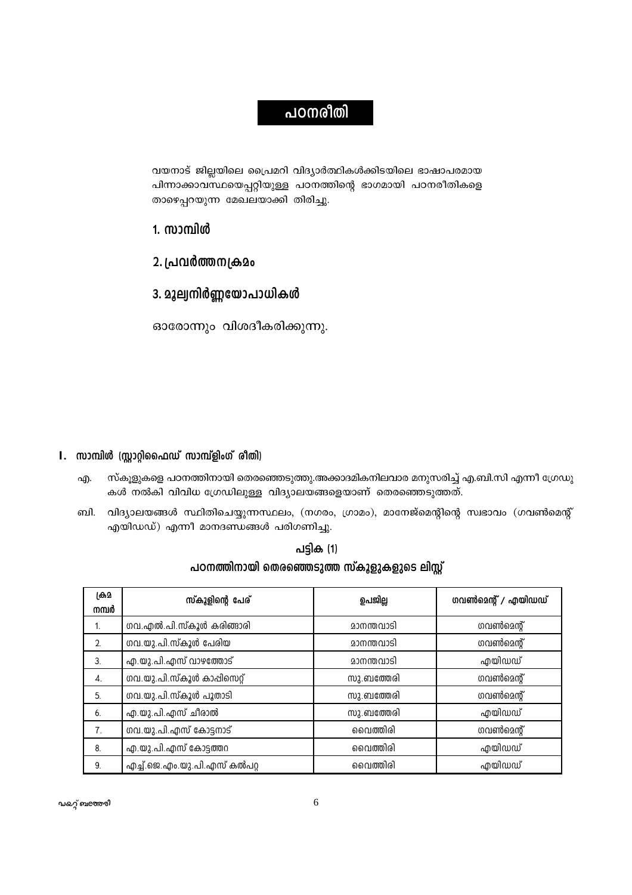# പഠനരീതി

വയനാട് ജില്ലയിലെ പ്രൈമറി വിദ്യാർത്ഥികൾക്കിടയിലെ ഭാഷാപരമായ പിന്നാക്കാവസ്ഥയെപ്പറ്റിയുള്ള പഠനത്തിന്റെ ഭാഗമായി പഠനരീതികളെ താഴെപ്പറയുന്ന മേഖലയാക്കി തിരിച്ചു.

## 1. സാമ്പിൾ

## 2. പ്രവർത്തനക്രമം

## 3. മൂല്യനിർണ്ണയോപാധികൾ

ഓരോന്നും വിശദീകരിക്കുന്നു.

## I. സാമ്പിൾ (സ്റ്റാറ്റിഫൈഡ് സാമ്പ്ളിംഗ് രീതി)

എ. സ്കൂളുകളെ പഠനത്തിനായി തെരഞ്ഞെടുത്തു.അക്കാദമികനിലവാര മനുസരിച്ച് എ.ബി.സി എന്നീ ഗ്രേഡുകൾ നൽകി വിവിധ ഗ്രേഡിലുള്ള വിദ്യാലയങ്ങളെയാണ് തെരഞ്ഞെടുത്തത്.

ബി. വിദ്യാലയങ്ങൾ സ്ഥിതിചെയ്യുന്നസ്ഥലം, (നഗരം, ഗ്രാമം), മാനേജ്മെന്റിന്റെ സ്വഭാവം (ഗവൺമെന്റ് എയിഡഡ്) എന്നീ മാനദണ്ഡങ്ങൾ പരിഗണിച്ചു.

**പട്ടിക (1)**

**പഠനത്തിനായി തെരഞ്ഞെടുത്ത സ്കൂളുകളുടെ ലിസ്റ്റ്**

| ക്രമ നമ്പർ | സ്കൂളിന്റെ പേര് | ഉപജില്ല | ഗവൺമെന്റ് / എയിഡഡ് |
|---|---|---|---|
| 1. | ഗവ.എൽ.പി.സ്കൂൾ കരിങ്ങാരി | മാനന്തവാടി | ഗവൺമെന്റ് |
| 2. | ഗവ.യു.പി.സ്കൂൾ പേരിയ | മാനന്തവാടി | ഗവൺമെന്റ് |
| 3. | എ.യു.പി.എസ് വാഴത്തോട് | മാനന്തവാടി | എയിഡഡ് |
| 4. | ഗവ.യു.പി.സ്കൂൾ കാപ്പിസെറ്റ് | സു.ബത്തേരി | ഗവൺമെന്റ് |
| 5. | ഗവ.യു.പി.സ്കൂൾ പൂതാടി | സു.ബത്തേരി | ഗവൺമെന്റ് |
| 6. | എ.യു.പി.എസ് ചീരാൽ | സു.ബത്തേരി | എയിഡഡ് |
| 7. | ഗവ.യു.പി.എസ് കോട്ടനാട് | വൈത്തിരി | ഗവൺമെന്റ് |
| 8. | എ.യു.പി.എസ് കോട്ടത്തറ | വൈത്തിരി | എയിഡഡ് |
| 9. | എച്ച്.ജെ.എം.യു.പി.എസ് കൽപറ്റ | വൈത്തിരി | എയിഡഡ് |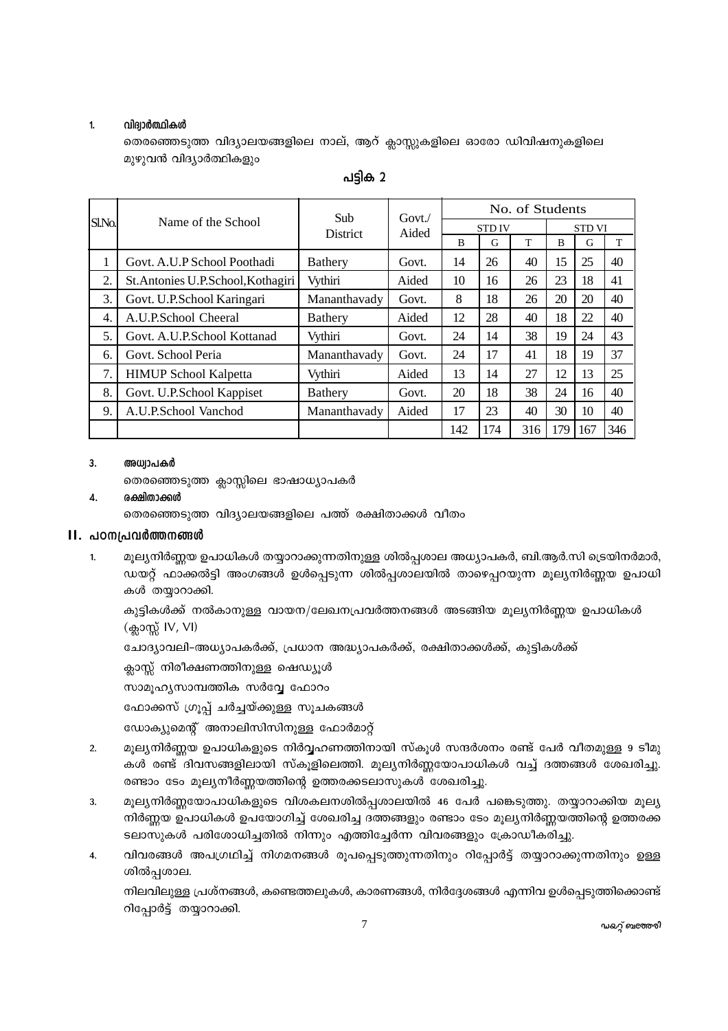1. **വിദ്യാർത്ഥികൾ**

   തെരഞ്ഞെടുത്ത വിദ്യാലയങ്ങളിലെ നാല്, ആറ് ക്ലാസ്സുകളിലെ ഓരോ ഡിവിഷനുകളിലെ മുഴുവൻ വിദ്യാർത്ഥികളും

**പട്ടിക 2**

| Sl.No. | Name of the School | Sub District | Govt./ Aided | No. of Students | | | | | |
|---|---|---|---|---|---|---|---|---|---|
| | | | | STD IV | | | STD VI | | |
| | | | | B | G | T | B | G | T |
| 1 | Govt. A.U.P School Poothadi | Bathery | Govt. | 14 | 26 | 40 | 15 | 25 | 40 |
| 2. | St.Antonies U.P.School,Kothagiri | Vythiri | Aided | 10 | 16 | 26 | 23 | 18 | 41 |
| 3. | Govt. U.P.School Karingari | Mananthavady | Govt. | 8 | 18 | 26 | 20 | 20 | 40 |
| 4. | A.U.P.School Cheeral | Bathery | Aided | 12 | 28 | 40 | 18 | 22 | 40 |
| 5. | Govt. A.U.P.School Kottanad | Vythiri | Govt. | 24 | 14 | 38 | 19 | 24 | 43 |
| 6. | Govt. School Peria | Mananthavady | Govt. | 24 | 17 | 41 | 18 | 19 | 37 |
| 7. | HIMUP School Kalpetta | Vythiri | Aided | 13 | 14 | 27 | 12 | 13 | 25 |
| 8. | Govt. U.P.School Kappiset | Bathery | Govt. | 20 | 18 | 38 | 24 | 16 | 40 |
| 9. | A.U.P.School Vanchod | Mananthavady | Aided | 17 | 23 | 40 | 30 | 10 | 40 |
| | | | | 142 | 174 | 316 | 179 | 167 | 346 |

3. **അധ്യാപകർ**

   തെരഞ്ഞെടുത്ത ക്ലാസ്സിലെ ഭാഷാധ്യാപകർ

4. **രക്ഷിതാക്കൾ**

   തെരഞ്ഞെടുത്ത വിദ്യാലയങ്ങളിലെ പത്ത് രക്ഷിതാക്കൾ വീതം

## II. പഠനപ്രവർത്തനങ്ങൾ

1. മൂല്യനിർണ്ണയ ഉപാധികൾ തയ്യാറാക്കുന്നതിനുള്ള ശിൽപ്പശാല അധ്യാപകർ, ബി.ആർ.സി ട്രെയിനർമാർ, ഡയറ്റ് ഫാക്കൽട്ടി അംഗങ്ങൾ ഉൾപ്പെടുന്ന ശിൽപ്പശാലയിൽ താഴെപ്പറയുന്ന മൂല്യനിർണ്ണയ ഉപാധികൾ തയ്യാറാക്കി.

   കുട്ടികൾക്ക് നൽകാനുള്ള വായന/ലേഖനപ്രവർത്തനങ്ങൾ അടങ്ങിയ മൂല്യനിർണ്ണയ ഉപാധികൾ (ക്ലാസ്സ് IV, VI)

   ചോദ്യാവലി-അധ്യാപകർക്ക്, പ്രധാന അദ്ധ്യാപകർക്ക്, രക്ഷിതാക്കൾക്ക്, കുട്ടികൾക്ക്

   ക്ലാസ്സ് നിരീക്ഷണത്തിനുള്ള ഷെഡ്യൂൾ

   സാമൂഹ്യസാമ്പത്തിക സർവ്വേ ഫോറം

   ഫോക്കസ് ഗ്രൂപ്പ് ചർച്ചയ്ക്കുള്ള സൂചകങ്ങൾ

   ഡോക്യുമെന്റ് അനാലിസിസിനുള്ള ഫോർമാറ്റ്

2. മൂല്യനിർണ്ണയ ഉപാധികളുടെ നിർവ്വഹണത്തിനായി സ്കൂൾ സന്ദർശനം രണ്ട് പേർ വീതമുള്ള 9 ടീമുകൾ രണ്ട് ദിവസങ്ങളിലായി സ്കൂളിലെത്തി. മൂല്യനിർണ്ണയോപാധികൾ വച്ച് ദത്തങ്ങൾ ശേഖരിച്ചു. രണ്ടാം ടേം മൂല്യനിർണ്ണയത്തിന്റെ ഉത്തരക്കടലാസുകൾ ശേഖരിച്ചു.

3. മൂല്യനിർണ്ണയോപാധികളുടെ വിശകലനശിൽപ്പശാലയിൽ 46 പേർ പങ്കെടുത്തു. തയ്യാറാക്കിയ മൂല്യനിർണ്ണയ ഉപാധികൾ ഉപയോഗിച്ച് ശേഖരിച്ച ദത്തങ്ങളും രണ്ടാം ടേം മൂല്യനിർണ്ണയത്തിന്റെ ഉത്തരക്കടലാസുകൾ പരിശോധിച്ചതിൽ നിന്നും എത്തിച്ചേർന്ന വിവരങ്ങളും ക്രോഡീകരിച്ചു.

4. വിവരങ്ങൾ അപഗ്രഥിച്ച് നിഗമനങ്ങൾ രൂപപ്പെടുത്തുന്നതിനും റിപ്പോർട്ട് തയ്യാറാക്കുന്നതിനും ഉള്ള ശിൽപ്പശാല.

   നിലവിലുള്ള പ്രശ്നങ്ങൾ, കണ്ടെത്തലുകൾ, കാരണങ്ങൾ, നിർദ്ദേശങ്ങൾ എന്നിവ ഉൾപ്പെടുത്തിക്കൊണ്ട് റിപ്പോർട്ട് തയ്യാറാക്കി.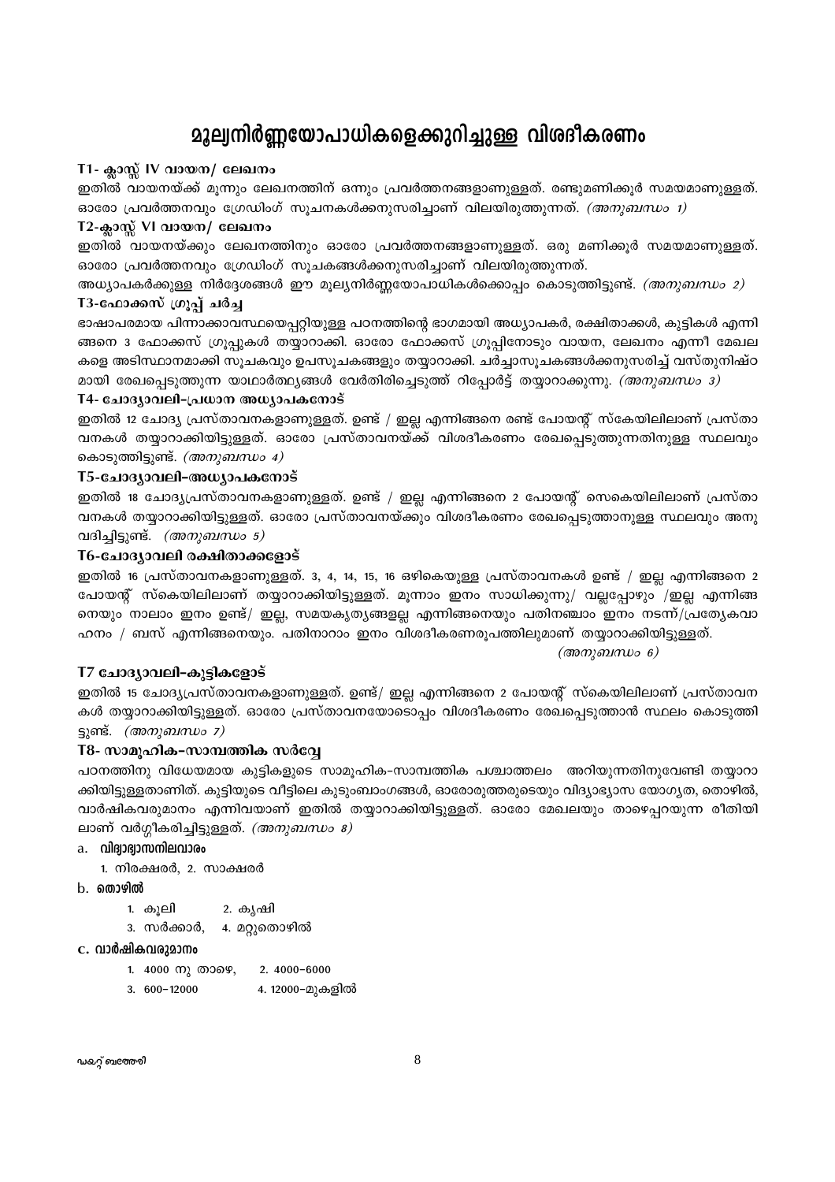# മൂല്യനിർണ്ണയോപാധികളെക്കുറിച്ചുള്ള വിശദീകരണം

### T1- ക്ലാസ്സ് IV വായന/ ലേഖനം

ഇതിൽ വായനയ്ക്ക് മൂന്നും ലേഖനത്തിന് ഒന്നും പ്രവർത്തനങ്ങളാണുള്ളത്. രണ്ടുമണിക്കൂർ സമയമാണുള്ളത്. ഓരോ പ്രവർത്തനവും ഗ്രേഡിംഗ് സൂചനകൾക്കനുസരിച്ചാണ് വിലയിരുത്തുന്നത്. *(അനുബന്ധം 1)*

### T2-ക്ലാസ്സ് VI വായന/ ലേഖനം

ഇതിൽ വായനയ്ക്കും ലേഖനത്തിനും ഓരോ പ്രവർത്തനങ്ങളാണുള്ളത്. ഒരു മണിക്കൂർ സമയമാണുള്ളത്. ഓരോ പ്രവർത്തനവും ഗ്രേഡിംഗ് സൂചകങ്ങൾക്കനുസരിച്ചാണ് വിലയിരുത്തുന്നത്.

അധ്യാപകർക്കുള്ള നിർദ്ദേശങ്ങൾ ഈ മൂല്യനിർണ്ണയോപാധികൾക്കൊപ്പം കൊടുത്തിട്ടുണ്ട്. *(അനുബന്ധം 2)*

### T3-ഫോക്കസ് ഗ്രൂപ്പ് ചർച്ച

ഭാഷാപരമായ പിന്നാക്കാവസ്ഥയെപ്പറ്റിയുള്ള പഠനത്തിന്റെ ഭാഗമായി അധ്യാപകർ, രക്ഷിതാക്കൾ, കുട്ടികൾ എന്നിങ്ങനെ 3 ഫോക്കസ് ഗ്രൂപ്പുകൾ തയ്യാറാക്കി. ഓരോ ഫോക്കസ് ഗ്രൂപ്പിനോടും വായന, ലേഖനം എന്നീ മേഖലകളെ അടിസ്ഥാനമാക്കി സൂചകവും ഉപസൂചകങ്ങളും തയ്യാറാക്കി. ചർച്ചാസൂചകങ്ങൾക്കനുസരിച്ച് വസ്തുനിഷ്ഠമായി രേഖപ്പെടുത്തുന്ന യാഥാർത്ഥ്യങ്ങൾ വേർതിരിച്ചെടുത്ത് റിപ്പോർട്ട് തയ്യാറാക്കുന്നു. *(അനുബന്ധം 3)*

### T4- ചോദ്യാവലി-പ്രധാന അധ്യാപകനോട്

ഇതിൽ 12 ചോദ്യ പ്രസ്താവനകളാണുള്ളത്. ഉണ്ട് / ഇല്ല എന്നിങ്ങനെ രണ്ട് പോയന്റ് സ്കേയിലിലാണ് പ്രസ്താവനകൾ തയ്യാറാക്കിയിട്ടുള്ളത്. ഓരോ പ്രസ്താവനയ്ക്ക് വിശദീകരണം രേഖപ്പെടുത്തുന്നതിനുള്ള സ്ഥലവും കൊടുത്തിട്ടുണ്ട്. *(അനുബന്ധം 4)*

### T5-ചോദ്യാവലി-അധ്യാപകനോട്

ഇതിൽ 18 ചോദ്യപ്രസ്താവനകളാണുള്ളത്. ഉണ്ട് / ഇല്ല എന്നിങ്ങനെ 2 പോയന്റ് സെകെയിലിലാണ് പ്രസ്താവനകൾ തയ്യാറാക്കിയിട്ടുള്ളത്. ഓരോ പ്രസ്താവനയ്ക്കും വിശദീകരണം രേഖപ്പെടുത്താനുള്ള സ്ഥലവും അനുവദിച്ചിട്ടുണ്ട്. *(അനുബന്ധം 5)*

### T6-ചോദ്യാവലി രക്ഷിതാക്കളോട്

ഇതിൽ 16 പ്രസ്താവനകളാണുള്ളത്. 3, 4, 14, 15, 16 ഒഴികെയുള്ള പ്രസ്താവനകൾ ഉണ്ട് / ഇല്ല എന്നിങ്ങനെ 2 പോയന്റ് സ്കെയിലിലാണ് തയ്യാറാക്കിയിട്ടുള്ളത്. മൂന്നാം ഇനം സാധിക്കുന്നു/ വല്ലപ്പോഴും /ഇല്ല എന്നിങ്ങനെയും നാലാം ഇനം ഉണ്ട്/ ഇല്ല, സമയകൃത്യങ്ങളല്ല എന്നിങ്ങനെയും പതിനഞ്ചാം ഇനം നടന്ന്/പ്രത്യേകവാഹനം / ബസ് എന്നിങ്ങനെയും. പതിനാറാം ഇനം വിശദീകരണരൂപത്തിലുമാണ് തയ്യാറാക്കിയിട്ടുള്ളത്.

*(അനുബന്ധം 6)*

### T7 ചോദ്യാവലി-കുട്ടികളോട്

ഇതിൽ 15 ചോദ്യപ്രസ്താവനകളാണുള്ളത്. ഉണ്ട്/ ഇല്ല എന്നിങ്ങനെ 2 പോയന്റ് സ്കെയിലിലാണ് പ്രസ്താവനകൾ തയ്യാറാക്കിയിട്ടുള്ളത്. ഓരോ പ്രസ്താവനയോടൊപ്പം വിശദീകരണം രേഖപ്പെടുത്താൻ സ്ഥലം കൊടുത്തിട്ടുണ്ട്. *(അനുബന്ധം 7)*

### T8- സാമൂഹിക-സാമ്പത്തിക സർവ്വേ

പഠനത്തിനു വിധേയമായ കുട്ടികളുടെ സാമൂഹിക-സാമ്പത്തിക പശ്ചാത്തലം അറിയുന്നതിനുവേണ്ടി തയ്യാറാക്കിയിട്ടുള്ളതാണിത്. കുട്ടിയുടെ വീട്ടിലെ കുടുംബാംഗങ്ങൾ, ഓരോരുത്തരുടെയും വിദ്യാഭ്യാസ യോഗ്യത, തൊഴിൽ, വാർഷികവരുമാനം എന്നിവയാണ് ഇതിൽ തയ്യാറാക്കിയിട്ടുള്ളത്. ഓരോ മേഖലയും താഴെപ്പറയുന്ന രീതിയിലാണ് വർഗ്ഗീകരിച്ചിട്ടുള്ളത്. *(അനുബന്ധം 8)*

**a. വിദ്യാഭ്യാസനിലവാരം**

1. നിരക്ഷരർ, 2. സാക്ഷരർ

**b. തൊഴിൽ**

1. കൂലി 2. കൃഷി
3. സർക്കാർ, 4. മറ്റുതൊഴിൽ

**c. വാർഷികവരുമാനം**

1. 4000 നു താഴെ, 2. 4000-6000
3. 600-12000 4. 12000-മുകളിൽ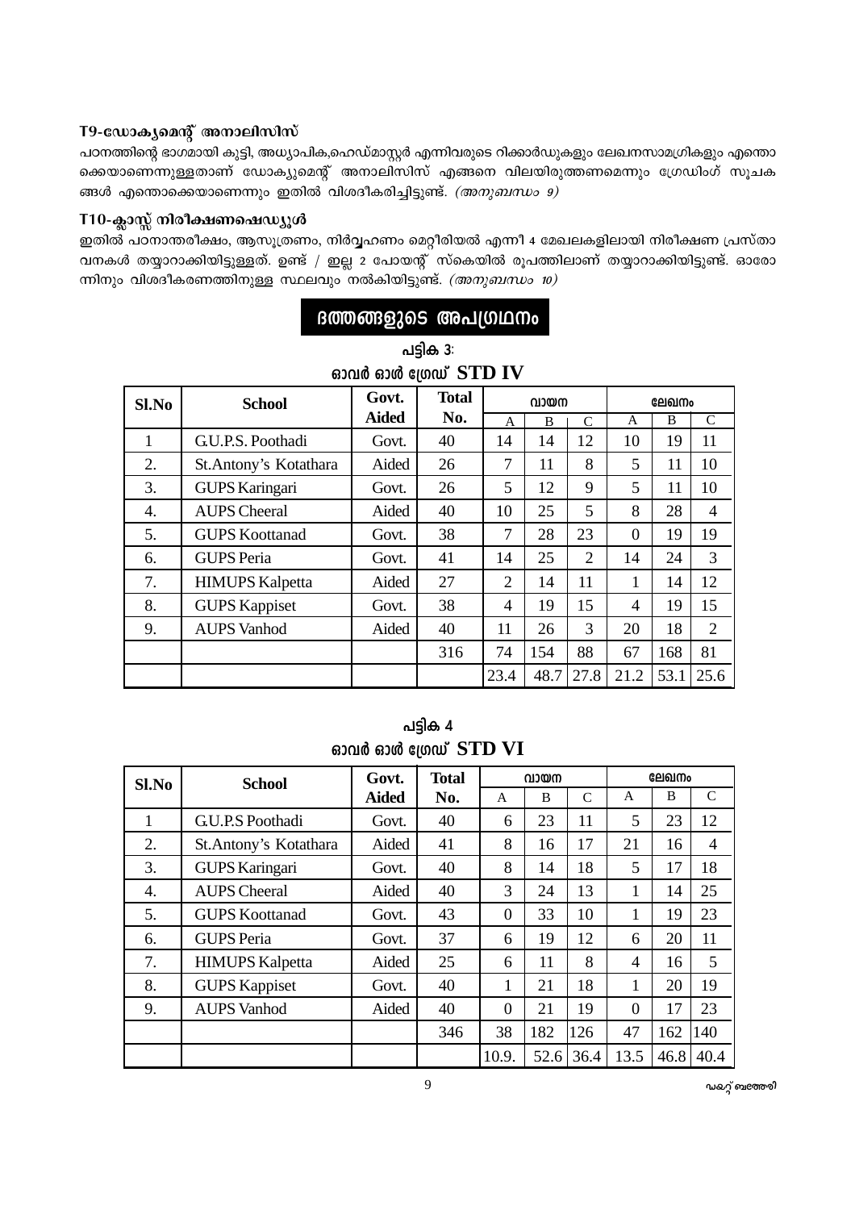### T9-ഡോക്യുമെന്റ് അനാലിസിസ്

പഠനത്തിന്റെ ഭാഗമായി കുട്ടി, അധ്യാപിക,ഹെഡ്മാസ്റ്റർ എന്നിവരുടെ റിക്കാർഡുകളും ലേഖനസാമഗ്രികളും എന്തൊക്കെയാണെന്നുള്ളതാണ് ഡോക്യുമെന്റ് അനാലിസിസ് എങ്ങനെ വിലയിരുത്തണമെന്നും ഗ്രേഡിംഗ് സൂചകങ്ങൾ എന്തൊക്കെയാണെന്നും ഇതിൽ വിശദീകരിച്ചിട്ടുണ്ട്. *(അനുബന്ധം 9)*

### T10-ക്ലാസ്സ് നിരീക്ഷണഷെഡ്യൂൾ

ഇതിൽ പഠനാന്തരീക്ഷം, ആസൂത്രണം, നിർവ്വഹണം മെറ്റീരിയൽ എന്നീ 4 മേഖലകളിലായി നിരീക്ഷണ പ്രസ്താവനകൾ തയ്യാറാക്കിയിട്ടുള്ളത്. ഉണ്ട് / ഇല്ല 2 പോയന്റ് സ്കെയിൽ രൂപത്തിലാണ് തയ്യാറാക്കിയിട്ടുണ്ട്. ഓരോന്നിനും വിശദീകരണത്തിനുള്ള സ്ഥലവും നൽകിയിട്ടുണ്ട്. *(അനുബന്ധം 10)*

## ദത്തങ്ങളുടെ അപഗ്രഥനം

പട്ടിക 3:

ഓവർ ഓൾ ഗ്രേഡ് STD IV

| Sl.No | School | Govt. Aided | Total No. | വായന | | | ലേഖനം | | |
|---|---|---|---|---|---|---|---|---|---|
| | | | | A | B | C | A | B | C |
| 1 | G.U.P.S. Poothadi | Govt. | 40 | 14 | 14 | 12 | 10 | 19 | 11 |
| 2. | St.Antony's Kotathara | Aided | 26 | 7 | 11 | 8 | 5 | 11 | 10 |
| 3. | GUPS Karingari | Govt. | 26 | 5 | 12 | 9 | 5 | 11 | 10 |
| 4. | AUPS Cheeral | Aided | 40 | 10 | 25 | 5 | 8 | 28 | 4 |
| 5. | GUPS Koottanad | Govt. | 38 | 7 | 28 | 23 | 0 | 19 | 19 |
| 6. | GUPS Peria | Govt. | 41 | 14 | 25 | 2 | 14 | 24 | 3 |
| 7. | HIMUPS Kalpetta | Aided | 27 | 2 | 14 | 11 | 1 | 14 | 12 |
| 8. | GUPS Kappiset | Govt. | 38 | 4 | 19 | 15 | 4 | 19 | 15 |
| 9. | AUPS Vanhod | Aided | 40 | 11 | 26 | 3 | 20 | 18 | 2 |
| | | | 316 | 74 | 154 | 88 | 67 | 168 | 81 |
| | | | | 23.4 | 48.7 | 27.8 | 21.2 | 53.1 | 25.6 |

പട്ടിക 4

ഓവർ ഓൾ ഗ്രേഡ് STD VI

| Sl.No | School | Govt. Aided | Total No. | വായന | | | ലേഖനം | | |
|---|---|---|---|---|---|---|---|---|---|
| | | | | A | B | C | A | B | C |
| 1 | G.U.P.S Poothadi | Govt. | 40 | 6 | 23 | 11 | 5 | 23 | 12 |
| 2. | St.Antony's Kotathara | Aided | 41 | 8 | 16 | 17 | 21 | 16 | 4 |
| 3. | GUPS Karingari | Govt. | 40 | 8 | 14 | 18 | 5 | 17 | 18 |
| 4. | AUPS Cheeral | Aided | 40 | 3 | 24 | 13 | 1 | 14 | 25 |
| 5. | GUPS Koottanad | Govt. | 43 | 0 | 33 | 10 | 1 | 19 | 23 |
| 6. | GUPS Peria | Govt. | 37 | 6 | 19 | 12 | 6 | 20 | 11 |
| 7. | HIMUPS Kalpetta | Aided | 25 | 6 | 11 | 8 | 4 | 16 | 5 |
| 8. | GUPS Kappiset | Govt. | 40 | 1 | 21 | 18 | 1 | 20 | 19 |
| 9. | AUPS Vanhod | Aided | 40 | 0 | 21 | 19 | 0 | 17 | 23 |
| | | | 346 | 38 | 182 | 126 | 47 | 162 | 140 |
| | | | | 10.9. | 52.6 | 36.4 | 13.5 | 46.8 | 40.4 |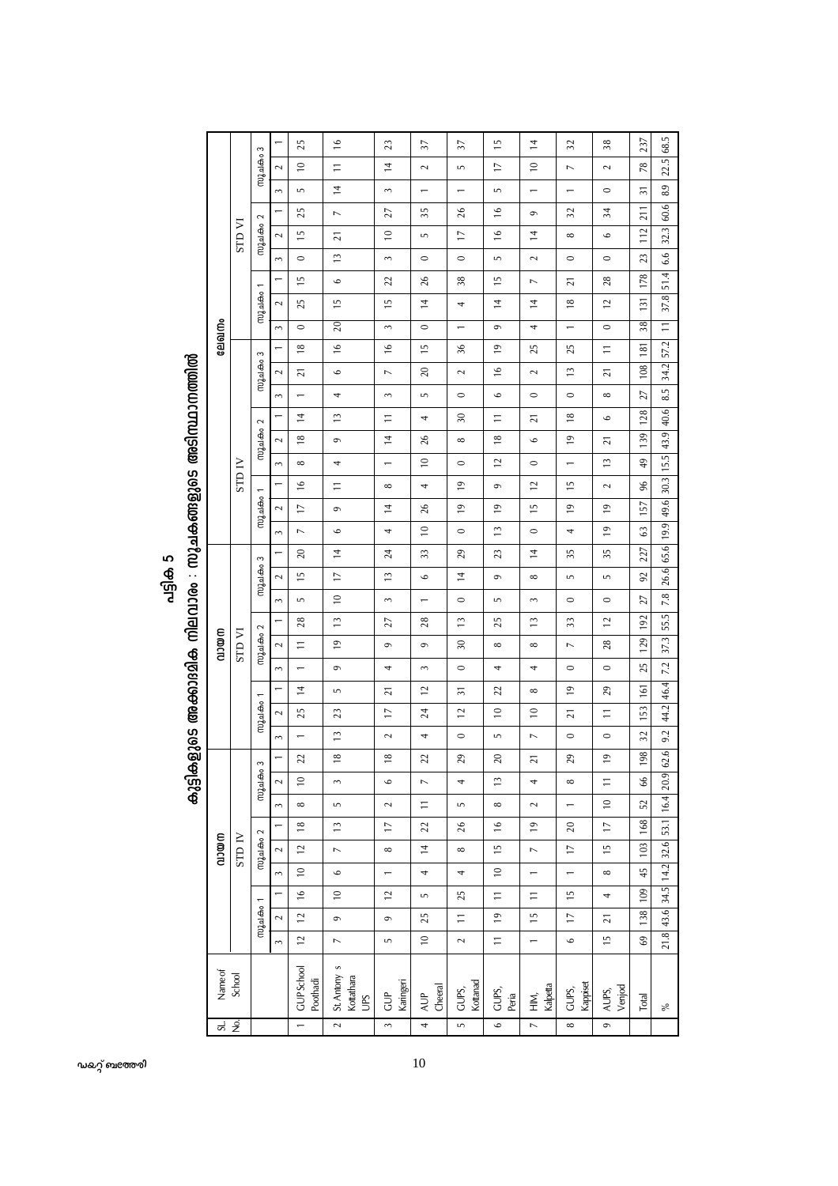# പട്ടിക 5

## കുട്ടികളുടെ അക്കാദമിക നിലവാരം : സൂചകങ്ങളുടെ അടിസ്ഥാനത്തിൽ

| Sl. No. | Name of School | വായന | | | | | | | | | | | | | | | | | | ലേഖനം | | | | | | | | | | | | | | | | | |
|---|---|---|---|---|---|---|---|---|---|---|---|---|---|---|---|---|---|---|---|---|---|---|---|---|---|---|---|---|---|---|---|---|---|---|---|---|---|
| | | STD IV | | | | | | | | | STD VI | | | | | | | | | STD IV | | | | | | | | | STD VI | | | | | | | | |
| | | സൂചകം 1 | | | സൂചകം 2 | | | സൂചകം 3 | | | സൂചകം 1 | | | സൂചകം 2 | | | സൂചകം 3 | | | സൂചകം 1 | | | സൂചകം 2 | | | സൂചകം 3 | | | സൂചകം 1 | | | സൂചകം 2 | | | സൂചകം 3 | | |
| | | 3 | 2 | 1 | 3 | 2 | 1 | 3 | 2 | 1 | 3 | 2 | 1 | 3 | 2 | 1 | 3 | 2 | 1 | 3 | 2 | 1 | 3 | 2 | 1 | 3 | 2 | 1 | 3 | 2 | 1 | 3 | 2 | 1 | 3 | 2 | 1 |
| 1 | GUP School Poothadi | 12 | 12 | 16 | 10 | 12 | 18 | 8 | 10 | 22 | 1 | 25 | 14 | 1 | 11 | 28 | 5 | 15 | 20 | 7 | 17 | 16 | 8 | 18 | 14 | 1 | 21 | 18 | 0 | 25 | 15 | 0 | 15 | 25 | 5 | 10 | 25 |
| 2 | St. Antony s Kottathara UPS | 7 | 9 | 10 | 6 | 7 | 13 | 5 | 3 | 18 | 13 | 23 | 5 | 9 | 19 | 13 | 10 | 17 | 14 | 6 | 9 | 11 | 4 | 9 | 13 | 4 | 6 | 16 | 20 | 15 | 6 | 13 | 21 | 7 | 14 | 11 | 16 |
| 3 | GUP Karingeri | 5 | 9 | 12 | 1 | 8 | 17 | 2 | 6 | 18 | 2 | 17 | 21 | 4 | 9 | 27 | 3 | 13 | 24 | 4 | 14 | 8 | 1 | 14 | 11 | 3 | 7 | 16 | 3 | 15 | 22 | 3 | 10 | 27 | 3 | 14 | 23 |
| 4 | AUP Cheeral | 10 | 25 | 5 | 4 | 14 | 22 | 11 | 7 | 22 | 4 | 24 | 12 | 3 | 9 | 28 | 1 | 6 | 33 | 10 | 26 | 4 | 10 | 26 | 4 | 5 | 20 | 15 | 0 | 14 | 26 | 0 | 5 | 35 | 1 | 2 | 37 |
| 5 | GUPS, Kottanad | 2 | 11 | 25 | 4 | 8 | 26 | 5 | 4 | 29 | 0 | 12 | 31 | 0 | 30 | 13 | 0 | 14 | 29 | 0 | 19 | 19 | 0 | 8 | 30 | 0 | 2 | 36 | 1 | 4 | 38 | 0 | 17 | 26 | 1 | 5 | 37 |
| 6 | GUPS, Peria | 11 | 19 | 11 | 10 | 15 | 16 | 8 | 13 | 20 | 5 | 10 | 22 | 4 | 8 | 25 | 5 | 9 | 23 | 13 | 19 | 9 | 12 | 18 | 11 | 6 | 16 | 19 | 9 | 14 | 15 | 5 | 16 | 16 | 5 | 17 | 15 |
| 7 | HIM, Kalpetta | 1 | 15 | 11 | 1 | 7 | 19 | 2 | 4 | 21 | 7 | 10 | 8 | 4 | 8 | 13 | 3 | 8 | 14 | 0 | 15 | 12 | 0 | 6 | 21 | 0 | 2 | 25 | 4 | 14 | 7 | 2 | 14 | 9 | 1 | 10 | 14 |
| 8 | GUPS, Kappiset | 6 | 17 | 15 | 1 | 17 | 20 | 1 | 8 | 29 | 0 | 21 | 19 | 0 | 7 | 33 | 0 | 5 | 35 | 4 | 19 | 15 | 1 | 19 | 18 | 0 | 13 | 25 | 1 | 18 | 21 | 0 | 8 | 32 | 1 | 7 | 32 |
| 9 | AUPS, Venjod | 15 | 21 | 4 | 8 | 15 | 17 | 10 | 11 | 19 | 0 | 11 | 29 | 0 | 28 | 12 | 0 | 5 | 35 | 19 | 19 | 2 | 13 | 21 | 6 | 8 | 21 | 11 | 0 | 12 | 28 | 0 | 6 | 34 | 0 | 2 | 38 |
| | Total | 69 | 138 | 109 | 45 | 103 | 168 | 52 | 66 | 198 | 32 | 153 | 161 | 25 | 129 | 192 | 27 | 92 | 227 | 63 | 157 | 96 | 49 | 139 | 128 | 27 | 108 | 181 | 38 | 131 | 178 | 23 | 112 | 211 | 31 | 78 | 237 |
| | % | 21.8 | 43.6 | 34.5 | 14.2 | 32.6 | 53.1 | 16.4 | 20.9 | 62.6 | 9.2 | 44.2 | 46.4 | 7.2 | 37.3 | 55.5 | 7.8 | 26.6 | 65.6 | 19.9 | 49.6 | 30.3 | 15.5 | 43.9 | 40.6 | 8.5 | 34.2 | 57.2 | 11 | 37.8 | 51.4 | 6.6 | 32.3 | 60.6 | 8.9 | 22.5 | 68.5 |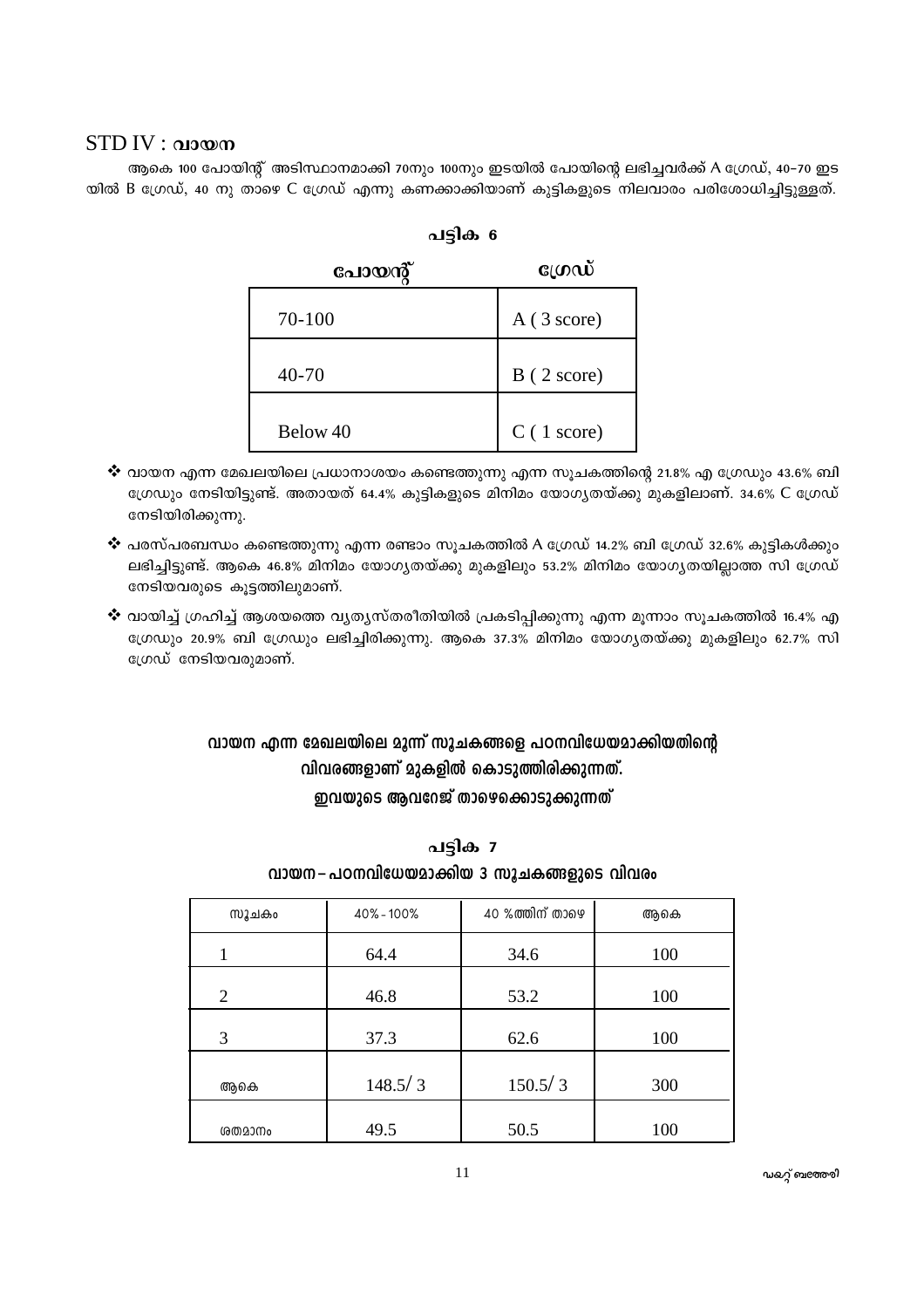## STD IV : വായന

ആകെ 100 പോയിന്റ് അടിസ്ഥാനമാക്കി 70നും 100നും ഇടയിൽ പോയിന്റെ ലഭിച്ചവർക്ക് A ഗ്രേഡ്, 40–70 ഇടയിൽ B ഗ്രേഡ്, 40 നു താഴെ C ഗ്രേഡ് എന്നു കണക്കാക്കിയാണ് കുട്ടികളുടെ നിലവാരം പരിശോധിച്ചിട്ടുള്ളത്.

**പട്ടിക 6**

| പോയന്റ് | ഗ്രേഡ് |
|---|---|
| 70-100 | A ( 3 score) |
| 40-70 | B ( 2 score) |
| Below 40 | C ( 1 score) |

- വായന എന്ന മേഖലയിലെ പ്രധാനാശയം കണ്ടെത്തുന്നു എന്ന സൂചകത്തിന്റെ 21.8% എ ഗ്രേഡും 43.6% ബി ഗ്രേഡും നേടിയിട്ടുണ്ട്. അതായത് 64.4% കുട്ടികളുടെ മിനിമം യോഗ്യതയ്ക്കു മുകളിലാണ്. 34.6% C ഗ്രേഡ് നേടിയിരിക്കുന്നു.
- പരസ്പരബന്ധം കണ്ടെത്തുന്നു എന്ന രണ്ടാം സൂചകത്തിൽ A ഗ്രേഡ് 14.2% ബി ഗ്രേഡ് 32.6% കുട്ടികൾക്കും ലഭിച്ചിട്ടുണ്ട്. ആകെ 46.8% മിനിമം യോഗ്യതയ്ക്കു മുകളിലും 53.2% മിനിമം യോഗ്യതയില്ലാത്ത സി ഗ്രേഡ് നേടിയവരുടെ കൂട്ടത്തിലുമാണ്.
- വായിച്ച് ഗ്രഹിച്ച് ആശയത്തെ വ്യത്യസ്തരീതിയിൽ പ്രകടിപ്പിക്കുന്നു എന്ന മൂന്നാം സൂചകത്തിൽ 16.4% എ ഗ്രേഡും 20.9% ബി ഗ്രേഡും ലഭിച്ചിരിക്കുന്നു. ആകെ 37.3% മിനിമം യോഗ്യതയ്ക്കു മുകളിലും 62.7% സി ഗ്രേഡ് നേടിയവരുമാണ്.

**വായന എന്ന മേഖലയിലെ മൂന്ന് സൂചകങ്ങളെ പഠനവിധേയമാക്കിയതിന്റെ വിവരങ്ങളാണ് മുകളിൽ കൊടുത്തിരിക്കുന്നത്. ഇവയുടെ ആവറേജ് താഴെക്കൊടുക്കുന്നത്**

**പട്ടിക 7**

**വായന – പഠനവിധേയമാക്കിയ 3 സൂചകങ്ങളുടെ വിവരം**

| സൂചകം | 40% - 100% | 40 %ത്തിന് താഴെ | ആകെ |
|---|---|---|---|
| 1 | 64.4 | 34.6 | 100 |
| 2 | 46.8 | 53.2 | 100 |
| 3 | 37.3 | 62.6 | 100 |
| ആകെ | 148.5/ 3 | 150.5/ 3 | 300 |
| ശതമാനം | 49.5 | 50.5 | 100 |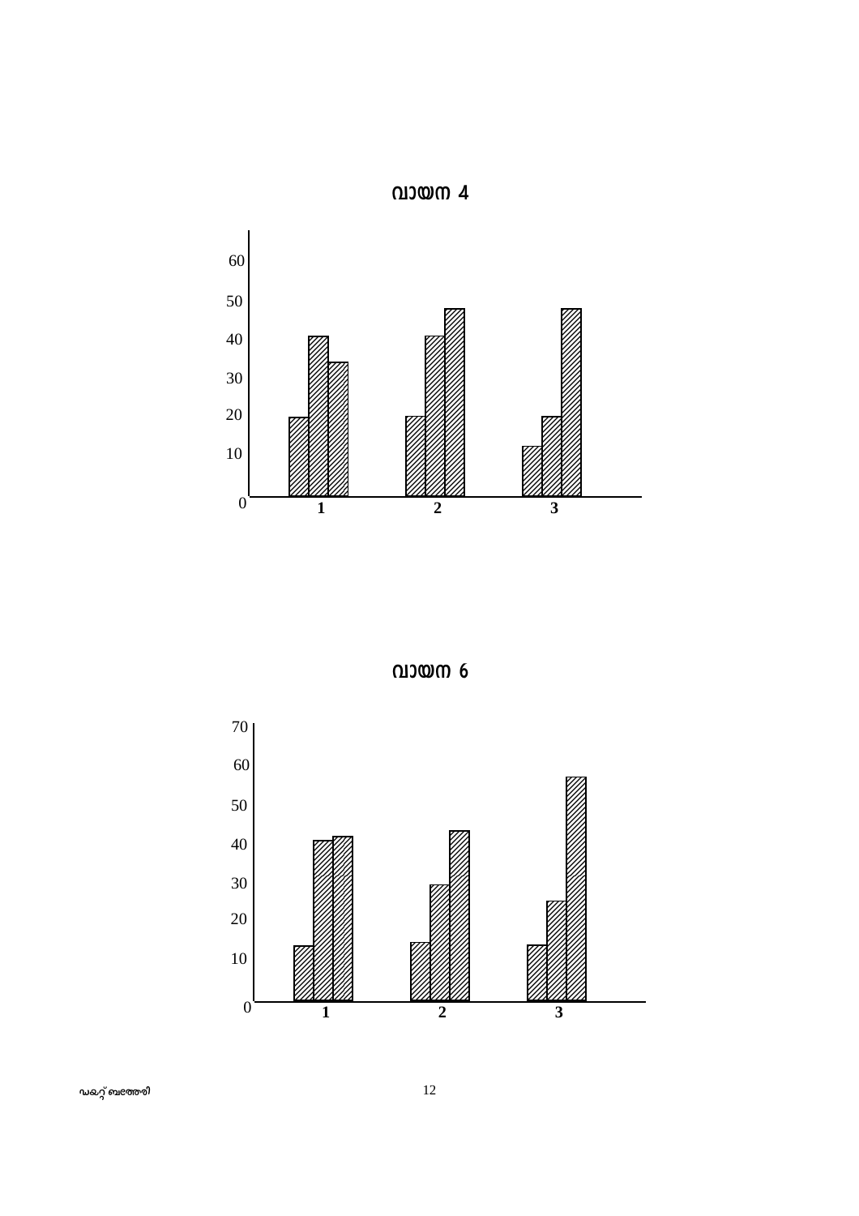## വായന 4

60
50
40
30
20
10
0
1
2
3

## വായന 6

70
60
50
40
30
20
10
0
1
2
3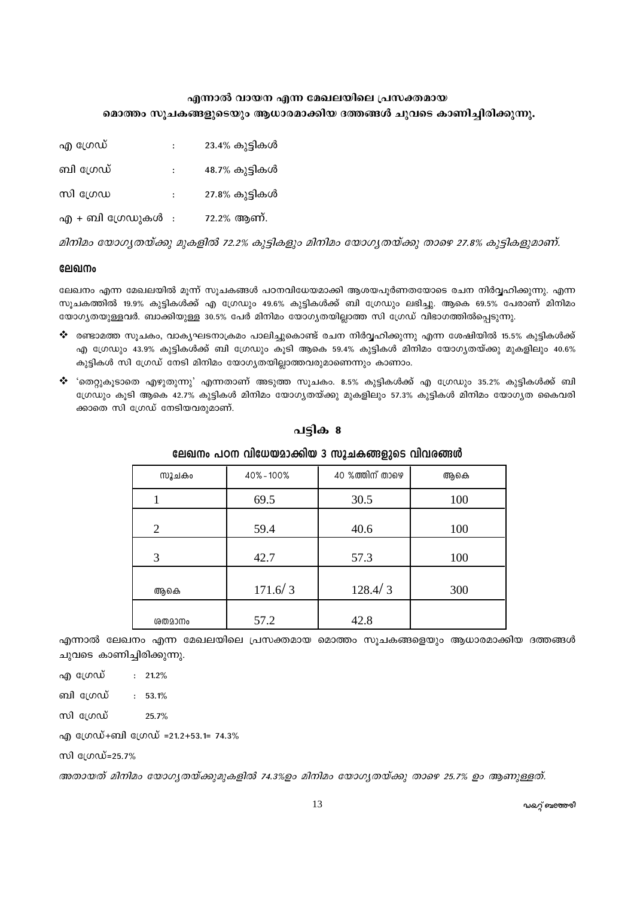**എന്നാൽ വായന എന്ന മേഖലയിലെ പ്രസക്തമായ മൊത്തം സൂചകങ്ങളുടെയും ആധാരമാക്കിയ ദത്തങ്ങൾ ചുവടെ കാണിച്ചിരിക്കുന്നു.**

എ ഗ്രേഡ് : 23.4% കുട്ടികൾ

ബി ഗ്രേഡ് : 48.7% കുട്ടികൾ

സി ഗ്രേഡ : 27.8% കുട്ടികൾ

എ + ബി ഗ്രേഡുകൾ : 72.2% ആണ്.

*മിനിമം യോഗ്യതയ്ക്കു മുകളിൽ 72.2% കുട്ടികളും മിനിമം യോഗ്യതയ്ക്കു താഴെ 27.8% കുട്ടികളുമാണ്.*

## ലേഖനം

ലേഖനം എന്ന മേഖലയിൽ മൂന്ന് സൂചകങ്ങൾ പഠനവിധേയമാക്കി ആശയപൂർണതയോടെ രചന നിർവ്വഹിക്കുന്നു. എന്ന സൂചകത്തിൽ 19.9% കുട്ടികൾക്ക് എ ഗ്രേഡും 49.6% കുട്ടികൾക്ക് ബി ഗ്രേഡും ലഭിച്ചു. ആകെ 69.5% പേരാണ് മിനിമം യോഗ്യതയുള്ളവർ. ബാക്കിയുള്ള 30.5% പേർ മിനിമം യോഗ്യതയില്ലാത്ത സി ഗ്രേഡ് വിഭാഗത്തിൽപ്പെടുന്നു.

- രണ്ടാമത്തെ സൂചകം, വാക്യഘടനാക്രമം പാലിച്ചുകൊണ്ട് രചന നിർവ്വഹിക്കുന്നു എന്ന ശേഷിയിൽ 15.5% കുട്ടികൾക്ക് എ ഗ്രേഡും 43.9% കുട്ടികൾക്ക് ബി ഗ്രേഡും കൂടി ആകെ 59.4% കുട്ടികൾ മിനിമം യോഗ്യതയ്ക്കു മുകളിലും 40.6% കുട്ടികൾ സി ഗ്രേഡ് നേടി മിനിമം യോഗ്യതയില്ലാത്തവരുമാണെന്നും കാണാം.
- 'തെറ്റുകൂടാതെ എഴുതുന്നു' എന്നതാണ് അടുത്ത സൂചകം. 8.5% കുട്ടികൾക്ക് എ ഗ്രേഡും 35.2% കുട്ടികൾക്ക് ബി ഗ്രേഡും കൂടി ആകെ 42.7% കുട്ടികൾ മിനിമം യോഗ്യതയ്ക്കു മുകളിലും 57.3% കുട്ടികൾ മിനിമം യോഗ്യത കൈവരിക്കാതെ സി ഗ്രേഡ് നേടിയവരുമാണ്.

### പട്ടിക 8

**ലേഖനം പഠന വിധേയമാക്കിയ 3 സൂചകങ്ങളുടെ വിവരങ്ങൾ**

| സൂചകം | 40%-100% | 40 %ത്തിന് താഴെ | ആകെ |
|---|---|---|---|
| 1 | 69.5 | 30.5 | 100 |
| 2 | 59.4 | 40.6 | 100 |
| 3 | 42.7 | 57.3 | 100 |
| ആകെ | 171.6/ 3 | 128.4/ 3 | 300 |
| ശതമാനം | 57.2 | 42.8 | |

എന്നാൽ ലേഖനം എന്ന മേഖലയിലെ പ്രസക്തമായ മൊത്തം സൂചകങ്ങളെയും ആധാരമാക്കിയ ദത്തങ്ങൾ ചുവടെ കാണിച്ചിരിക്കുന്നു.

എ ഗ്രേഡ് : 21.2%

ബി ഗ്രേഡ് : 53.1%

സി ഗ്രേഡ് 25.7%

എ ഗ്രേഡ്+ബി ഗ്രേഡ് =21.2+53.1= 74.3%

സി ഗ്രേഡ്=25.7%

*അതായത് മിനിമം യോഗ്യതയ്ക്കുമുകളിൽ 74.3%ഉം മിനിമം യോഗ്യതയ്ക്കു താഴെ 25.7% ഉം ആണുള്ളത്.*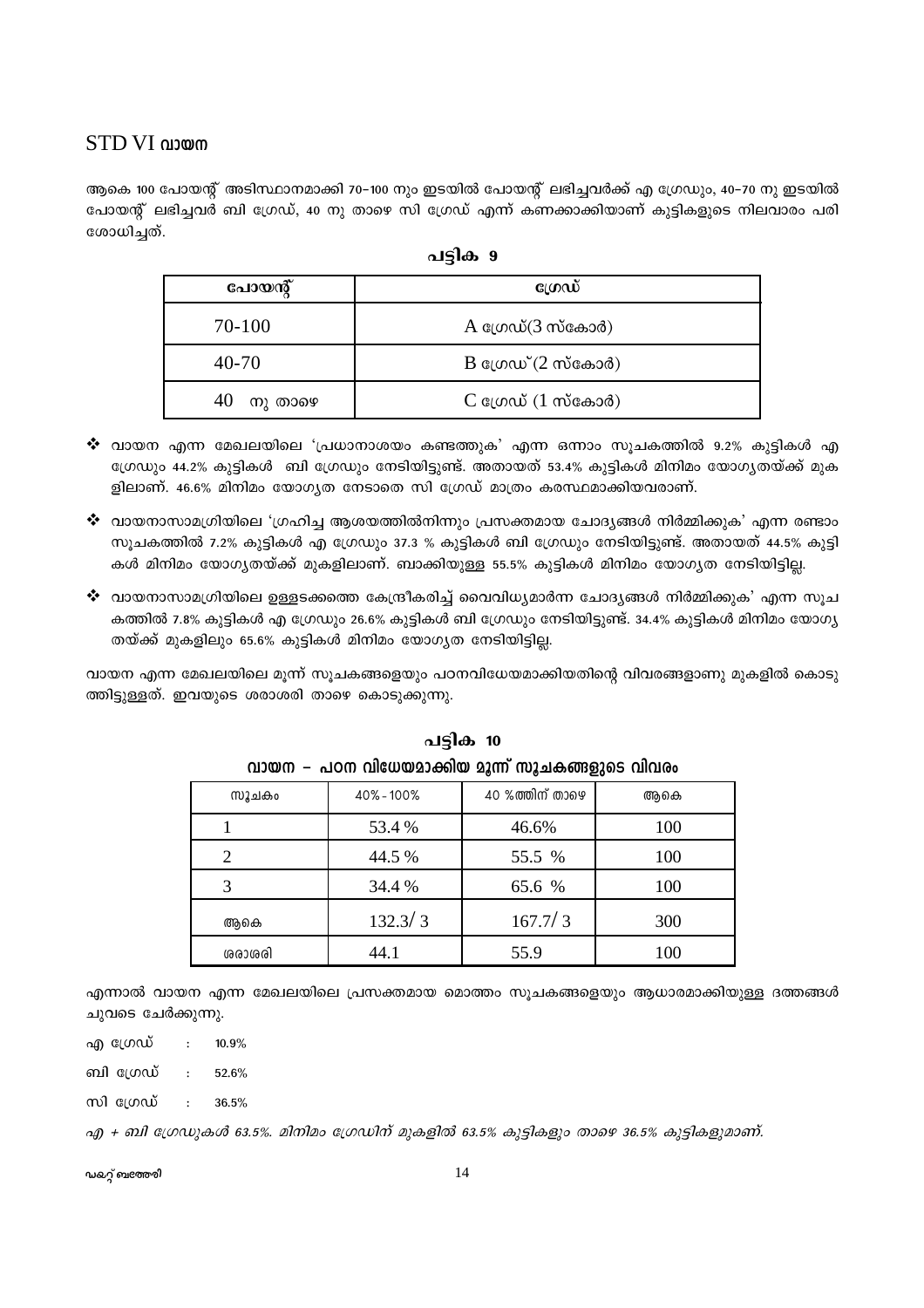## STD VI വായന

ആകെ 100 പോയന്റ് അടിസ്ഥാനമാക്കി 70–100 നും ഇടയിൽ പോയന്റ് ലഭിച്ചവർക്ക് എ ഗ്രേഡും, 40–70 നു ഇടയിൽ പോയന്റ് ലഭിച്ചവർ ബി ഗ്രേഡ്, 40 നു താഴെ സി ഗ്രേഡ് എന്ന് കണക്കാക്കിയാണ് കുട്ടികളുടെ നിലവാരം പരിശോധിച്ചത്.

**പട്ടിക 9**

| പോയന്റ് | ഗ്രേഡ് |
|---|---|
| 70-100 | A ഗ്രേഡ്(3 സ്കോർ) |
| 40-70 | B ഗ്രേഡ്(2 സ്കോർ) |
| 40 നു താഴെ | C ഗ്രേഡ് (1 സ്കോർ) |

- വായന എന്ന മേഖലയിലെ 'പ്രധാനാശയം കണ്ടെത്തുക' എന്ന ഒന്നാം സൂചകത്തിൽ 9.2% കുട്ടികൾ എ ഗ്രേഡും 44.2% കുട്ടികൾ ബി ഗ്രേഡും നേടിയിട്ടുണ്ട്. അതായത് 53.4% കുട്ടികൾ മിനിമം യോഗ്യതയ്ക്ക് മുകളിലാണ്. 46.6% മിനിമം യോഗ്യത നേടാതെ സി ഗ്രേഡ് മാത്രം കരസ്ഥമാക്കിയവരാണ്.
- വായനാസാമഗ്രിയിലെ 'ഗ്രഹിച്ച ആശയത്തിൽനിന്നും പ്രസക്തമായ ചോദ്യങ്ങൾ നിർമ്മിക്കുക' എന്ന രണ്ടാം സൂചകത്തിൽ 7.2% കുട്ടികൾ എ ഗ്രേഡും 37.3 % കുട്ടികൾ ബി ഗ്രേഡും നേടിയിട്ടുണ്ട്. അതായത് 44.5% കുട്ടികൾ മിനിമം യോഗ്യതയ്ക്ക് മുകളിലാണ്. ബാക്കിയുള്ള 55.5% കുട്ടികൾ മിനിമം യോഗ്യത നേടിയിട്ടില്ല.
- വായനാസാമഗ്രിയിലെ ഉള്ളടക്കത്തെ കേന്ദ്രീകരിച്ച് വൈവിധ്യമാർന്ന ചോദ്യങ്ങൾ നിർമ്മിക്കുക' എന്ന സൂചകത്തിൽ 7.8% കുട്ടികൾ എ ഗ്രേഡും 26.6% കുട്ടികൾ ബി ഗ്രേഡും നേടിയിട്ടുണ്ട്. 34.4% കുട്ടികൾ മിനിമം യോഗ്യതയ്ക്ക് മുകളിലും 65.6% കുട്ടികൾ മിനിമം യോഗ്യത നേടിയിട്ടില്ല.

വായന എന്ന മേഖലയിലെ മൂന്ന് സൂചകങ്ങളെയും പഠനവിധേയമാക്കിയതിന്റെ വിവരങ്ങളാണു മുകളിൽ കൊടുത്തിട്ടുള്ളത്. ഇവയുടെ ശരാശരി താഴെ കൊടുക്കുന്നു.

**പട്ടിക 10**

**വായന – പഠന വിധേയമാക്കിയ മൂന്ന് സൂചകങ്ങളുടെ വിവരം**

| സൂചകം | 40% - 100% | 40 %ത്തിന് താഴെ | ആകെ |
|---|---|---|---|
| 1 | 53.4 % | 46.6% | 100 |
| 2 | 44.5 % | 55.5 % | 100 |
| 3 | 34.4 % | 65.6 % | 100 |
| ആകെ | 132.3/ 3 | 167.7/ 3 | 300 |
| ശരാശരി | 44.1 | 55.9 | 100 |

എന്നാൽ വായന എന്ന മേഖലയിലെ പ്രസക്തമായ മൊത്തം സൂചകങ്ങളെയും ആധാരമാക്കിയുള്ള ദത്തങ്ങൾ ചുവടെ ചേർക്കുന്നു.

എ ഗ്രേഡ് : 10.9%

ബി ഗ്രേഡ് : 52.6%

സി ഗ്രേഡ് : 36.5%

*എ + ബി ഗ്രേഡുകൾ 63.5%. മിനിമം ഗ്രേഡിന് മുകളിൽ 63.5% കുട്ടികളും താഴെ 36.5% കുട്ടികളുമാണ്.*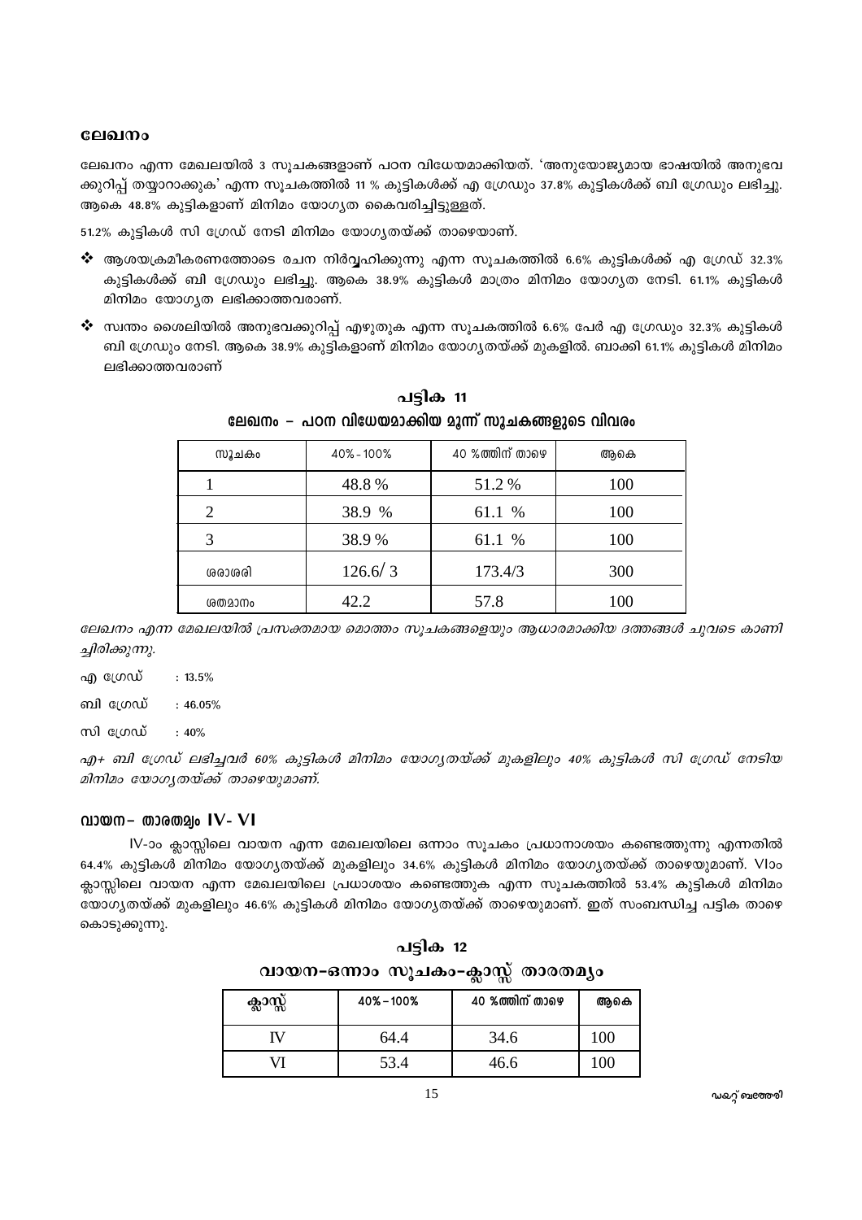### ലേഖനം

ലേഖനം എന്ന മേഖലയിൽ 3 സൂചകങ്ങളാണ് പഠന വിധേയമാക്കിയത്. 'അനുയോജ്യമായ ഭാഷയിൽ അനുഭവക്കുറിപ്പ് തയ്യാറാക്കുക' എന്ന സൂചകത്തിൽ 11 % കുട്ടികൾക്ക് എ ഗ്രേഡും 37.8% കുട്ടികൾക്ക് ബി ഗ്രേഡും ലഭിച്ചു. ആകെ 48.8% കുട്ടികളാണ് മിനിമം യോഗ്യത കൈവരിച്ചിട്ടുള്ളത്.

51.2% കുട്ടികൾ സി ഗ്രേഡ് നേടി മിനിമം യോഗ്യതയ്ക്ക് താഴെയാണ്.

- ആശയക്രമീകരണത്തോടെ രചന നിർവ്വഹിക്കുന്നു എന്ന സൂചകത്തിൽ 6.6% കുട്ടികൾക്ക് എ ഗ്രേഡ് 32.3% കുട്ടികൾക്ക് ബി ഗ്രേഡും ലഭിച്ചു. ആകെ 38.9% കുട്ടികൾ മാത്രം മിനിമം യോഗ്യത നേടി. 61.1% കുട്ടികൾ മിനിമം യോഗ്യത ലഭിക്കാത്തവരാണ്.
- സ്വന്തം ശൈലിയിൽ അനുഭവക്കുറിപ്പ് എഴുതുക എന്ന സൂചകത്തിൽ 6.6% പേർ എ ഗ്രേഡും 32.3% കുട്ടികൾ ബി ഗ്രേഡും നേടി. ആകെ 38.9% കുട്ടികളാണ് മിനിമം യോഗ്യതയ്ക്ക് മുകളിൽ. ബാക്കി 61.1% കുട്ടികൾ മിനിമം ലഭിക്കാത്തവരാണ്

**പട്ടിക 11**

**ലേഖനം – പഠന വിധേയമാക്കിയ മൂന്ന് സൂചകങ്ങളുടെ വിവരം**

| സൂചകം | 40% - 100% | 40 %ത്തിന് താഴെ | ആകെ |
|---|---|---|---|
| 1 | 48.8 % | 51.2 % | 100 |
| 2 | 38.9 % | 61.1 % | 100 |
| 3 | 38.9 % | 61.1 % | 100 |
| ശരാശരി | 126.6/ 3 | 173.4/3 | 300 |
| ശതമാനം | 42.2 | 57.8 | 100 |

*ലേഖനം എന്ന മേഖലയിൽ പ്രസക്തമായ മൊത്തം സൂചകങ്ങളെയും ആധാരമാക്കിയ ദത്തങ്ങൾ ചുവടെ കാണിച്ചിരിക്കുന്നു.*

എ ഗ്രേഡ് : 13.5%

ബി ഗ്രേഡ് : 46.05%

സി ഗ്രേഡ് : 40%

*എ+ ബി ഗ്രേഡ് ലഭിച്ചവർ 60% കുട്ടികൾ മിനിമം യോഗ്യതയ്ക്ക് മുകളിലും 40% കുട്ടികൾ സി ഗ്രേഡ് നേടിയ മിനിമം യോഗ്യതയ്ക്ക് താഴെയുമാണ്.*

### വായന– താരതമ്യം IV- VI

IV-ാം ക്ലാസ്സിലെ വായന എന്ന മേഖലയിലെ ഒന്നാം സൂചകം പ്രധാനാശയം കണ്ടെത്തുന്നു എന്നതിൽ 64.4% കുട്ടികൾ മിനിമം യോഗ്യതയ്ക്ക് മുകളിലും 34.6% കുട്ടികൾ മിനിമം യോഗ്യതയ്ക്ക് താഴെയുമാണ്. VIാം ക്ലാസ്സിലെ വായന എന്ന മേഖലയിലെ പ്രധാശയം കണ്ടെത്തുക എന്ന സൂചകത്തിൽ 53.4% കുട്ടികൾ മിനിമം യോഗ്യതയ്ക്ക് മുകളിലും 46.6% കുട്ടികൾ മിനിമം യോഗ്യതയ്ക്ക് താഴെയുമാണ്. ഇത് സംബന്ധിച്ച പട്ടിക താഴെ കൊടുക്കുന്നു.

**പട്ടിക 12**

**വായന–ഒന്നാം സൂചകം–ക്ലാസ്സ് താരതമ്യം**

| ക്ലാസ്സ് | 40% – 100% | 40 %ത്തിന് താഴെ | ആകെ |
|---|---|---|---|
| IV | 64.4 | 34.6 | 100 |
| VI | 53.4 | 46.6 | 100 |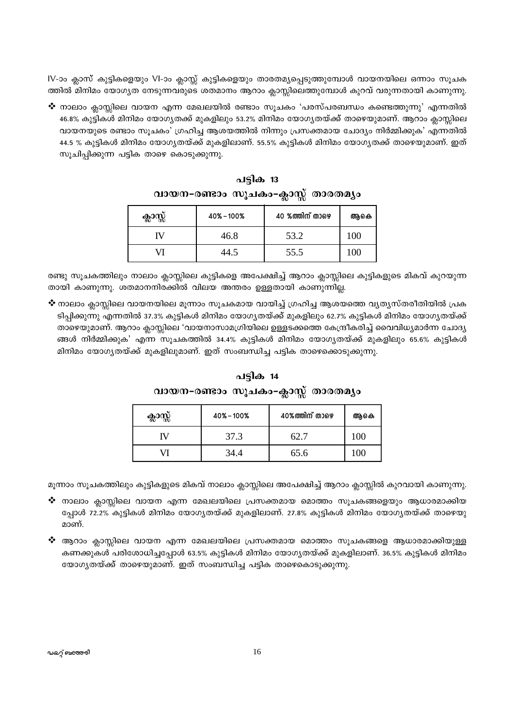IV-ാം ക്ലാസ് കുട്ടികളെയും VI-ാം ക്ലാസ്സ് കുട്ടികളെയും താരതമ്യപ്പെടുത്തുമ്പോൾ വായനയിലെ ഒന്നാം സൂചക ത്തിൽ മിനിമം യോഗ്യത നേടുന്നവരുടെ ശതമാനം ആറാം ക്ലാസ്സിലെത്തുമ്പോൾ കുറവ് വരുന്നതായി കാണുന്നു.

- ❖ നാലാം ക്ലാസ്സിലെ വായന എന്ന മേഖലയിൽ രണ്ടാം സൂചകം 'പരസ്പരബന്ധം കണ്ടെത്തുന്നു' എന്നതിൽ 46.8% കുട്ടികൾ മിനിമം യോഗ്യതക്ക് മുകളിലും 53.2% മിനിമം യോഗ്യതയ്ക്ക് താഴെയുമാണ്. ആറാം ക്ലാസ്സിലെ വായനയുടെ രണ്ടാം സൂചകം' ഗ്രഹിച്ച ആശയത്തിൽ നിന്നും പ്രസക്തമായ ചോദ്യം നിർമ്മിക്കുക' എന്നതിൽ 44.5 % കുട്ടികൾ മിനിമം യോഗ്യതയ്ക്ക് മുകളിലാണ്. 55.5% കുട്ടികൾ മിനിമം യോഗ്യതക്ക് താഴെയുമാണ്. ഇത് സൂചിപ്പിക്കുന്ന പട്ടിക താഴെ കൊടുക്കുന്നു.

**പട്ടിക 13**

**വായന-രണ്ടാം സൂചകം-ക്ലാസ്സ് താരതമ്യം**

| ക്ലാസ്സ് | 40%-100% | 40 %ത്തിന് താഴെ | ആകെ |
|---|---|---|---|
| IV | 46.8 | 53.2 | 100 |
| VI | 44.5 | 55.5 | 100 |

രണ്ടു സൂചകത്തിലും നാലാം ക്ലാസ്സിലെ കുട്ടികളെ അപേക്ഷിച്ച് ആറാം ക്ലാസ്സിലെ കുട്ടികളുടെ മികവ് കുറയുന്ന തായി കാണുന്നു. ശതമാനനിരക്കിൽ വിലയ അന്തരം ഉള്ളതായി കാണുന്നില്ല.

- ❖ നാലാം ക്ലാസ്സിലെ വായനയിലെ മൂന്നാം സൂചകമായ വായിച്ച് ഗ്രഹിച്ച ആശയത്തെ വ്യത്യസ്തരീതിയിൽ പ്രക ടിപ്പിക്കുന്നു എന്നതിൽ 37.3% കുട്ടികൾ മിനിമം യോഗ്യതയ്ക്ക് മുകളിലും 62.7% കുട്ടികൾ മിനിമം യോഗ്യതയ്ക്ക് താഴെയുമാണ്. ആറാം ക്ലാസ്സിലെ 'വായനാസാമഗ്രിയിലെ ഉള്ളടക്കത്തെ കേന്ദ്രീകരിച്ച് വൈവിധ്യമാർന്ന ചോദ്യ ങ്ങൾ നിർമ്മിക്കുക' എന്ന സൂചകത്തിൽ 34.4% കുട്ടികൾ മിനിമം യോഗ്യതയ്ക്ക് മുകളിലും 65.6% കുട്ടികൾ മിനിമം യോഗ്യതയ്ക്ക് മുകളിലുമാണ്. ഇത് സംബന്ധിച്ച പട്ടിക താഴെക്കൊടുക്കുന്നു.

**പട്ടിക 14**

**വായന-രണ്ടാം സൂചകം-ക്ലാസ്സ് താരതമ്യം**

| ക്ലാസ്സ് | 40%-100% | 40%ത്തിന് താഴെ | ആകെ |
|---|---|---|---|
| IV | 37.3 | 62.7 | 100 |
| VI | 34.4 | 65.6 | 100 |

മൂന്നാം സൂചകത്തിലും കുട്ടികളുടെ മികവ് നാലാം ക്ലാസ്സിലെ അപേക്ഷിച്ച് ആറാം ക്ലാസ്സിൽ കുറവായി കാണുന്നു.

- ❖ നാലാം ക്ലാസ്സിലെ വായന എന്ന മേഖലയിലെ പ്രസക്തമായ മൊത്തം സൂചകങ്ങളെയും ആധാരമാക്കിയ പ്പോൾ 72.2% കുട്ടികൾ മിനിമം യോഗ്യതയ്ക്ക് മുകളിലാണ്. 27.8% കുട്ടികൾ മിനിമം യോഗ്യതയ്ക്ക് താഴെയു മാണ്.

- ❖ ആറാം ക്ലാസ്സിലെ വായന എന്ന മേഖലയിലെ പ്രസക്തമായ മൊത്തം സൂചകങ്ങളെ ആധാരമാക്കിയുള്ള കണക്കുകൾ പരിശോധിച്ചപ്പോൾ 63.5% കുട്ടികൾ മിനിമം യോഗ്യതയ്ക്ക് മുകളിലാണ്. 36.5% കുട്ടികൾ മിനിമം യോഗ്യതയ്ക്ക് താഴെയുമാണ്. ഇത് സംബന്ധിച്ച പട്ടിക താഴെകൊടുക്കുന്നു.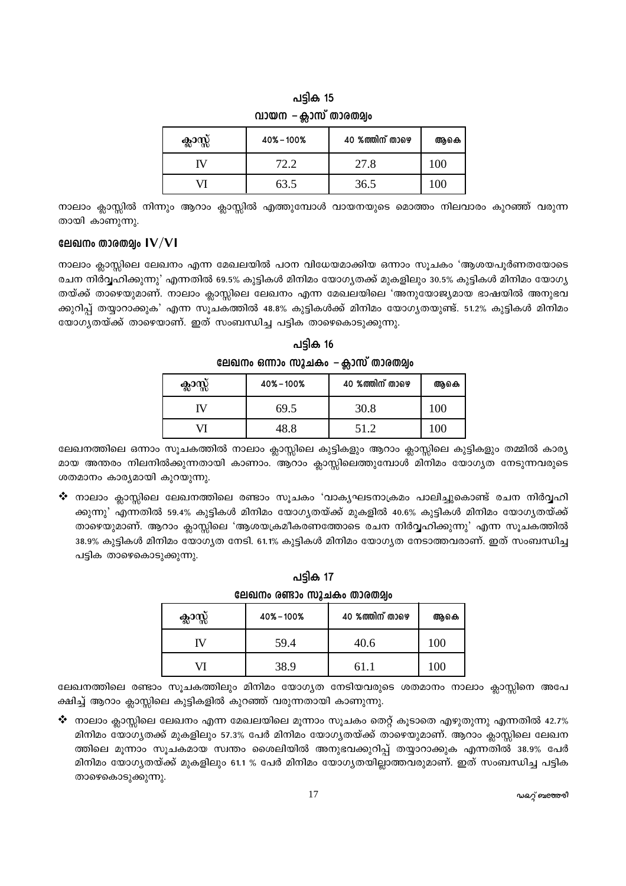പട്ടിക 15

വായന – ക്ലാസ് താരതമ്യം

| ക്ലാസ്സ് | 40% – 100% | 40 %ത്തിന് താഴെ | ആകെ |
|---|---|---|---|
| IV | 72.2 | 27.8 | 100 |
| VI | 63.5 | 36.5 | 100 |

നാലാം ക്ലാസ്സിൽ നിന്നും ആറാം ക്ലാസ്സിൽ എത്തുമ്പോൾ വായനയുടെ മൊത്തം നിലവാരം കുറഞ്ഞ് വരുന്നതായി കാണുന്നു.

### ലേഖനം താരതമ്യം IV/VI

നാലാം ക്ലാസ്സിലെ ലേഖനം എന്ന മേഖലയിൽ പഠന വിധേയമാക്കിയ ഒന്നാം സൂചകം 'ആശയപൂർണതയോടെ രചന നിർവ്വഹിക്കുന്നു' എന്നതിൽ 69.5% കുട്ടികൾ മിനിമം യോഗ്യതക്ക് മുകളിലും 30.5% കുട്ടികൾ മിനിമം യോഗ്യതയ്ക്ക് താഴെയുമാണ്. നാലാം ക്ലാസ്സിലെ ലേഖനം എന്ന മേഖലയിലെ 'അനുയോജ്യമായ ഭാഷയിൽ അനുഭവക്കുറിപ്പ് തയ്യാറാക്കുക' എന്ന സൂചകത്തിൽ 48.8% കുട്ടികൾക്ക് മിനിമം യോഗ്യതയുണ്ട്. 51.2% കുട്ടികൾ മിനിമം യോഗ്യതയ്ക്ക് താഴെയാണ്. ഇത് സംബന്ധിച്ച പട്ടിക താഴെകൊടുക്കുന്നു.

പട്ടിക 16

ലേഖനം ഒന്നാം സൂചകം – ക്ലാസ് താരതമ്യം

| ക്ലാസ്സ് | 40% – 100% | 40 %ത്തിന് താഴെ | ആകെ |
|---|---|---|---|
| IV | 69.5 | 30.8 | 100 |
| VI | 48.8 | 51.2 | 100 |

ലേഖനത്തിലെ ഒന്നാം സൂചകത്തിൽ നാലാം ക്ലാസ്സിലെ കുട്ടികളും ആറാം ക്ലാസ്സിലെ കുട്ടികളും തമ്മിൽ കാര്യമായ അന്തരം നിലനിൽക്കുന്നതായി കാണാം. ആറാം ക്ലാസ്സിലെത്തുമ്പോൾ മിനിമം യോഗ്യത നേടുന്നവരുടെ ശതമാനം കാര്യമായി കുറയുന്നു.

❖ നാലാം ക്ലാസ്സിലെ ലേഖനത്തിലെ രണ്ടാം സൂചകം 'വാക്യഘടനാക്രമം പാലിച്ചുകൊണ്ട് രചന നിർവ്വഹിക്കുന്നു' എന്നതിൽ 59.4% കുട്ടികൾ മിനിമം യോഗ്യതയ്ക്ക് മുകളിൽ 40.6% കുട്ടികൾ മിനിമം യോഗ്യതയ്ക്ക് താഴെയുമാണ്. ആറാം ക്ലാസ്സിലെ 'ആശയക്രമീകരണത്തോടെ രചന നിർവ്വഹിക്കുന്നു' എന്ന സൂചകത്തിൽ 38.9% കുട്ടികൾ മിനിമം യോഗ്യത നേടി. 61.1% കുട്ടികൾ മിനിമം യോഗ്യത നേടാത്തവരാണ്. ഇത് സംബന്ധിച്ച പട്ടിക താഴെകൊടുക്കുന്നു.

പട്ടിക 17

ലേഖനം രണ്ടാം സൂചകം താരതമ്യം

| ക്ലാസ്സ് | 40% – 100% | 40 %ത്തിന് താഴെ | ആകെ |
|---|---|---|---|
| IV | 59.4 | 40.6 | 100 |
| VI | 38.9 | 61.1 | 100 |

ലേഖനത്തിലെ രണ്ടാം സൂചകത്തിലും മിനിമം യോഗ്യത നേടിയവരുടെ ശതമാനം നാലാം ക്ലാസ്സിനെ അപേക്ഷിച്ച് ആറാം ക്ലാസ്സിലെ കുട്ടികളിൽ കുറഞ്ഞ് വരുന്നതായി കാണുന്നു.

❖ നാലാം ക്ലാസ്സിലെ ലേഖനം എന്ന മേഖലയിലെ മൂന്നാം സൂചകം തെറ്റ് കൂടാതെ എഴുതുന്നു എന്നതിൽ 42.7% മിനിമം യോഗ്യതക്ക് മുകളിലും 57.3% പേർ മിനിമം യോഗ്യതയ്ക്ക് താഴെയുമാണ്. ആറാം ക്ലാസ്സിലെ ലേഖനത്തിലെ മൂന്നാം സൂചകമായ സ്വന്തം ശൈലിയിൽ അനുഭവക്കുറിപ്പ് തയ്യാറാക്കുക എന്നതിൽ 38.9% പേർ മിനിമം യോഗ്യതയ്ക്ക് മുകളിലും 61.1 % പേർ മിനിമം യോഗ്യതയില്ലാത്തവരുമാണ്. ഇത് സംബന്ധിച്ച പട്ടിക താഴെകൊടുക്കുന്നു.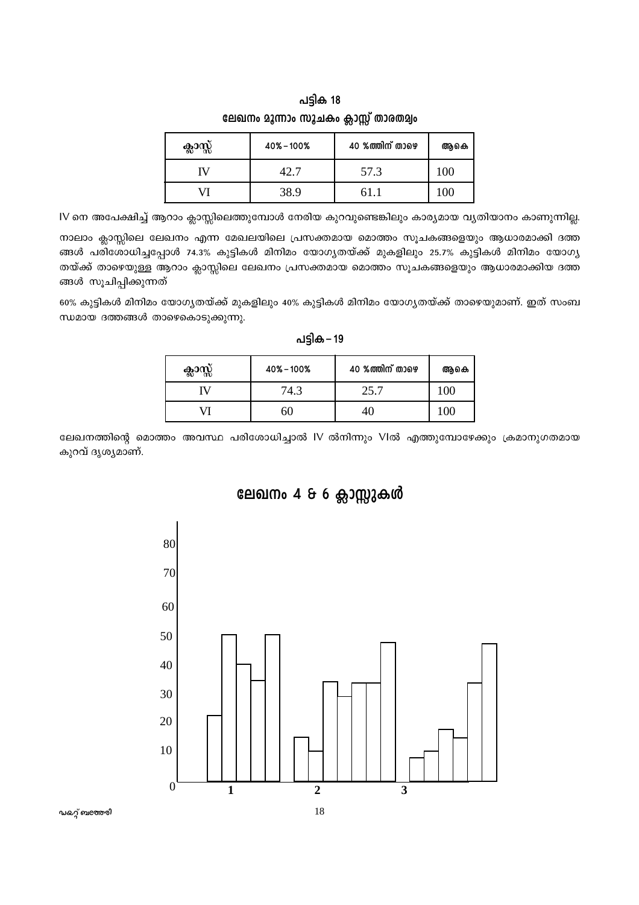## പട്ടിക 18
### ലേഖനം മൂന്നാം സൂചകം ക്ലാസ്സ് താരതമ്യം

| ക്ലാസ്സ് | 40% – 100% | 40 %ത്തിന് താഴെ | ആകെ |
|---|---|---|---|
| IV | 42.7 | 57.3 | 100 |
| VI | 38.9 | 61.1 | 100 |

IV നെ അപേക്ഷിച്ച് ആറാം ക്ലാസ്സിലെത്തുമ്പോൾ നേരിയ കുറവുണ്ടെങ്കിലും കാര്യമായ വ്യതിയാനം കാണുന്നില്ല.

നാലാം ക്ലാസ്സിലെ ലേഖനം എന്ന മേഖലയിലെ പ്രസക്തമായ മൊത്തം സൂചകങ്ങളെയും ആധാരമാക്കി ദത്തങ്ങൾ പരിശോധിച്ചപ്പോൾ 74.3% കുട്ടികൾ മിനിമം യോഗ്യതയ്ക്ക് മുകളിലും 25.7% കുട്ടികൾ മിനിമം യോഗ്യതയ്ക്ക് താഴെയുള്ള ആറാം ക്ലാസ്സിലെ ലേഖനം പ്രസക്തമായ മൊത്തം സൂചകങ്ങളെയും ആധാരമാക്കിയ ദത്തങ്ങൾ സൂചിപ്പിക്കുന്നത്

60% കുട്ടികൾ മിനിമം യോഗ്യതയ്ക്ക് മുകളിലും 40% കുട്ടികൾ മിനിമം യോഗ്യതയ്ക്ക് താഴെയുമാണ്. ഇത് സംബന്ധമായ ദത്തങ്ങൾ താഴെകൊടുക്കുന്നു.

## പട്ടിക – 19

| ക്ലാസ്സ് | 40% – 100% | 40 %ത്തിന് താഴെ | ആകെ |
|---|---|---|---|
| IV | 74.3 | 25.7 | 100 |
| VI | 60 | 40 | 100 |

ലേഖനത്തിന്റെ മൊത്തം അവസ്ഥ പരിശോധിച്ചാൽ IV ൽനിന്നും VIൽ എത്തുമ്പോഴേക്കും ക്രമാനുഗതമായ കുറവ് ദൃശ്യമാണ്.

## ലേഖനം 4 & 6 ക്ലാസ്സുകൾ

80
70
60
50
40
30
20
10
0
1
2
3

ഡയറ്റ് ബത്തേരി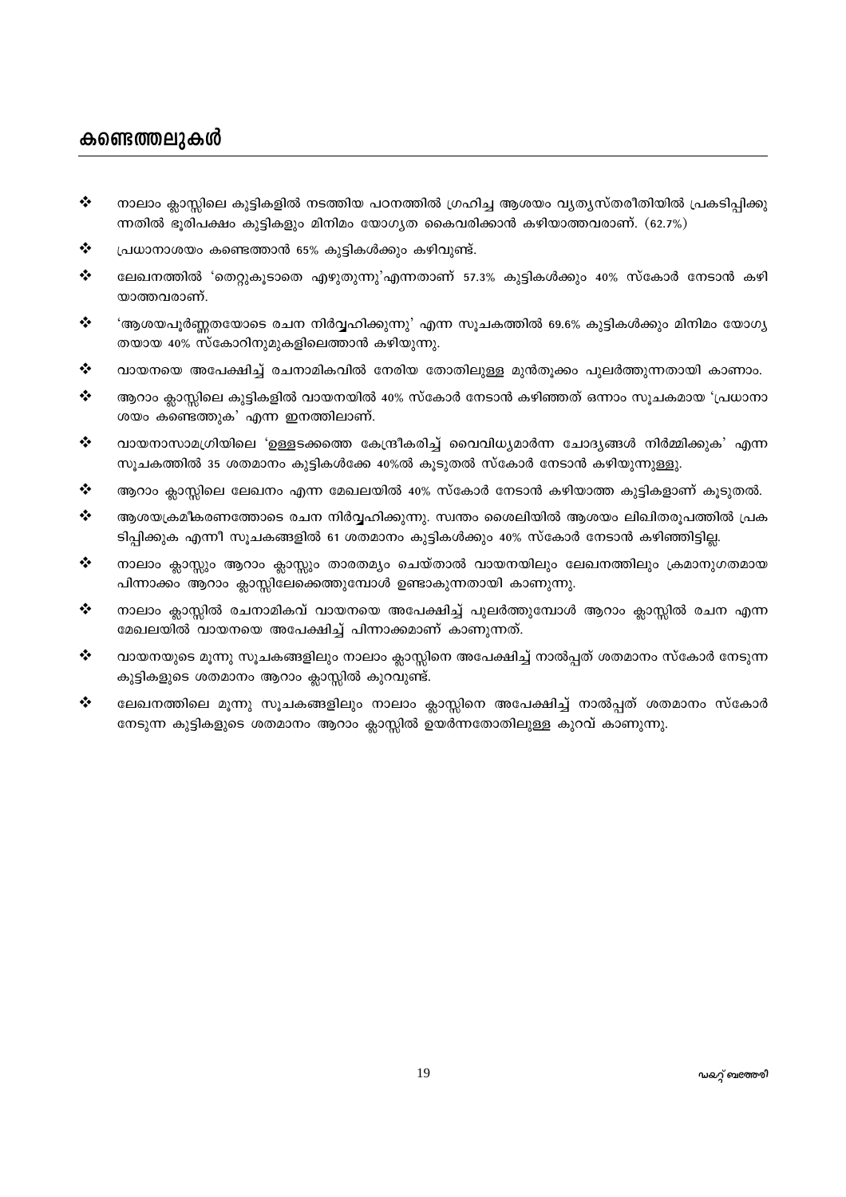## കണ്ടെത്തലുകൾ

- നാലാം ക്ലാസ്സിലെ കുട്ടികളിൽ നടത്തിയ പഠനത്തിൽ ഗ്രഹിച്ച ആശയം വ്യത്യസ്തരീതിയിൽ പ്രകടിപ്പിക്കുന്നതിൽ ഭൂരിപക്ഷം കുട്ടികളും മിനിമം യോഗ്യത കൈവരിക്കാൻ കഴിയാത്തവരാണ്. (62.7%)
- പ്രധാനാശയം കണ്ടെത്താൻ 65% കുട്ടികൾക്കും കഴിവുണ്ട്.
- ലേഖനത്തിൽ 'തെറ്റുകൂടാതെ എഴുതുന്നു'എന്നതാണ് 57.3% കുട്ടികൾക്കും 40% സ്കോർ നേടാൻ കഴിയാത്തവരാണ്.
- 'ആശയപൂർണ്ണതയോടെ രചന നിർവ്വഹിക്കുന്നു' എന്ന സൂചകത്തിൽ 69.6% കുട്ടികൾക്കും മിനിമം യോഗ്യതയായ 40% സ്കോറിനുമുകളിലെത്താൻ കഴിയുന്നു.
- വായനയെ അപേക്ഷിച്ച് രചനാമികവിൽ നേരിയ തോതിലുള്ള മുൻതൂക്കം പുലർത്തുന്നതായി കാണാം.
- ആറാം ക്ലാസ്സിലെ കുട്ടികളിൽ വായനയിൽ 40% സ്കോർ നേടാൻ കഴിഞ്ഞത് ഒന്നാം സൂചകമായ 'പ്രധാനാശയം കണ്ടെത്തുക' എന്ന ഇനത്തിലാണ്.
- വായനാസാമഗ്രിയിലെ 'ഉള്ളടക്കത്തെ കേന്ദ്രീകരിച്ച് വൈവിധ്യമാർന്ന ചോദ്യങ്ങൾ നിർമ്മിക്കുക' എന്ന സൂചകത്തിൽ 35 ശതമാനം കുട്ടികൾക്കേ 40%ൽ കൂടുതൽ സ്കോർ നേടാൻ കഴിയുന്നുള്ളു.
- ആറാം ക്ലാസ്സിലെ ലേഖനം എന്ന മേഖലയിൽ 40% സ്കോർ നേടാൻ കഴിയാത്ത കുട്ടികളാണ് കൂടുതൽ.
- ആശയക്രമീകരണത്തോടെ രചന നിർവ്വഹിക്കുന്നു. സ്വന്തം ശൈലിയിൽ ആശയം ലിഖിതരൂപത്തിൽ പ്രകടിപ്പിക്കുക എന്നീ സൂചകങ്ങളിൽ 61 ശതമാനം കുട്ടികൾക്കും 40% സ്കോർ നേടാൻ കഴിഞ്ഞിട്ടില്ല.
- നാലാം ക്ലാസ്സും ആറാം ക്ലാസ്സും താരതമ്യം ചെയ്താൽ വായനയിലും ലേഖനത്തിലും ക്രമാനുഗതമായ പിന്നാക്കം ആറാം ക്ലാസ്സിലേക്കെത്തുമ്പോൾ ഉണ്ടാകുന്നതായി കാണുന്നു.
- നാലാം ക്ലാസ്സിൽ രചനാമികവ് വായനയെ അപേക്ഷിച്ച് പുലർത്തുമ്പോൾ ആറാം ക്ലാസ്സിൽ രചന എന്ന മേഖലയിൽ വായനയെ അപേക്ഷിച്ച് പിന്നാക്കമാണ് കാണുന്നത്.
- വായനയുടെ മൂന്നു സൂചകങ്ങളിലും നാലാം ക്ലാസ്സിനെ അപേക്ഷിച്ച് നാൽപ്പത് ശതമാനം സ്കോർ നേടുന്ന കുട്ടികളുടെ ശതമാനം ആറാം ക്ലാസ്സിൽ കുറവുണ്ട്.
- ലേഖനത്തിലെ മൂന്നു സൂചകങ്ങളിലും നാലാം ക്ലാസ്സിനെ അപേക്ഷിച്ച് നാൽപ്പത് ശതമാനം സ്കോർ നേടുന്ന കുട്ടികളുടെ ശതമാനം ആറാം ക്ലാസ്സിൽ ഉയർന്നതോതിലുള്ള കുറവ് കാണുന്നു.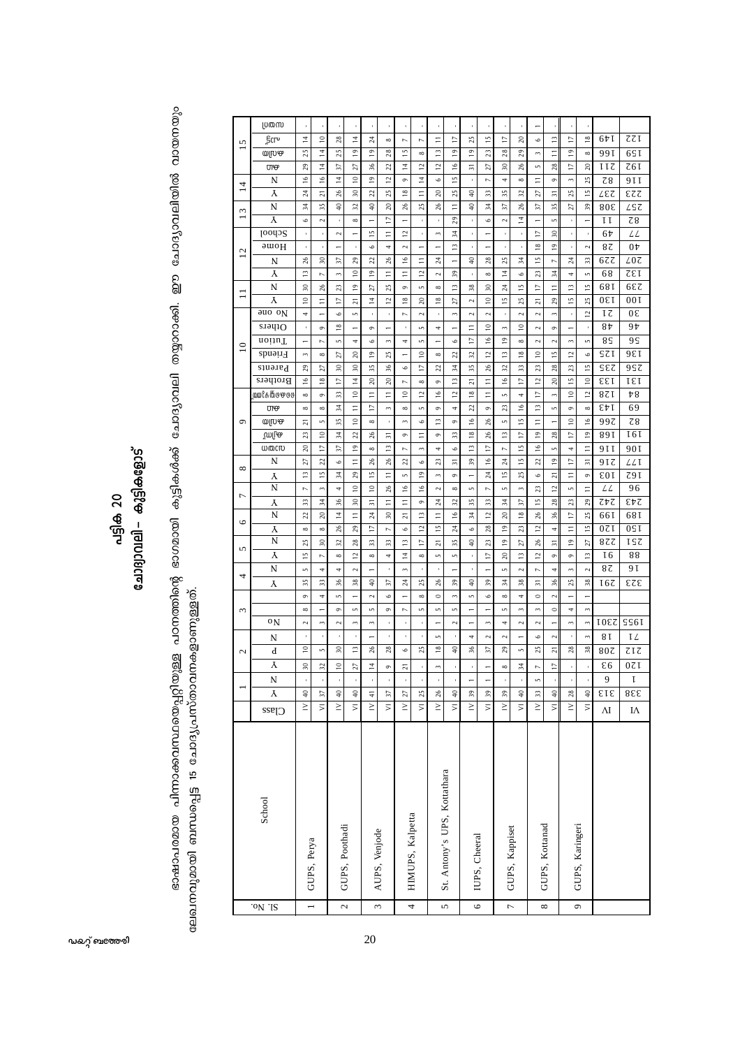# പട്ടിക 20

## ചോദ്യാവലി – കുട്ടികളോട്

ഭാഷാപരമായ പിന്നാക്കാവസ്ഥയെപ്പറ്റിയുള്ള പഠനത്തിന്റെ ഭാഗമായി കുട്ടികൾക്ക് ചോദ്യാവലി തയ്യാറാക്കി. ഈ ചോദ്യാവലിയിൽ വായനയും ലേഖനവുമായി ബന്ധപ്പെട്ട 15 ചോദ്യപ്രസ്താവനകളാണുള്ളത്.

| Sl. No. | School | Class | 1 | | 2 | | | 3 | | | 4 | | 5 | | 6 | | 7 | | 8 | | 9 | | | | | 10 | | | | | | 11 | | 12 | | | | 13 | | 14 | | 15 | | | |
|---|---|---|---|---|---|---|---|---|---|---|---|---|---|---|---|---|---|---|---|---|---|---|---|---|---|---|---|---|---|---|---|---|---|---|---|---|---|---|---|---|---|---|---|---|---|
| | | | Y | N | Y | P | N | No | | | Y | N | Y | N | Y | N | Y | N | Y | N | നോവൽ | പത്രം | കവിത | കഥ | ശാസ്ത്രം | Brothers | Parents | Friends | Tuition | Others | No one | Y | N | Y | N | Home | School | Y | N | Y | N | കഥ | കവിത | ലേഖനം | മറ്റു |
| 1 | GUPS, Perya | IV | 40 | - | 30 | 10 | - | 2 | 8 | 9 | 35 | 5 | 15 | 25 | 8 | 22 | 33 | 7 | 13 | 27 | 20 | 23 | 21 | 8 | 8 | 16 | 29 | 3 | 1 | - | 4 | 10 | 30 | 13 | 26 | - | - | 6 | 34 | 24 | 16 | 29 | 25 | 14 | - |
| | | VI | 37 | - | 32 | 5 | - | 3 | 1 | 4 | 33 | 4 | 7 | 30 | 8 | 20 | 34 | 3 | 13 | 22 | 17 | 10 | 5 | 8 | 9 | 18 | 27 | 8 | 7 | 9 | 1 | 11 | 26 | 7 | 30 | - | - | - | 35 | 21 | 16 | 14 | 14 | 10 | - |
| 2 | GUPS, Poothadi | IV | 40 | - | 10 | 30 | - | 2 | 9 | 5 | 36 | 4 | 8 | 32 | 26 | 14 | 36 | 4 | 34 | 6 | 37 | 34 | 35 | 34 | 33 | 17 | 30 | 27 | 5 | 18 | 6 | 17 | 23 | 3 | 37 | 1 | 2 | 2 | 40 | 26 | 14 | 37 | 25 | 28 | - |
| | | VI | 40 | - | 27 | 13 | - | 3 | 5 | 1 | 38 | 2 | 12 | 28 | 29 | 11 | 30 | 10 | 29 | 11 | 19 | 22 | 10 | 11 | 10 | 14 | 30 | 20 | 4 | 1 | 1 | 21 | 19 | 10 | 29 | - | 1 | 8 | 32 | 30 | 10 | 27 | 19 | 14 | - |
| 3 | AUPS, Venjode | IV | 41 | - | 14 | 26 | 1 | 3 | 5 | 2 | 40 | 1 | 8 | 33 | 17 | 24 | 31 | 10 | 15 | 26 | 8 | 26 | 8 | 17 | 11 | 20 | 35 | 19 | 6 | 9 | - | 14 | 27 | 19 | 22 | 6 | 15 | 1 | 40 | 22 | 19 | 36 | 19 | 24 | - |
| | | VI | 37 | - | 9 | 28 | - | 3 | - | 6 | 37 | - | 4 | 33 | 7 | 30 | 31 | 26 | 26 | 26 | 13 | 31 | - | 1 | 13 | 20 | 36 | 25 | 3 | 1 | - | 12 | 25 | 11 | 26 | 4 | 11 | 17 | 20 | 25 | 12 | 22 | 28 | 8 | - |
| 4 | HIMUPS, Kalpetta | IV | 27 | - | 21 | 6 | - | 1 | 7 | 1 | 24 | 3 | 14 | 13 | 6 | 21 | 11 | 16 | 5 | 22 | 7 | 9 | 3 | 8 | 10 | 7 | 6 | 1 | 4 | - | 7 | 18 | 9 | 11 | 16 | 2 | 12 | 1 | 26 | 18 | 9 | 14 | 15 | 7 | - |
| | | VI | 25 | - | - | 25 | - | - | 5 | 8 | 25 | - | 8 | 17 | 12 | 13 | 9 | 16 | 19 | 6 | 3 | 11 | 6 | 5 | 2 | 8 | 17 | 10 | 5 | 5 | 2 | 20 | 5 | 12 | 11 | 1 | - | - | 25 | 11 | 14 | 12 | 8 | 7 | - |
| 5 | St. Antony's UPS, Kottathara | IV | 26 | - | 3 | 18 | 5 | 1 | 5 | 0 | 26 | - | 5 | 21 | 15 | 11 | 24 | 2 | 3 | 23 | 4 | 9 | 13 | 9 | 16 | 9 | 22 | 8 | 1 | 4 | - | 18 | 8 | 2 | 24 | 1 | 3 | - | 26 | 20 | 6 | 12 | 13 | 11 | - |
| | | VI | 40 | - | - | 40 | - | 2 | 5 | 3 | 39 | - | 5 | 35 | 24 | 16 | 32 | 8 | 9 | 31 | 6 | 33 | 9 | 4 | 12 | 13 | 34 | 22 | 6 | - | 3 | 27 | 13 | 39 | 1 | 13 | 34 | 29 | 11 | 25 | 15 | 16 | 19 | 17 | - |
| 6 | IUPS, Cheeral | IV | 39 | 1 | - | 36 | 4 | 1 | 1 | 5 | 40 | - | - | 40 | 6 | 34 | 35 | 5 | 1 | 39 | 13 | 18 | 16 | 22 | 18 | 21 | 35 | 32 | 17 | 11 | - | 2 | 38 | - | 40 | - | - | - | 40 | 40 | - | 31 | 19 | 25 | - |
| | | VI | 39 | 1 | - | 37 | 2 | 1 | 6 | 3 | 39 | 1 | 17 | 23 | 28 | 12 | 33 | 7 | 24 | 16 | 17 | 26 | 26 | 9 | 11 | 11 | 26 | 12 | 16 | 10 | 2 | 10 | 30 | 8 | 28 | 1 | 1 | 6 | 34 | 33 | 7 | 27 | 23 | 15 | - |
| 7 | GUPS, Kappiset | IV | 39 | - | 8 | 29 | 2 | 4 | 5 | 8 | 34 | 5 | 20 | 19 | 19 | 20 | 34 | 5 | 15 | 24 | 7 | 13 | 5 | 23 | 5 | 16 | 32 | 13 | 19 | 3 | - | 15 | 24 | 14 | 25 | - | - | 2 | 37 | 35 | 4 | 30 | 28 | 17 | - |
| | | VI | 40 | - | 34 | 5 | 1 | 2 | 3 | 4 | 38 | 2 | 13 | 27 | 23 | 18 | 37 | 3 | 25 | 15 | 15 | 17 | 15 | 16 | 4 | 17 | 33 | 18 | 8 | 10 | 2 | 25 | 15 | 6 | 34 | - | - | 14 | 26 | 32 | 8 | 26 | 29 | 20 | - |
| 8 | GUPS, Kottanad | IV | 33 | 5 | 7 | 25 | 6 | 2 | 1 | 0 | 31 | 7 | 12 | 26 | 12 | 26 | 15 | 23 | 6 | 22 | 16 | 19 | 11 | 13 | 17 | 12 | 23 | 10 | 2 | 2 | 2 | 21 | 17 | 23 | 15 | 18 | 17 | 1 | 37 | 27 | 11 | 5 | 3 | 6 | 1 |
| | | VI | 40 | - | 17 | 21 | 2 | 1 | 0 | 2 | 36 | 4 | 9 | 31 | 4 | 36 | 28 | 12 | 21 | 19 | 5 | 28 | 1 | 5 | 3 | 20 | 28 | 15 | 2 | 9 | 3 | 29 | 11 | 34 | 7 | 19 | 30 | 5 | 35 | 31 | 9 | 28 | 11 | 13 | - |
| 9 | GUPS, Karingeri | IV | 28 | - | - | 28 | - | 3 | 4 | 1 | 25 | 3 | 9 | 19 | 11 | 17 | 23 | 5 | 11 | 17 | 4 | 17 | 10 | 9 | 10 | 15 | 23 | 12 | 3 | 1 | - | 15 | 13 | 4 | 24 | - | - | - | 27 | 25 | 3 | 17 | 19 | 17 | - |
| | | VI | 40 | - | - | 38 | 3 | 3 | 3 | 1 | 38 | 2 | 13 | 27 | 15 | 25 | 29 | 11 | 9 | 31 | 11 | 16 | 16 | 8 | 12 | 10 | 15 | 6 | 5 | - | 12 | 25 | 15 | 5 | 33 | 2 | - | 1 | 39 | 15 | 25 | 20 | 8 | 18 | - |
| | | IV | 313 | 6 | 93 | 208 | 18 | 2301 | | | 291 | 28 | 91 | 228 | 170 | 189 | 242 | 77 | 103 | 216 | 116 | 168 | 266 | 143 | 218 | 133 | 235 | 125 | 58 | 48 | 21 | 130 | 189 | 89 | 229 | 28 | 49 | 11 | 308 | 237 | 82 | 211 | 166 | 149 | |
| | | VI | 338 | 1 | 120 | 212 | 17 | 1955 | | | 323 | 16 | 88 | 251 | 150 | 199 | 243 | 96 | 162 | 177 | 106 | 191 | 82 | 69 | 48 | 131 | 256 | 136 | 56 | 46 | 30 | 100 | 239 | 132 | 207 | 40 | 77 | 28 | 257 | 223 | 116 | 192 | 159 | 122 | |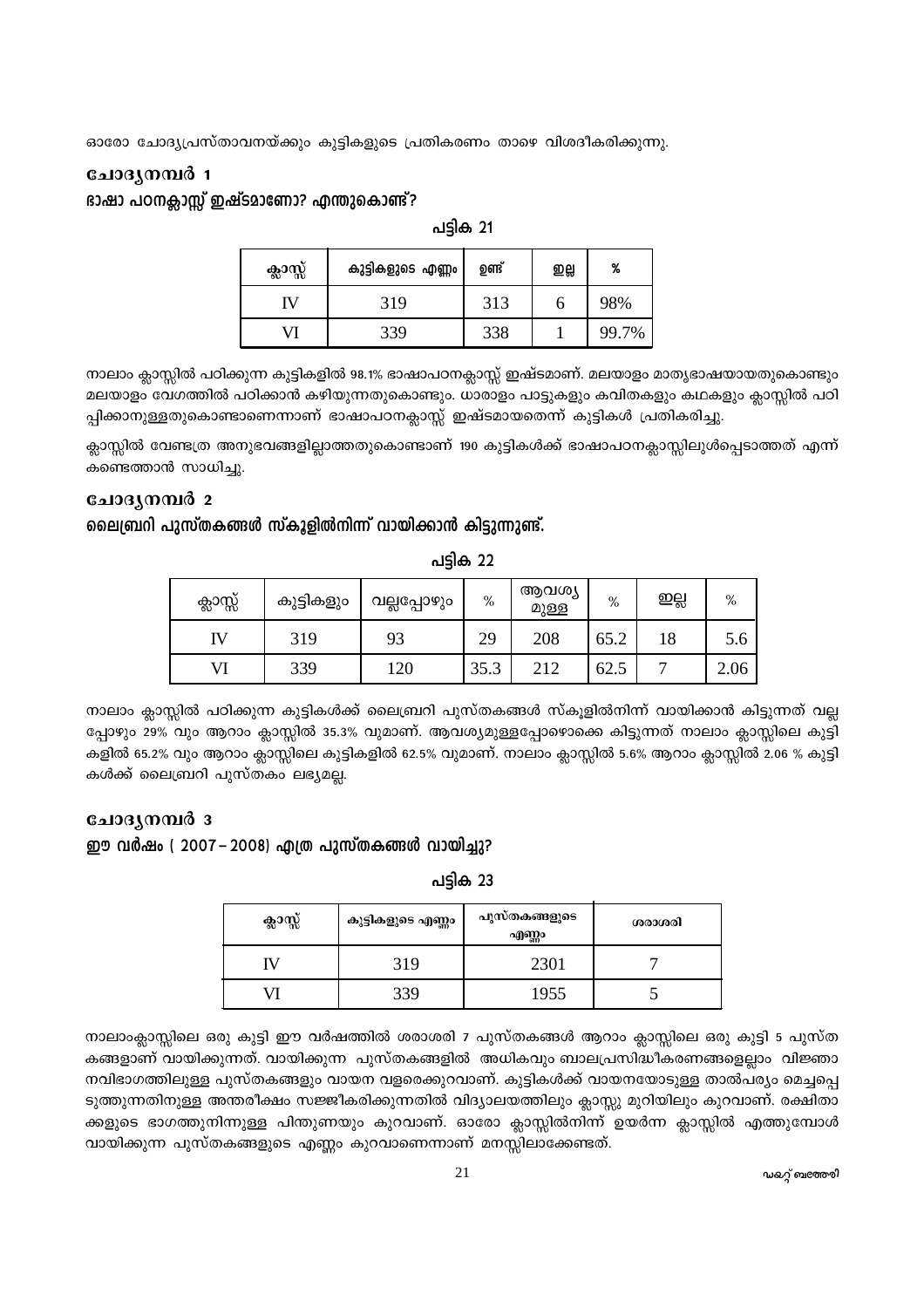ഓരോ ചോദ്യപ്രസ്താവനയ്ക്കും കുട്ടികളുടെ പ്രതികരണം താഴെ വിശദീകരിക്കുന്നു.

### ചോദ്യനമ്പർ 1

**ഭാഷാ പഠനക്ലാസ്സ് ഇഷ്ടമാണോ? എന്തുകൊണ്ട്?**

പട്ടിക 21

| ക്ലാസ്സ് | കുട്ടികളുടെ എണ്ണം | ഉണ്ട് | ഇല്ല | % |
|---|---|---|---|---|
| IV | 319 | 313 | 6 | 98% |
| VI | 339 | 338 | 1 | 99.7% |

നാലാം ക്ലാസ്സിൽ പഠിക്കുന്ന കുട്ടികളിൽ 98.1% ഭാഷാപഠനക്ലാസ്സ് ഇഷ്ടമാണ്. മലയാളം മാതൃഭാഷയായതുകൊണ്ടും മലയാളം വേഗത്തിൽ പഠിക്കാൻ കഴിയുന്നതുകൊണ്ടും. ധാരാളം പാട്ടുകളും കവിതകളും കഥകളും ക്ലാസ്സിൽ പഠിപ്പിക്കാനുള്ളതുകൊണ്ടാണെന്നാണ് ഭാഷാപഠനക്ലാസ്സ് ഇഷ്ടമായതെന്ന് കുട്ടികൾ പ്രതികരിച്ചു.

ക്ലാസ്സിൽ വേണ്ടത്ര അനുഭവങ്ങളില്ലാത്തതുകൊണ്ടാണ് 190 കുട്ടികൾക്ക് ഭാഷാപഠനക്ലാസ്സിലുൾപ്പെടാത്തത് എന്ന് കണ്ടെത്താൻ സാധിച്ചു.

### ചോദ്യനമ്പർ 2

**ലൈബ്രറി പുസ്തകങ്ങൾ സ്കൂളിൽനിന്ന് വായിക്കാൻ കിട്ടുന്നുണ്ട്.**

പട്ടിക 22

| ക്ലാസ്സ് | കുട്ടികളും | വല്ലപ്പോഴും | % | ആവശ്യമുള്ള | % | ഇല്ല | % |
|---|---|---|---|---|---|---|---|
| IV | 319 | 93 | 29 | 208 | 65.2 | 18 | 5.6 |
| VI | 339 | 120 | 35.3 | 212 | 62.5 | 7 | 2.06 |

നാലാം ക്ലാസ്സിൽ പഠിക്കുന്ന കുട്ടികൾക്ക് ലൈബ്രറി പുസ്തകങ്ങൾ സ്കൂളിൽനിന്ന് വായിക്കാൻ കിട്ടുന്നത് വല്ലപ്പോഴും 29% വും ആറാം ക്ലാസ്സിൽ 35.3% വുമാണ്. ആവശ്യമുള്ളപ്പോഴൊക്കെ കിട്ടുന്നത് നാലാം ക്ലാസ്സിലെ കുട്ടികളിൽ 65.2% വും ആറാം ക്ലാസ്സിലെ കുട്ടികളിൽ 62.5% വുമാണ്. നാലാം ക്ലാസ്സിൽ 5.6% ആറാം ക്ലാസ്സിൽ 2.06 % കുട്ടികൾക്ക് ലൈബ്രറി പുസ്തകം ലഭ്യമല്ല.

### ചോദ്യനമ്പർ 3

**ഈ വർഷം ( 2007 – 2008) എത്ര പുസ്തകങ്ങൾ വായിച്ചു?**

പട്ടിക 23

| ക്ലാസ്സ് | കുട്ടികളുടെ എണ്ണം | പുസ്തകങ്ങളുടെ എണ്ണം | ശരാശരി |
|---|---|---|---|
| IV | 319 | 2301 | 7 |
| VI | 339 | 1955 | 5 |

നാലാംക്ലാസ്സിലെ ഒരു കുട്ടി ഈ വർഷത്തിൽ ശരാശരി 7 പുസ്തകങ്ങൾ ആറാം ക്ലാസ്സിലെ ഒരു കുട്ടി 5 പുസ്തകങ്ങളാണ് വായിക്കുന്നത്. വായിക്കുന്ന പുസ്തകങ്ങളിൽ അധികവും ബാലപ്രസിദ്ധീകരണങ്ങളെല്ലാം വിജ്ഞാനവിഭാഗത്തിലുള്ള പുസ്തകങ്ങളും വായന വളരെക്കുറവാണ്. കുട്ടികൾക്ക് വായനയോടുള്ള താൽപര്യം മെച്ചപ്പെടുത്തുന്നതിനുള്ള അന്തരീക്ഷം സജ്ജീകരിക്കുന്നതിൽ വിദ്യാലയത്തിലും ക്ലാസ്സു മുറിയിലും കുറവാണ്. രക്ഷിതാക്കളുടെ ഭാഗത്തുനിന്നുള്ള പിന്തുണയും കുറവാണ്. ഓരോ ക്ലാസ്സിൽനിന്ന് ഉയർന്ന ക്ലാസ്സിൽ എത്തുമ്പോൾ വായിക്കുന്ന പുസ്തകങ്ങളുടെ എണ്ണം കുറവാണെന്നാണ് മനസ്സിലാക്കേണ്ടത്.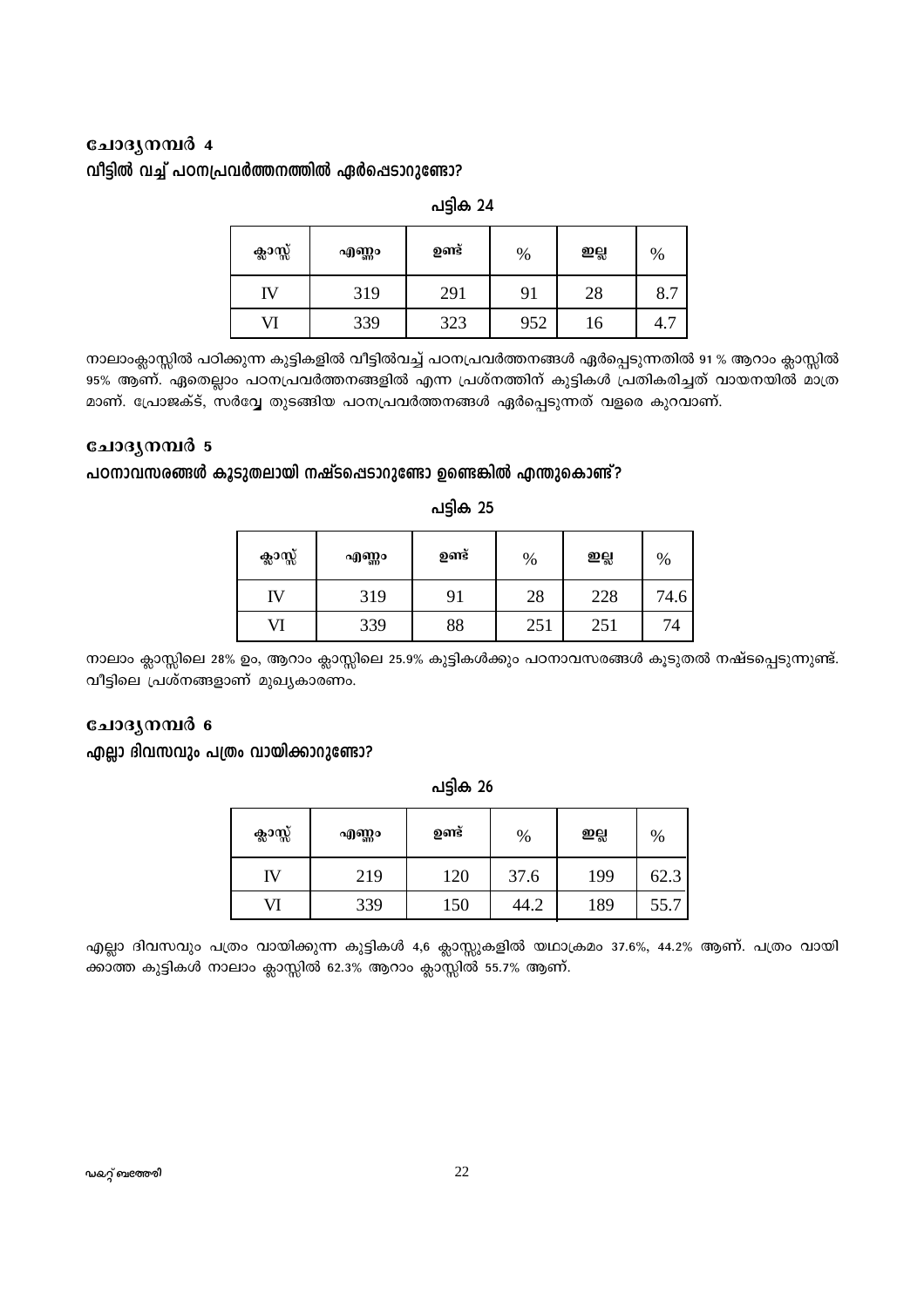### ചോദ്യനമ്പർ 4

### വീട്ടിൽ വച്ച് പഠനപ്രവർത്തനത്തിൽ ഏർപ്പെടാറുണ്ടോ?

പട്ടിക 24

| ക്ലാസ്സ് | എണ്ണം | ഉണ്ട് | % | ഇല്ല | % |
|---|---|---|---|---|---|
| IV | 319 | 291 | 91 | 28 | 8.7 |
| VI | 339 | 323 | 952 | 16 | 4.7 |

നാലാംക്ലാസ്സിൽ പഠിക്കുന്ന കുട്ടികളിൽ വീട്ടിൽവച്ച് പഠനപ്രവർത്തനങ്ങൾ ഏർപ്പെടുന്നതിൽ 91 % ആറാം ക്ലാസ്സിൽ 95% ആണ്. ഏതെല്ലാം പഠനപ്രവർത്തനങ്ങളിൽ എന്ന പ്രശ്നത്തിന് കുട്ടികൾ പ്രതികരിച്ചത് വായനയിൽ മാത്രമാണ്. പ്രോജക്ട്, സർവ്വേ തുടങ്ങിയ പഠനപ്രവർത്തനങ്ങൾ ഏർപ്പെടുന്നത് വളരെ കുറവാണ്.

### ചോദ്യനമ്പർ 5

### പഠനാവസരങ്ങൾ കൂടുതലായി നഷ്ടപ്പെടാറുണ്ടോ ഉണ്ടെങ്കിൽ എന്തുകൊണ്ട്?

പട്ടിക 25

| ക്ലാസ്സ് | എണ്ണം | ഉണ്ട് | % | ഇല്ല | % |
|---|---|---|---|---|---|
| IV | 319 | 91 | 28 | 228 | 74.6 |
| VI | 339 | 88 | 251 | 251 | 74 |

നാലാം ക്ലാസ്സിലെ 28% ഉം, ആറാം ക്ലാസ്സിലെ 25.9% കുട്ടികൾക്കും പഠനാവസരങ്ങൾ കൂടുതൽ നഷ്ടപ്പെടുന്നുണ്ട്. വീട്ടിലെ പ്രശ്നങ്ങളാണ് മുഖ്യകാരണം.

### ചോദ്യനമ്പർ 6

### എല്ലാ ദിവസവും പത്രം വായിക്കാറുണ്ടോ?

പട്ടിക 26

| ക്ലാസ്സ് | എണ്ണം | ഉണ്ട് | % | ഇല്ല | % |
|---|---|---|---|---|---|
| IV | 219 | 120 | 37.6 | 199 | 62.3 |
| VI | 339 | 150 | 44.2 | 189 | 55.7 |

എല്ലാ ദിവസവും പത്രം വായിക്കുന്ന കുട്ടികൾ 4,6 ക്ലാസ്സുകളിൽ യഥാക്രമം 37.6%, 44.2% ആണ്. പത്രം വായിക്കാത്ത കുട്ടികൾ നാലാം ക്ലാസ്സിൽ 62.3% ആറാം ക്ലാസ്സിൽ 55.7% ആണ്.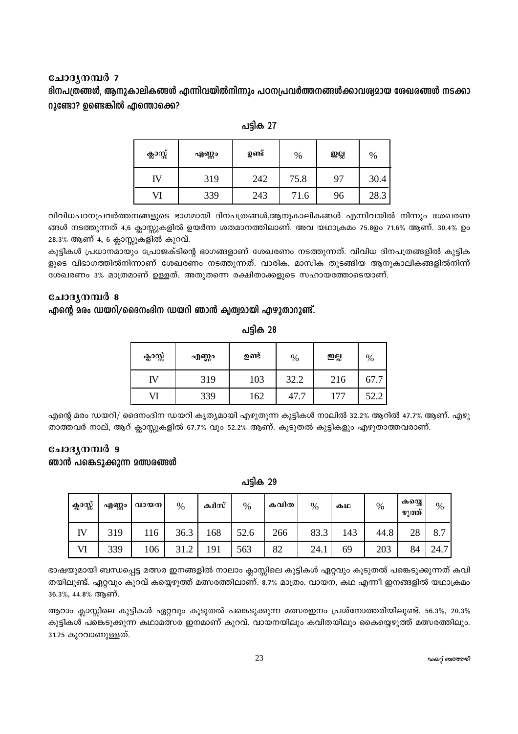### ചോദ്യനമ്പർ 7

**ദിനപത്രങ്ങൾ, ആനുകാലികങ്ങൾ എന്നിവയിൽനിന്നും പഠനപ്രവർത്തനങ്ങൾക്കാവശ്യമായ ശേഖരങ്ങൾ നടക്കാറുണ്ടോ? ഉണ്ടെങ്കിൽ എന്തൊക്കെ?**

പട്ടിക 27

| ക്ലാസ്സ് | എണ്ണം | ഉണ്ട് | % | ഇല്ല | % |
|---|---|---|---|---|---|
| IV | 319 | 242 | 75.8 | 97 | 30.4 |
| VI | 339 | 243 | 71.6 | 96 | 28.3 |

വിവിധപഠനപ്രവർത്തനങ്ങളുടെ ഭാഗമായി ദിനപത്രങ്ങൾ,ആനുകാലികങ്ങൾ എന്നിവയിൽ നിന്നും ശേഖരണങ്ങൾ നടത്തുന്നത് 4,6 ക്ലാസ്സുകളിൽ ഉയർന്ന ശതമാനത്തിലാണ്. അവ യഥാക്രമം 75.8ഉം 71.6% ആണ്. 30.4% ഉം 28.3% ആണ് 4, 6 ക്ലാസ്സുകളിൽ കുറവ്.

കുട്ടികൾ പ്രധാനമായും പ്രോജക്ടിന്റെ ഭാഗങ്ങളാണ് ശേഖരണം നടത്തുന്നത്. വിവിധ ദിനപത്രങ്ങളിൽ കുട്ടികളുടെ വിഭാഗത്തിൽനിന്നാണ് ശേഖരണം നടത്തുന്നത്. വാരിക, മാസിക തുടങ്ങിയ ആനുകാലികങ്ങളിൽനിന്ന് ശേഖരണം 3% മാത്രമാണ് ഉള്ളത്. അതുതന്നെ രക്ഷിതാക്കളുടെ സഹായത്തോടെയാണ്.

### ചോദ്യനമ്പർ 8

**എന്റെ മരം ഡയറി/ദൈനംദിന ഡയറി ഞാൻ കൃത്യമായി എഴുതാറുണ്ട്.**

പട്ടിക 28

| ക്ലാസ്സ് | എണ്ണം | ഉണ്ട് | % | ഇല്ല | % |
|---|---|---|---|---|---|
| IV | 319 | 103 | 32.2 | 216 | 67.7 |
| VI | 339 | 162 | 47.7 | 177 | 52.2 |

എന്റെ മരം ഡയറി/ ദൈനംദിന ഡയറി കൃത്യമായി എഴുതുന്ന കുട്ടികൾ നാലിൽ 32.2% ആറിൽ 47.7% ആണ്. എഴുതാത്തവർ നാല്, ആറ് ക്ലാസ്സുകളിൽ 67.7% വും 52.2% ആണ്. കൂടുതൽ കുട്ടികളും എഴുതാത്തവരാണ്.

### ചോദ്യനമ്പർ 9

**ഞാൻ പങ്കെടുക്കുന്ന മത്സരങ്ങൾ**

പട്ടിക 29

| ക്ലാസ്സ് | എണ്ണം | വായന | % | ക്വിസ് | % | കവിത | % | കഥ | % | കയ്യെഴുത്ത് | % |
|---|---|---|---|---|---|---|---|---|---|---|---|
| IV | 319 | 116 | 36.3 | 168 | 52.6 | 266 | 83.3 | 143 | 44.8 | 28 | 8.7 |
| VI | 339 | 106 | 31.2 | 191 | 563 | 82 | 24.1 | 69 | 203 | 84 | 24.7 |

ഭാഷയുമായി ബന്ധപ്പെട്ട മത്സര ഇനങ്ങളിൽ നാലാം ക്ലാസ്സിലെ കുട്ടികൾ ഏറ്റവും കൂടുതൽ പങ്കെടുക്കുന്നത് കവിതയിലുണ്ട്. ഏറ്റവും കുറവ് കയ്യെഴുത്ത് മത്സരത്തിലാണ്. 8.7% മാത്രം. വായന, കഥ എന്നീ ഇനങ്ങളിൽ യഥാക്രമം 36.3%, 44.8% ആണ്.

ആറാം ക്ലാസ്സിലെ കുട്ടികൾ ഏറ്റവും കൂടുതൽ പങ്കെടുക്കുന്ന മത്സരഇനം പ്രശ്നോത്തരിയിലുണ്ട്. 56.3%, 20.3% കുട്ടികൾ പങ്കെടുക്കുന്ന കഥാമത്സര ഇനമാണ് കുറവ്. വായനയിലും കവിതയിലും കൈയ്യെഴുത്ത് മത്സരത്തിലും. 31.25 കുറവാണുള്ളത്.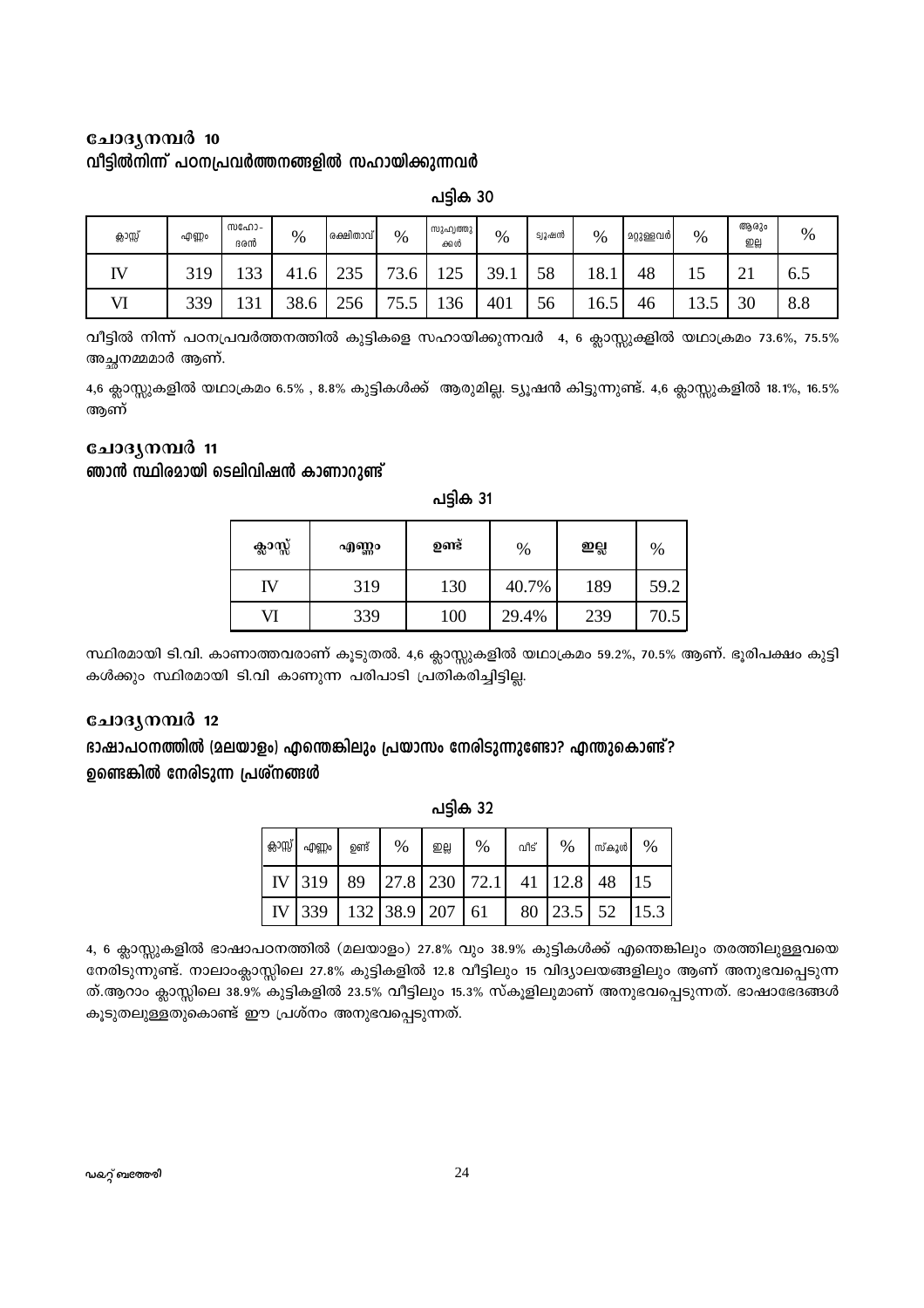## ചോദ്യനമ്പർ 10
## വീട്ടിൽനിന്ന് പഠനപ്രവർത്തനങ്ങളിൽ സഹായിക്കുന്നവർ

പട്ടിക 30

| ക്ലാസ്സ് | എണ്ണം | സഹോ-ദരൻ | % | രക്ഷിതാവ് | % | സുഹൃത്തുക്കൾ | % | ട്യൂഷൻ | % | മറ്റുള്ളവർ | % | ആരും ഇല്ല | % |
|---|---|---|---|---|---|---|---|---|---|---|---|---|---|
| IV | 319 | 133 | 41.6 | 235 | 73.6 | 125 | 39.1 | 58 | 18.1 | 48 | 15 | 21 | 6.5 |
| VI | 339 | 131 | 38.6 | 256 | 75.5 | 136 | 401 | 56 | 16.5 | 46 | 13.5 | 30 | 8.8 |

വീട്ടിൽ നിന്ന് പഠനപ്രവർത്തനത്തിൽ കുട്ടികളെ സഹായിക്കുന്നവർ 4, 6 ക്ലാസ്സുകളിൽ യഥാക്രമം 73.6%, 75.5% അച്ഛനമ്മമാർ ആണ്.

4,6 ക്ലാസ്സുകളിൽ യഥാക്രമം 6.5% , 8.8% കുട്ടികൾക്ക് ആരുമില്ല. ട്യൂഷൻ കിട്ടുന്നുണ്ട്. 4,6 ക്ലാസ്സുകളിൽ 18.1%, 16.5% ആണ്

## ചോദ്യനമ്പർ 11
## ഞാൻ സ്ഥിരമായി ടെലിവിഷൻ കാണാറുണ്ട്

പട്ടിക 31

| ക്ലാസ്സ് | എണ്ണം | ഉണ്ട് | % | ഇല്ല | % |
|---|---|---|---|---|---|
| IV | 319 | 130 | 40.7% | 189 | 59.2 |
| VI | 339 | 100 | 29.4% | 239 | 70.5 |

സ്ഥിരമായി ടി.വി. കാണാത്തവരാണ് കൂടുതൽ. 4,6 ക്ലാസ്സുകളിൽ യഥാക്രമം 59.2%, 70.5% ആണ്. ഭൂരിപക്ഷം കുട്ടികൾക്കും സ്ഥിരമായി ടി.വി കാണുന്ന പരിപാടി പ്രതികരിച്ചിട്ടില്ല.

## ചോദ്യനമ്പർ 12
## ഭാഷാപഠനത്തിൽ (മലയാളം) എന്തെങ്കിലും പ്രയാസം നേരിടുന്നുണ്ടോ? എന്തുകൊണ്ട്? ഉണ്ടെങ്കിൽ നേരിടുന്ന പ്രശ്നങ്ങൾ

പട്ടിക 32

| ക്ലാസ്സ് | എണ്ണം | ഉണ്ട് | % | ഇല്ല | % | വീട് | % | സ്കൂൾ | % |
|---|---|---|---|---|---|---|---|---|---|
| IV | 319 | 89 | 27.8 | 230 | 72.1 | 41 | 12.8 | 48 | 15 |
| IV | 339 | 132 | 38.9 | 207 | 61 | 80 | 23.5 | 52 | 15.3 |

4, 6 ക്ലാസ്സുകളിൽ ഭാഷാപഠനത്തിൽ (മലയാളം) 27.8% വും 38.9% കുട്ടികൾക്ക് എന്തെങ്കിലും തരത്തിലുള്ളവയെ നേരിടുന്നുണ്ട്. നാലാംക്ലാസ്സിലെ 27.8% കുട്ടികളിൽ 12.8 വീട്ടിലും 15 വിദ്യാലയങ്ങളിലും ആണ് അനുഭവപ്പെടുന്നത്.ആറാം ക്ലാസ്സിലെ 38.9% കുട്ടികളിൽ 23.5% വീട്ടിലും 15.3% സ്കൂളിലുമാണ് അനുഭവപ്പെടുന്നത്. ഭാഷാഭേദങ്ങൾ കൂടുതലുള്ളതുകൊണ്ട് ഈ പ്രശ്നം അനുഭവപ്പെടുന്നത്.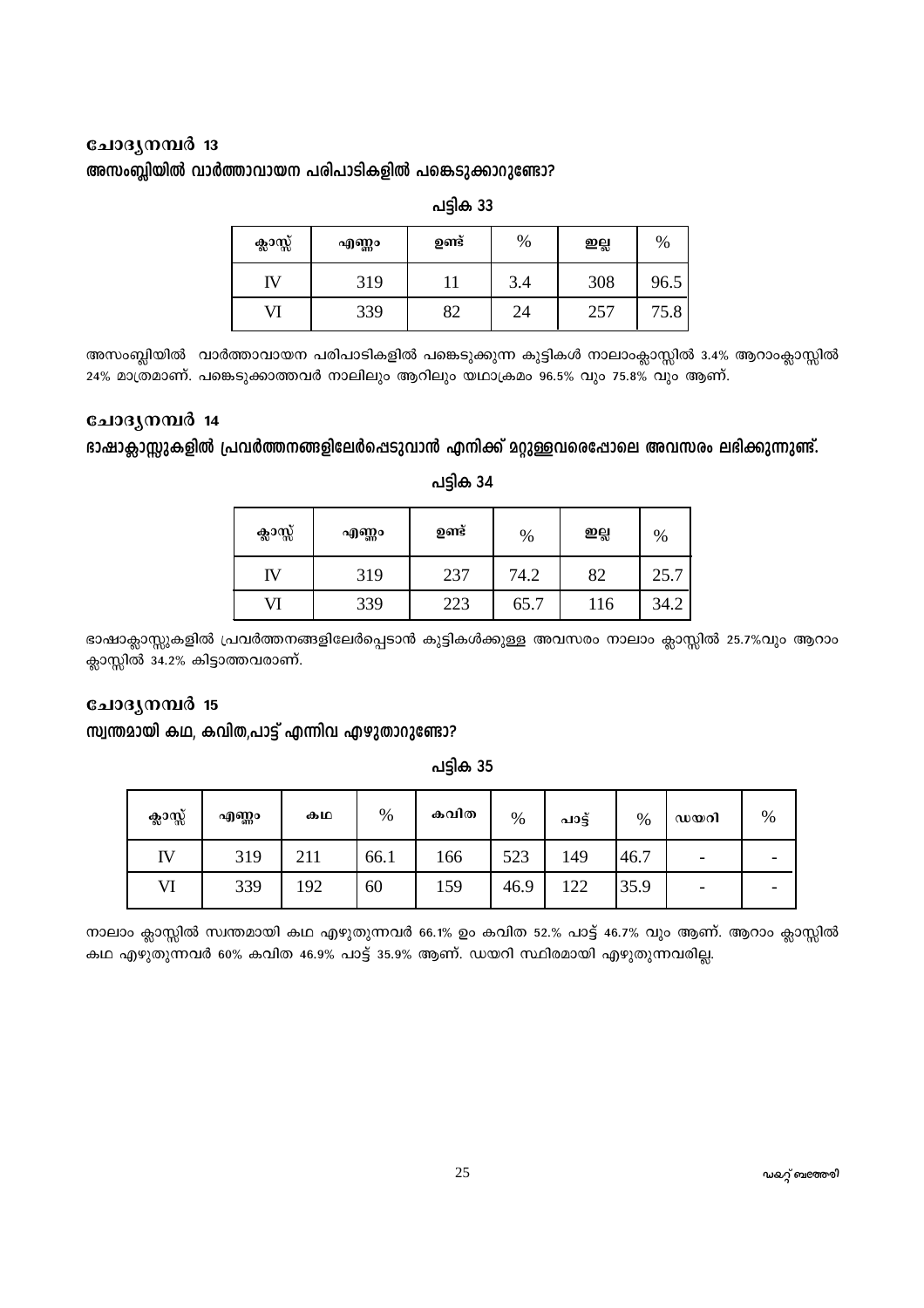### ചോദ്യനമ്പർ 13

**അസംബ്ലിയിൽ വാർത്താവായന പരിപാടികളിൽ പങ്കെടുക്കാറുണ്ടോ?**

പട്ടിക 33

| ക്ലാസ്സ് | എണ്ണം | ഉണ്ട് | % | ഇല്ല | % |
|---|---|---|---|---|---|
| IV | 319 | 11 | 3.4 | 308 | 96.5 |
| VI | 339 | 82 | 24 | 257 | 75.8 |

അസംബ്ലിയിൽ വാർത്താവായന പരിപാടികളിൽ പങ്കെടുക്കുന്ന കുട്ടികൾ നാലാംക്ലാസ്സിൽ 3.4% ആറാംക്ലാസ്സിൽ 24% മാത്രമാണ്. പങ്കെടുക്കാത്തവർ നാലിലും ആറിലും യഥാക്രമം 96.5% വും 75.8% വും ആണ്.

### ചോദ്യനമ്പർ 14

**ഭാഷാക്ലാസ്സുകളിൽ പ്രവർത്തനങ്ങളിലേർപ്പെടുവാൻ എനിക്ക് മറ്റുള്ളവരെപ്പോലെ അവസരം ലഭിക്കുന്നുണ്ട്.**

പട്ടിക 34

| ക്ലാസ്സ് | എണ്ണം | ഉണ്ട് | % | ഇല്ല | % |
|---|---|---|---|---|---|
| IV | 319 | 237 | 74.2 | 82 | 25.7 |
| VI | 339 | 223 | 65.7 | 116 | 34.2 |

ഭാഷാക്ലാസ്സുകളിൽ പ്രവർത്തനങ്ങളിലേർപ്പെടാൻ കുട്ടികൾക്കുള്ള അവസരം നാലാം ക്ലാസ്സിൽ 25.7%വും ആറാം ക്ലാസ്സിൽ 34.2% കിട്ടാത്തവരാണ്.

### ചോദ്യനമ്പർ 15

**സ്വന്തമായി കഥ, കവിത,പാട്ട് എന്നിവ എഴുതാറുണ്ടോ?**

പട്ടിക 35

| ക്ലാസ്സ് | എണ്ണം | കഥ | % | കവിത | % | പാട്ട് | % | ഡയറി | % |
|---|---|---|---|---|---|---|---|---|---|
| IV | 319 | 211 | 66.1 | 166 | 523 | 149 | 46.7 | - | - |
| VI | 339 | 192 | 60 | 159 | 46.9 | 122 | 35.9 | - | - |

നാലാം ക്ലാസ്സിൽ സ്വന്തമായി കഥ എഴുതുന്നവർ 66.1% ഉം കവിത 52.% പാട്ട് 46.7% വും ആണ്. ആറാം ക്ലാസ്സിൽ കഥ എഴുതുന്നവർ 60% കവിത 46.9% പാട്ട് 35.9% ആണ്. ഡയറി സ്ഥിരമായി എഴുതുന്നവരില്ല.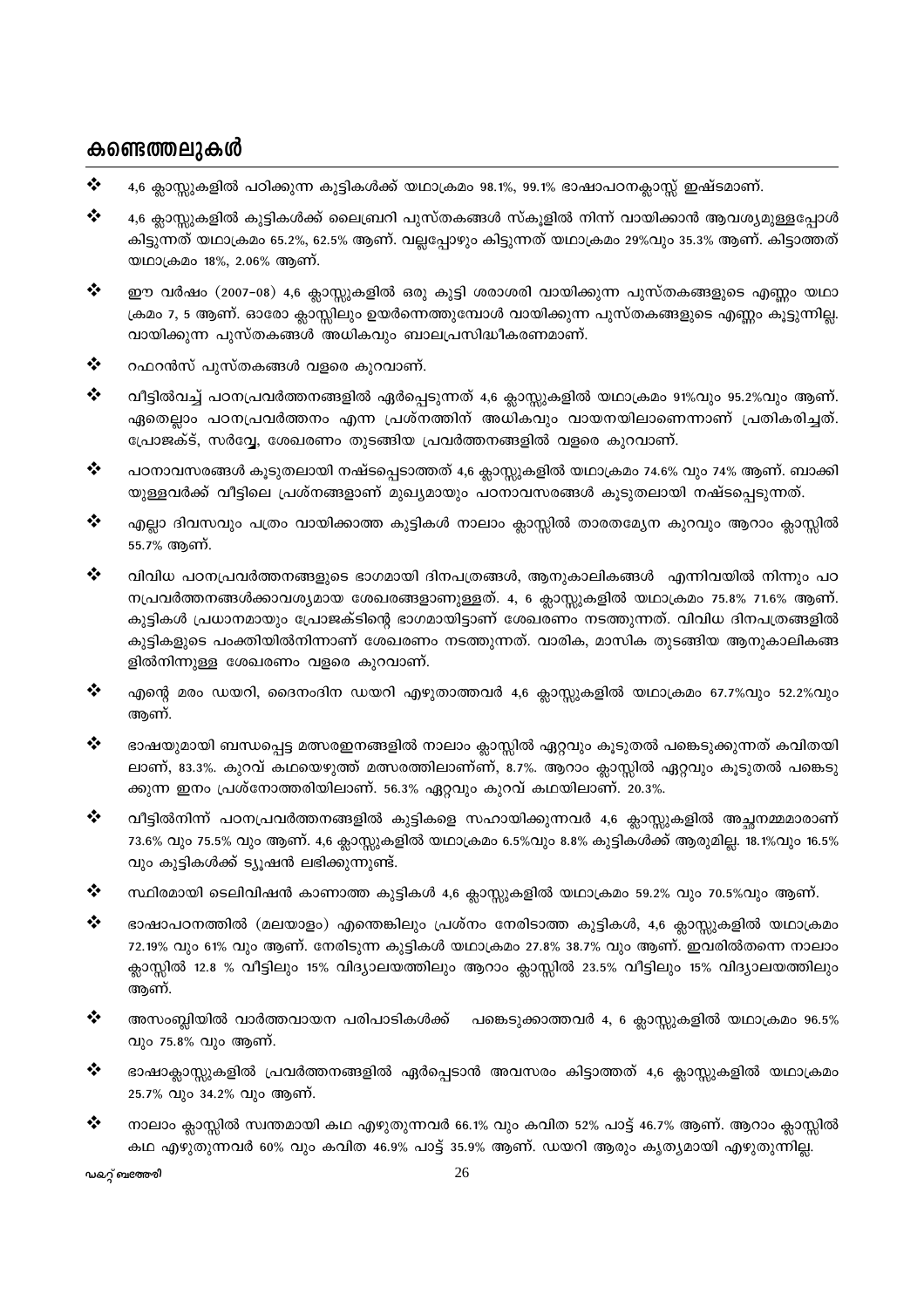## കണ്ടെത്തലുകൾ

- 4,6 ക്ലാസ്സുകളിൽ പഠിക്കുന്ന കുട്ടികൾക്ക് യഥാക്രമം 98.1%, 99.1% ഭാഷാപഠനക്ലാസ്സ് ഇഷ്ടമാണ്.

- 4,6 ക്ലാസ്സുകളിൽ കുട്ടികൾക്ക് ലൈബ്രറി പുസ്തകങ്ങൾ സ്കൂളിൽ നിന്ന് വായിക്കാൻ ആവശ്യമുള്ളപ്പോൾ കിട്ടുന്നത് യഥാക്രമം 65.2%, 62.5% ആണ്. വല്ലപ്പോഴും കിട്ടുന്നത് യഥാക്രമം 29%വും 35.3% ആണ്. കിട്ടാത്തത് യഥാക്രമം 18%, 2.06% ആണ്.

- ഈ വർഷം (2007–08) 4,6 ക്ലാസ്സുകളിൽ ഒരു കുട്ടി ശരാശരി വായിക്കുന്ന പുസ്തകങ്ങളുടെ എണ്ണം യഥാക്രമം 7, 5 ആണ്. ഓരോ ക്ലാസ്സിലും ഉയർന്നെത്തുമ്പോൾ വായിക്കുന്ന പുസ്തകങ്ങളുടെ എണ്ണം കൂടുന്നില്ല. വായിക്കുന്ന പുസ്തകങ്ങൾ അധികവും ബാലപ്രസിദ്ധീകരണമാണ്.

- റഫറൻസ് പുസ്തകങ്ങൾ വളരെ കുറവാണ്.

- വീട്ടിൽവച്ച് പഠനപ്രവർത്തനങ്ങളിൽ ഏർപ്പെടുന്നത് 4,6 ക്ലാസ്സുകളിൽ യഥാക്രമം 91%വും 95.2%വും ആണ്. ഏതെല്ലാം പഠനപ്രവർത്തനം എന്ന പ്രശ്നത്തിന് അധികവും വായനയിലാണെന്നാണ് പ്രതികരിച്ചത്. പ്രോജക്ട്, സർവ്വേ, ശേഖരണം തുടങ്ങിയ പ്രവർത്തനങ്ങളിൽ വളരെ കുറവാണ്.

- പഠനാവസരങ്ങൾ കൂടുതലായി നഷ്ടപ്പെടാത്തത് 4,6 ക്ലാസ്സുകളിൽ യഥാക്രമം 74.6% വും 74% ആണ്. ബാക്കിയുള്ളവർക്ക് വീട്ടിലെ പ്രശ്നങ്ങളാണ് മുഖ്യമായും പഠനാവസരങ്ങൾ കൂടുതലായി നഷ്ടപ്പെടുന്നത്.

- എല്ലാ ദിവസവും പത്രം വായിക്കാത്ത കുട്ടികൾ നാലാം ക്ലാസ്സിൽ താരതമ്യേന കുറവും ആറാം ക്ലാസ്സിൽ 55.7% ആണ്.

- വിവിധ പഠനപ്രവർത്തനങ്ങളുടെ ഭാഗമായി ദിനപത്രങ്ങൾ, ആനുകാലികങ്ങൾ എന്നിവയിൽ നിന്നും പഠനപ്രവർത്തനങ്ങൾക്കാവശ്യമായ ശേഖരങ്ങളാണുള്ളത്. 4, 6 ക്ലാസ്സുകളിൽ യഥാക്രമം 75.8% 71.6% ആണ്. കുട്ടികൾ പ്രധാനമായും പ്രോജക്ടിന്റെ ഭാഗമായിട്ടാണ് ശേഖരണം നടത്തുന്നത്. വിവിധ ദിനപത്രങ്ങളിൽ കുട്ടികളുടെ പംക്തിയിൽനിന്നാണ് ശേഖരണം നടത്തുന്നത്. വാരിക, മാസിക തുടങ്ങിയ ആനുകാലികങ്ങളിൽനിന്നുള്ള ശേഖരണം വളരെ കുറവാണ്.

- എന്റെ മരം ഡയറി, ദൈനംദിന ഡയറി എഴുതാത്തവർ 4,6 ക്ലാസ്സുകളിൽ യഥാക്രമം 67.7%വും 52.2%വും ആണ്.

- ഭാഷയുമായി ബന്ധപ്പെട്ട മത്സരഇനങ്ങളിൽ നാലാം ക്ലാസ്സിൽ ഏറ്റവും കൂടുതൽ പങ്കെടുക്കുന്നത് കവിതയിലാണ്, 83.3%. കുറവ് കഥയെഴുത്ത് മത്സരത്തിലാണ്ണ്, 8.7%. ആറാം ക്ലാസ്സിൽ ഏറ്റവും കൂടുതൽ പങ്കെടുക്കുന്ന ഇനം പ്രശ്നോത്തരിയിലാണ്. 56.3% ഏറ്റവും കുറവ് കഥയിലാണ്. 20.3%.

- വീട്ടിൽനിന്ന് പഠനപ്രവർത്തനങ്ങളിൽ കുട്ടികളെ സഹായിക്കുന്നവർ 4,6 ക്ലാസ്സുകളിൽ അച്ഛനമ്മമാരാണ് 73.6% വും 75.5% വും ആണ്. 4,6 ക്ലാസ്സുകളിൽ യഥാക്രമം 6.5%വും 8.8% കുട്ടികൾക്ക് ആരുമില്ല. 18.1%വും 16.5% വും കുട്ടികൾക്ക് ട്യൂഷൻ ലഭിക്കുന്നുണ്ട്.

- സ്ഥിരമായി ടെലിവിഷൻ കാണാത്ത കുട്ടികൾ 4,6 ക്ലാസ്സുകളിൽ യഥാക്രമം 59.2% വും 70.5%വും ആണ്.

- ഭാഷാപഠനത്തിൽ (മലയാളം) എന്തെങ്കിലും പ്രശ്നം നേരിടാത്ത കുട്ടികൾ, 4,6 ക്ലാസ്സുകളിൽ യഥാക്രമം 72.19% വും 61% വും ആണ്. നേരിടുന്ന കുട്ടികൾ യഥാക്രമം 27.8% 38.7% വും ആണ്. ഇവരിൽതന്നെ നാലാം ക്ലാസ്സിൽ 12.8 % വീട്ടിലും 15% വിദ്യാലയത്തിലും ആറാം ക്ലാസ്സിൽ 23.5% വീട്ടിലും 15% വിദ്യാലയത്തിലും ആണ്.

- അസംബ്ലിയിൽ വാർത്തവായന പരിപാടികൾക്ക് പങ്കെടുക്കാത്തവർ 4, 6 ക്ലാസ്സുകളിൽ യഥാക്രമം 96.5% വും 75.8% വും ആണ്.

- ഭാഷാക്ലാസ്സുകളിൽ പ്രവർത്തനങ്ങളിൽ ഏർപ്പെടാൻ അവസരം കിട്ടാത്തത് 4,6 ക്ലാസ്സുകളിൽ യഥാക്രമം 25.7% വും 34.2% വും ആണ്.

- നാലാം ക്ലാസ്സിൽ സ്വന്തമായി കഥ എഴുതുന്നവർ 66.1% വും കവിത 52% പാട്ട് 46.7% ആണ്. ആറാം ക്ലാസ്സിൽ കഥ എഴുതുന്നവർ 60% വും കവിത 46.9% പാട്ട് 35.9% ആണ്. ഡയറി ആരും കൃത്യമായി എഴുതുന്നില്ല.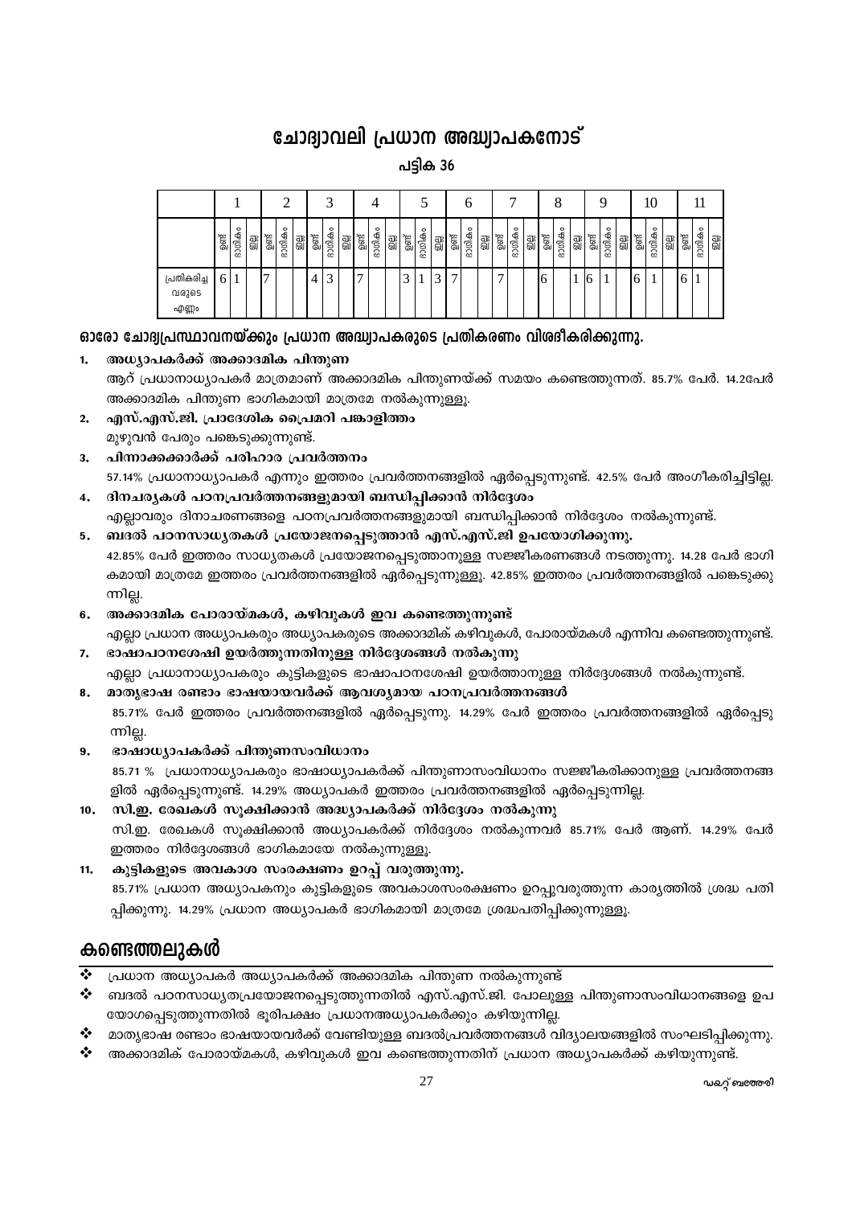# ചോദ്യാവലി പ്രധാന അദ്ധ്യാപകനോട്

പട്ടിക 36

| | 1 | | | 2 | | | 3 | | | 4 | | | 5 | | | 6 | | | 7 | | | 8 | | | 9 | | | 10 | | | 11 | | |
|---|---|---|---|---|---|---|---|---|---|---|---|---|---|---|---|---|---|---|---|---|---|---|---|---|---|---|---|---|---|---|---|---|---|
| | ഉണ്ട് | ഭാഗികം | ഇല്ല | ഉണ്ട് | ഭാഗികം | ഇല്ല | ഉണ്ട് | ഭാഗികം | ഇല്ല | ഉണ്ട് | ഭാഗികം | ഇല്ല | ഉണ്ട് | ഭാഗികം | ഇല്ല | ഉണ്ട് | ഭാഗികം | ഇല്ല | ഉണ്ട് | ഭാഗികം | ഇല്ല | ഉണ്ട് | ഭാഗികം | ഇല്ല | ഉണ്ട് | ഭാഗികം | ഇല്ല | ഉണ്ട് | ഭാഗികം | ഇല്ല | ഉണ്ട് | ഭാഗികം | ഇല്ല |
| പ്രതികരിച്ച വരുടെ എണ്ണം | 6 | 1 | | 7 | | | 4 | 3 | | 7 | | | 3 | 1 | 3 | 7 | | | 7 | | | 6 | | 1 | 6 | 1 | | 6 | 1 | | 6 | 1 | |

**ഓരോ ചോദ്യപ്രസ്താവനയ്ക്കും പ്രധാന അദ്ധ്യാപകരുടെ പ്രതികരണം വിശദീകരിക്കുന്നു.**

1. **അധ്യാപകർക്ക് അക്കാദമിക പിന്തുണ**
   ആറ് പ്രധാനാധ്യാപകർ മാത്രമാണ് അക്കാദമിക പിന്തുണയ്ക്ക് സമയം കണ്ടെത്തുന്നത്. 85.7% പേർ. 14.2പേർ അക്കാദമിക പിന്തുണ ഭാഗികമായി മാത്രമേ നൽകുന്നുള്ളൂ.
2. **എസ്.എസ്.ജി. പ്രാദേശിക പ്രൈമറി പങ്കാളിത്തം**
   മുഴുവൻ പേരും പങ്കെടുക്കുന്നുണ്ട്.
3. **പിന്നാക്കക്കാർക്ക് പരിഹാര പ്രവർത്തനം**
   57.14% പ്രധാനാധ്യാപകർ എന്നും ഇത്തരം പ്രവർത്തനങ്ങളിൽ ഏർപ്പെടുന്നുണ്ട്. 42.5% പേർ അംഗീകരിച്ചിട്ടില്ല.
4. **ദിനചര്യകൾ പഠനപ്രവർത്തനങ്ങളുമായി ബന്ധിപ്പിക്കാൻ നിർദ്ദേശം**
   എല്ലാവരും ദിനാചരണങ്ങളെ പഠനപ്രവർത്തനങ്ങളുമായി ബന്ധിപ്പിക്കാൻ നിർദ്ദേശം നൽകുന്നുണ്ട്.
5. **ബദൽ പഠനസാധ്യതകൾ പ്രയോജനപ്പെടുത്താൻ എസ്.എസ്.ജി ഉപയോഗിക്കുന്നു.**
   42.85% പേർ ഇത്തരം സാധ്യതകൾ പ്രയോജനപ്പെടുത്താനുള്ള സജ്ജീകരണങ്ങൾ നടത്തുന്നു. 14.28 പേർ ഭാഗികമായി മാത്രമേ ഇത്തരം പ്രവർത്തനങ്ങളിൽ ഏർപ്പെടുന്നുള്ളൂ. 42.85% ഇത്തരം പ്രവർത്തനങ്ങളിൽ പങ്കെടുക്കുന്നില്ല.
6. **അക്കാദമിക പോരായ്മകൾ, കഴിവുകൾ ഇവ കണ്ടെത്തുന്നുണ്ട്**
   എല്ലാ പ്രധാന അധ്യാപകരും അധ്യാപകരുടെ അക്കാദമിക് കഴിവുകൾ, പോരായ്മകൾ എന്നിവ കണ്ടെത്തുന്നുണ്ട്.
7. **ഭാഷാപഠനശേഷി ഉയർത്തുന്നതിനുള്ള നിർദ്ദേശങ്ങൾ നൽകുന്നു**
   എല്ലാ പ്രധാനാധ്യാപകരും കുട്ടികളുടെ ഭാഷാപഠനശേഷി ഉയർത്താനുള്ള നിർദ്ദേശങ്ങൾ നൽകുന്നുണ്ട്.
8. **മാതൃഭാഷ രണ്ടാം ഭാഷയായവർക്ക് ആവശ്യമായ പഠനപ്രവർത്തനങ്ങൾ**
   85.71% പേർ ഇത്തരം പ്രവർത്തനങ്ങളിൽ ഏർപ്പെടുന്നു. 14.29% പേർ ഇത്തരം പ്രവർത്തനങ്ങളിൽ ഏർപ്പെടുന്നില്ല.
9. **ഭാഷാധ്യാപകർക്ക് പിന്തുണസംവിധാനം**
   85.71 % പ്രധാനാധ്യാപകരും ഭാഷാധ്യാപകർക്ക് പിന്തുണാസംവിധാനം സജ്ജീകരിക്കാനുള്ള പ്രവർത്തനങ്ങളിൽ ഏർപ്പെടുന്നുണ്ട്. 14.29% അധ്യാപകർ ഇത്തരം പ്രവർത്തനങ്ങളിൽ ഏർപ്പെടുന്നില്ല.
10. **സി.ഇ. രേഖകൾ സൂക്ഷിക്കാൻ അദ്ധ്യാപകർക്ക് നിർദ്ദേശം നൽകുന്നു**
    സി.ഇ. രേഖകൾ സൂക്ഷിക്കാൻ അധ്യാപകർക്ക് നിർദ്ദേശം നൽകുന്നവർ 85.71% പേർ ആണ്. 14.29% പേർ ഇത്തരം നിർദ്ദേശങ്ങൾ ഭാഗികമായേ നൽകുന്നുള്ളൂ.
11. **കുട്ടികളുടെ അവകാശ സംരക്ഷണം ഉറപ്പ് വരുത്തുന്നു.**
    85.71% പ്രധാന അധ്യാപകനും കുട്ടികളുടെ അവകാശസംരക്ഷണം ഉറപ്പുവരുത്തുന്ന കാര്യത്തിൽ ശ്രദ്ധ പതിപ്പിക്കുന്നു. 14.29% പ്രധാന അധ്യാപകർ ഭാഗികമായി മാത്രമേ ശ്രദ്ധപതിപ്പിക്കുന്നുള്ളൂ.

## കണ്ടെത്തലുകൾ

- പ്രധാന അധ്യാപകർ അധ്യാപകർക്ക് അക്കാദമിക പിന്തുണ നൽകുന്നുണ്ട്
- ബദൽ പഠനസാധ്യതപ്രയോജനപ്പെടുത്തുന്നതിൽ എസ്.എസ്.ജി. പോലുള്ള പിന്തുണാസംവിധാനങ്ങളെ ഉപയോഗപ്പെടുത്തുന്നതിൽ ഭൂരിപക്ഷം പ്രധാനഅധ്യാപകർക്കും കഴിയുന്നില്ല.
- മാതൃഭാഷ രണ്ടാം ഭാഷയായവർക്ക് വേണ്ടിയുള്ള ബദൽപ്രവർത്തനങ്ങൾ വിദ്യാലയങ്ങളിൽ സംഘടിപ്പിക്കുന്നു.
- അക്കാദമിക് പോരായ്മകൾ, കഴിവുകൾ ഇവ കണ്ടെത്തുന്നതിന് പ്രധാന അധ്യാപകർക്ക് കഴിയുന്നുണ്ട്.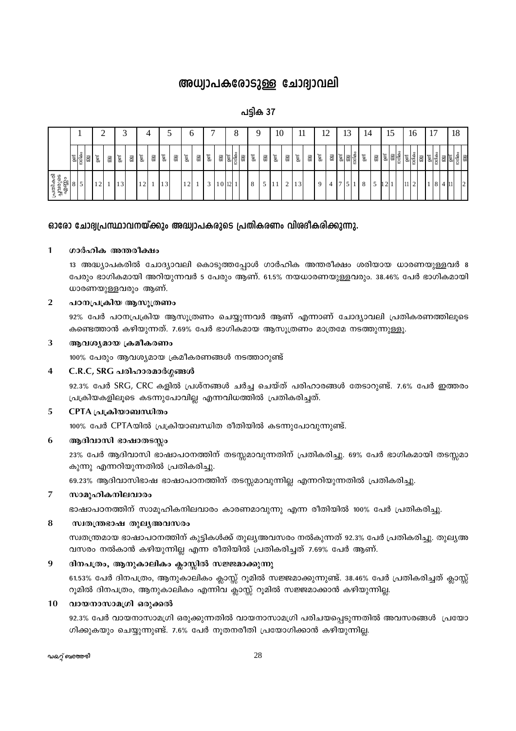# അധ്യാപകരോടുള്ള ചോദ്യാവലി

## പട്ടിക 37

| | 1 | | | 2 | | 3 | | 4 | | 5 | | 6 | | 7 | | 8 | | | 9 | | 10 | | 11 | | 12 | | 13 | | | 14 | | 15 | | | 16 | | | 17 | | | 18 | | |
|---|---|---|---|---|---|---|---|---|---|---|---|---|---|---|---|---|---|---|---|---|---|---|---|---|---|---|---|---|---|---|---|---|---|---|---|---|---|---|---|---|---|---|---|
| | ഉണ്ട് | ഭാഗികം | ഇല്ല | ഉണ്ട് | ഇല്ല | ഉണ്ട് | ഇല്ല | ഉണ്ട് | ഇല്ല | ഉണ്ട് | ഇല്ല | ഉണ്ട് | ഇല്ല | ഉണ്ട് | ഇല്ല | ഉണ്ട് | ഭാഗികം | ഇല്ല | ഉണ്ട് | ഇല്ല | ഉണ്ട് | ഇല്ല | ഉണ്ട് | ഇല്ല | ഉണ്ട് | ഇല്ല | ഉണ്ട് | ഇല്ല | ഭാഗികം | ഉണ്ട് | ഇല്ല | ഉണ്ട് | ഇല്ല | ഭാഗികം | ഉണ്ട് | ഭാഗികം | ഇല്ല | ഉണ്ട് | ഭാഗികം | ഇല്ല | ഉണ്ട് | ഭാഗികം | ഇല്ല |
| പ്രതികരിച്ചവരുടെ എണ്ണം | 8 | 5 | | 12 | 1 | 13 | | 12 | 1 | 13 | | 12 | 1 | 3 | 10 | 12 | 1 | | 8 | 5 | 11 | 2 | 13 | | 9 | 4 | 7 | 5 | 1 | 8 | 5 | 12 | 1 | | 11 | 2 | | 1 | 8 | 4 | 11 | | 2 |

### ഓരോ ചോദ്യപ്രസ്ഥാവനയ്ക്കും അദ്ധ്യാപകരുടെ പ്രതികരണം വിശദീകരിക്കുന്നു.

**1 ഗാർഹിക അന്തരീക്ഷം**

13 അദ്ധ്യാപകരിൽ ചോദ്യാവലി കൊടുത്തപ്പോൾ ഗാർഹിക അന്തരീക്ഷം ശരിയായ ധാരണയുള്ളവർ 8 പേരും ഭാഗികമായി അറിയുന്നവർ 5 പേരും ആണ്. 61.5% നയധാരണയുള്ളവരും. 38.46% പേർ ഭാഗികമായി ധാരണയുള്ളവരും ആണ്.

**2 പഠനപ്രക്രിയ ആസൂത്രണം**

92% പേർ പഠനപ്രക്രിയ ആസൂത്രണം ചെയ്യുന്നവർ ആണ് എന്നാണ് ചോദ്യാവലി പ്രതികരണത്തിലൂടെ കണ്ടെത്താൻ കഴിയുന്നത്. 7.69% പേർ ഭാഗികമായ ആസൂത്രണം മാത്രമേ നടത്തുന്നുള്ളൂ.

**3 ആവശ്യമായ ക്രമീകരണം**

100% പേരും ആവശ്യമായ ക്രമീകരണങ്ങൾ നടത്താറുണ്ട്

**4 C.R.C, SRG പരിഹാരമാർഗ്ഗങ്ങൾ**

92.3% പേർ SRG, CRC കളിൽ പ്രശ്നങ്ങൾ ചർച്ച ചെയ്ത് പരിഹാരങ്ങൾ തേടാറുണ്ട്. 7.6% പേർ ഇത്തരം പ്രക്രിയകളിലൂടെ കടന്നുപോവില്ല എന്നവിധത്തിൽ പ്രതികരിച്ചത്.

**5 CPTA പ്രക്രിയാബന്ധിതം**

100% പേർ CPTAയിൽ പ്രക്രിയാബന്ധിത രീതിയിൽ കടന്നുപോവുന്നുണ്ട്.

**6 ആദിവാസി ഭാഷാതടസ്സം**

23% പേർ ആദിവാസി ഭാഷാപഠനത്തിന് തടസ്സമാവുന്നതിന് പ്രതികരിച്ചു. 69% പേർ ഭാഗികമായി തടസ്സമാകുന്നു എന്നറിയുന്നതിൽ പ്രതികരിച്ചു.

69.23% ആദിവാസിഭാഷ ഭാഷാപഠനത്തിന് തടസ്സമാവുന്നില്ല എന്നറിയുന്നതിൽ പ്രതികരിച്ചു.

**7 സാമൂഹികനിലവാരം**

ഭാഷാപഠനത്തിന് സാമൂഹികനിലവാരം കാരണമാവുന്നു എന്ന രീതിയിൽ 100% പേർ പ്രതികരിച്ചു.

**8 സ്വതന്ത്രഭാഷ തുല്യഅവസരം**

സ്വതന്ത്രമായ ഭാഷാപഠനത്തിന് കുട്ടികൾക്ക് തുല്യഅവസരം നൽകുന്നത് 92.3% പേർ പ്രതികരിച്ചു. തുല്യഅവസരം നൽകാൻ കഴിയുന്നില്ല എന്ന രീതിയിൽ പ്രതികരിച്ചത് 7.69% പേർ ആണ്.

**9 ദിനപത്രം, ആനുകാലികം ക്ലാസ്സിൽ സജ്ജമാക്കുന്നു**

61.53% പേർ ദിനപത്രം, ആനുകാലികം ക്ലാസ്സ് റൂമിൽ സജ്ജമാക്കുന്നുണ്ട്. 38.46% പേർ പ്രതികരിച്ചത് ക്ലാസ്സ് റൂമിൽ ദിനപത്രം, ആനുകാലികം എന്നിവ ക്ലാസ്സ് റൂമിൽ സജ്ജമാക്കാൻ കഴിയുന്നില്ല.

**10 വായനാസാമഗ്രി ഒരുക്കൽ**

92.3% പേർ വായനാസാമഗ്രി ഒരുക്കുന്നതിൽ വായനാസാമഗ്രി പരിചയപ്പെടുന്നതിൽ അവസരങ്ങൾ പ്രയോഗിക്കുകയും ചെയ്യുന്നുണ്ട്. 7.6% പേർ നൂതനരീതി പ്രയോഗിക്കാൻ കഴിയുന്നില്ല.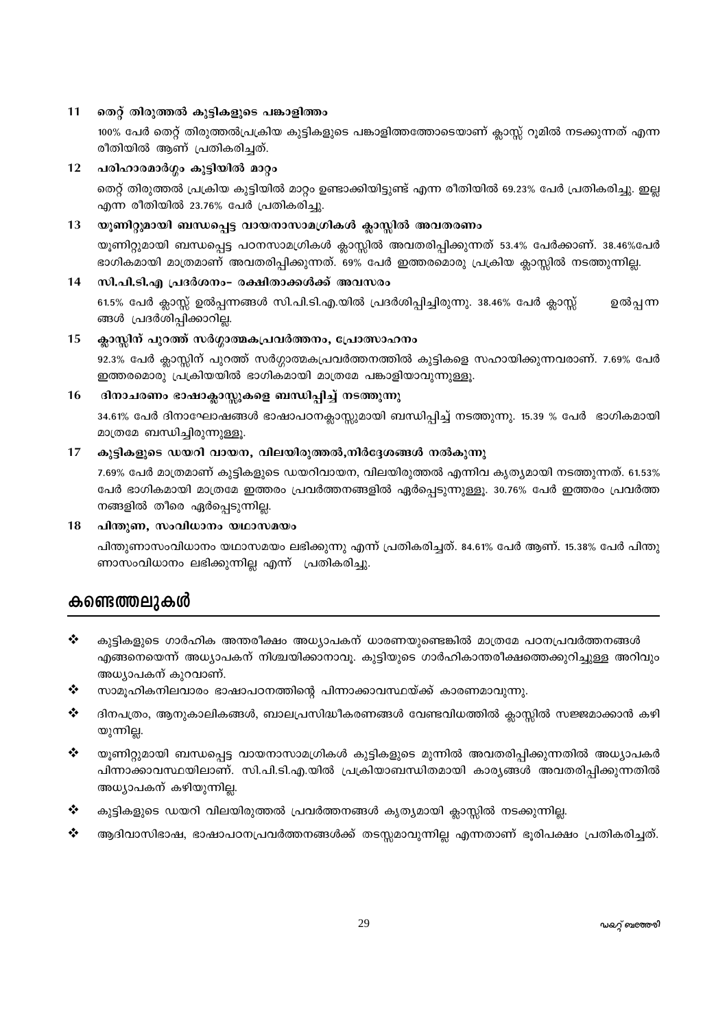### 11 തെറ്റ് തിരുത്തൽ കുട്ടികളുടെ പങ്കാളിത്തം

100% പേർ തെറ്റ് തിരുത്തൽപ്രക്രിയ കുട്ടികളുടെ പങ്കാളിത്തത്തോടെയാണ് ക്ലാസ്സ് റൂമിൽ നടക്കുന്നത് എന്ന രീതിയിൽ ആണ് പ്രതികരിച്ചത്.

### 12 പരിഹാരമാർഗ്ഗം കുട്ടിയിൽ മാറ്റം

തെറ്റ് തിരുത്തൽ പ്രക്രിയ കുട്ടിയിൽ മാറ്റം ഉണ്ടാക്കിയിട്ടുണ്ട് എന്ന രീതിയിൽ 69.23% പേർ പ്രതികരിച്ചു. ഇല്ല എന്ന രീതിയിൽ 23.76% പേർ പ്രതികരിച്ചു.

### 13 യൂണിറ്റുമായി ബന്ധപ്പെട്ട വായനാസാമഗ്രികൾ ക്ലാസ്സിൽ അവതരണം

യൂണിറ്റുമായി ബന്ധപ്പെട്ട പഠനസാമഗ്രികൾ ക്ലാസ്സിൽ അവതരിപ്പിക്കുന്നത് 53.4% പേർക്കാണ്. 38.46%പേർ ഭാഗികമായി മാത്രമാണ് അവതരിപ്പിക്കുന്നത്. 69% പേർ ഇത്തരമൊരു പ്രക്രിയ ക്ലാസ്സിൽ നടത്തുന്നില്ല.

### 14 സി.പി.ടി.എ പ്രദർശനം- രക്ഷിതാക്കൾക്ക് അവസരം

61.5% പേർ ക്ലാസ്സ് ഉൽപ്പന്നങ്ങൾ സി.പി.ടി.എ.യിൽ പ്രദർശിപ്പിച്ചിരുന്നു. 38.46% പേർ ക്ലാസ്സ് ഉൽപ്പന്നങ്ങൾ പ്രദർശിപ്പിക്കാറില്ല.

### 15 ക്ലാസ്സിന് പുറത്ത് സർഗ്ഗാത്മകപ്രവർത്തനം, പ്രോത്സാഹനം

92.3% പേർ ക്ലാസ്സിന് പുറത്ത് സർഗ്ഗാത്മകപ്രവർത്തനത്തിൽ കുട്ടികളെ സഹായിക്കുന്നവരാണ്. 7.69% പേർ ഇത്തരമൊരു പ്രക്രിയയിൽ ഭാഗികമായി മാത്രമേ പങ്കാളിയാവുന്നുള്ളൂ.

### 16 ദിനാചരണം ഭാഷാക്ലാസ്സുകളെ ബന്ധിപ്പിച്ച് നടത്തുന്നു

34.61% പേർ ദിനാഘോഷങ്ങൾ ഭാഷാപഠനക്ലാസ്സുമായി ബന്ധിപ്പിച്ച് നടത്തുന്നു. 15.39 % പേർ ഭാഗികമായി മാത്രമേ ബന്ധിച്ചിരുന്നുള്ളൂ.

### 17 കുട്ടികളുടെ ഡയറി വായന, വിലയിരുത്തൽ,നിർദ്ദേശങ്ങൾ നൽകുന്നു

7.69% പേർ മാത്രമാണ് കുട്ടികളുടെ ഡയറിവായന, വിലയിരുത്തൽ എന്നിവ കൃത്യമായി നടത്തുന്നത്. 61.53% പേർ ഭാഗികമായി മാത്രമേ ഇത്തരം പ്രവർത്തനങ്ങളിൽ ഏർപ്പെടുന്നുള്ളൂ. 30.76% പേർ ഇത്തരം പ്രവർത്തനങ്ങളിൽ തീരെ ഏർപ്പെടുന്നില്ല.

### 18 പിന്തുണ, സംവിധാനം യഥാസമയം

പിന്തുണാസംവിധാനം യഥാസമയം ലഭിക്കുന്നു എന്ന് പ്രതികരിച്ചത്. 84.61% പേർ ആണ്. 15.38% പേർ പിന്തുണാസംവിധാനം ലഭിക്കുന്നില്ല എന്ന് പ്രതികരിച്ചു.

## കണ്ടെത്തലുകൾ

- കുട്ടികളുടെ ഗാർഹിക അന്തരീക്ഷം അധ്യാപകന് ധാരണയുണ്ടെങ്കിൽ മാത്രമേ പഠനപ്രവർത്തനങ്ങൾ എങ്ങനെയെന്ന് അധ്യാപകന് നിശ്ചയിക്കാനാവൂ. കുട്ടിയുടെ ഗാർഹികാന്തരീക്ഷത്തെക്കുറിച്ചുള്ള അറിവും അധ്യാപകന് കുറവാണ്.
- സാമൂഹികനിലവാരം ഭാഷാപഠനത്തിന്റെ പിന്നാക്കാവസ്ഥയ്ക്ക് കാരണമാവുന്നു.
- ദിനപത്രം, ആനുകാലികങ്ങൾ, ബാലപ്രസിദ്ധീകരണങ്ങൾ വേണ്ടവിധത്തിൽ ക്ലാസ്സിൽ സജ്ജമാക്കാൻ കഴിയുന്നില്ല.
- യൂണിറ്റുമായി ബന്ധപ്പെട്ട വായനാസാമഗ്രികൾ കുട്ടികളുടെ മുന്നിൽ അവതരിപ്പിക്കുന്നതിൽ അധ്യാപകർ പിന്നാക്കാവസ്ഥയിലാണ്. സി.പി.ടി.എ.യിൽ പ്രക്രിയാബന്ധിതമായി കാര്യങ്ങൾ അവതരിപ്പിക്കുന്നതിൽ അധ്യാപകന് കഴിയുന്നില്ല.
- കുട്ടികളുടെ ഡയറി വിലയിരുത്തൽ പ്രവർത്തനങ്ങൾ കൃത്യമായി ക്ലാസ്സിൽ നടക്കുന്നില്ല.
- ആദിവാസിഭാഷ, ഭാഷാപഠനപ്രവർത്തനങ്ങൾക്ക് തടസ്സമാവുന്നില്ല എന്നതാണ് ഭൂരിപക്ഷം പ്രതികരിച്ചത്.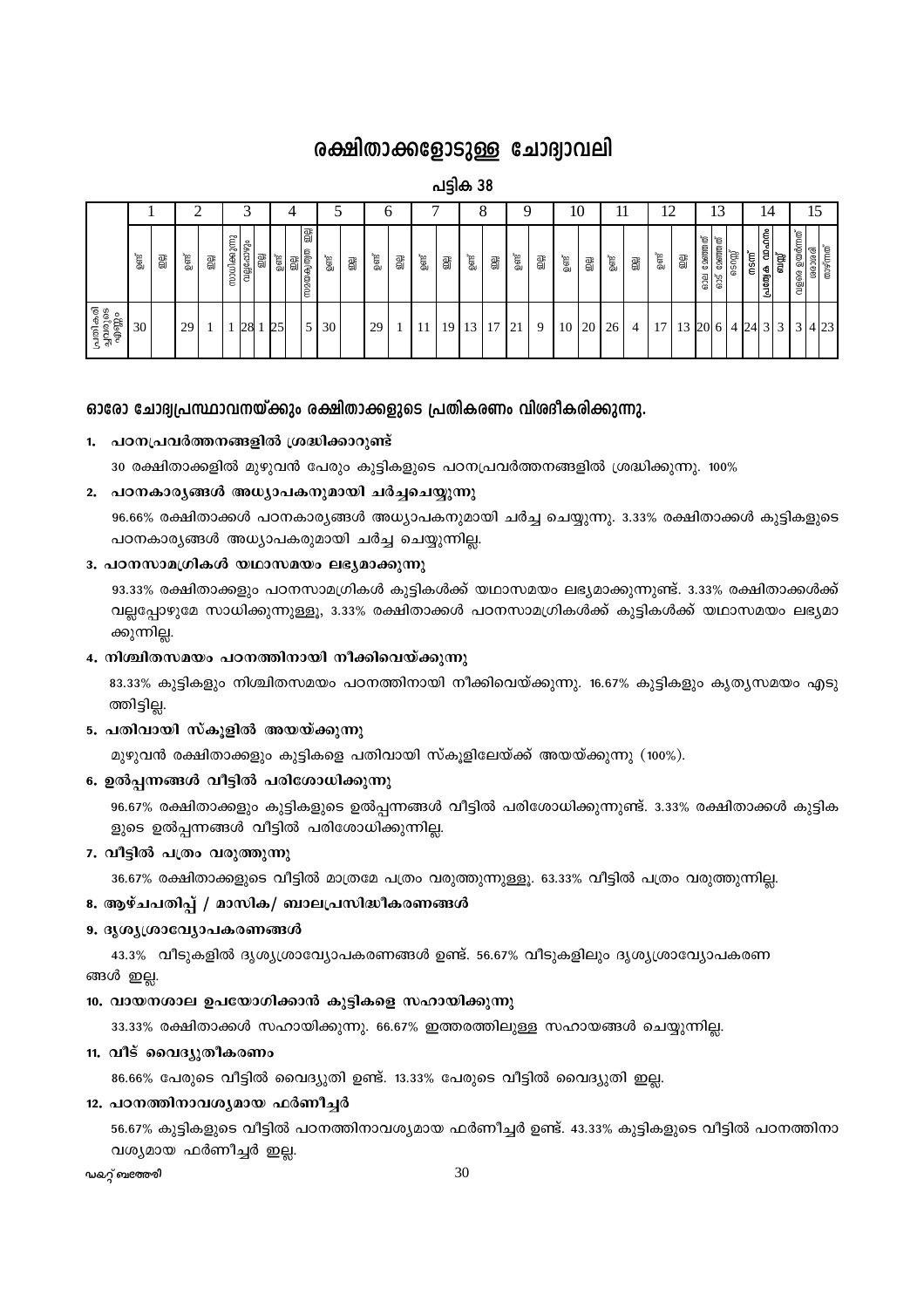# രക്ഷിതാക്കളോടുള്ള ചോദ്യാവലി

**പട്ടിക 38**

| | 1 | | 2 | | 3 | | | 4 | | | 5 | | 6 | | 7 | | 8 | | 9 | | 10 | | 11 | | 12 | | 13 | | | 14 | | | 15 | | |
|---|---|---|---|---|---|---|---|---|---|---|---|---|---|---|---|---|---|---|---|---|---|---|---|---|---|---|---|---|---|---|---|---|---|---|---|
| | ഉണ്ട് | ഇല്ല | ഉണ്ട് | ഇല്ല | സാധിക്കുന്നു | വല്ലപ്പോഴും | ഇല്ല | ഉണ്ട് | ഇല്ല | ഇല്ല സമയക്രമീകരണം | ഉണ്ട് | ഇല്ല | ഉണ്ട് | ഇല്ല | ഉണ്ട് | ഇല്ല | ഉണ്ട് | ഇല്ല | ഉണ്ട് | ഇല്ല | ഉണ്ട് | ഇല്ല | ഉണ്ട് | ഇല്ല | ഉണ്ട് | ഇല്ല | ഓല മേഞ്ഞത് | ഓട് മേഞ്ഞത് | ടെറസ് | നടന്ന് | പ്രത്യേക വാഹനം | ബസ്സ് | വളരെ ഉയർന്നത് | ശരാശരി | താഴ്ന്നത് |
| പ്രതികരിച്ചവരുടെ എണ്ണം | 30 | | 29 | 1 | 1 | 28 | 1 | 25 | | 5 | 30 | | 29 | 1 | 11 | 19 | 13 | 17 | 21 | 9 | 10 | 20 | 26 | 4 | 17 | 13 | 20 | 6 | 4 | 24 | 3 | 3 | 3 | 4 | 23 |

## ഓരോ ചോദ്യപ്രസ്ഥാവനയ്ക്കും രക്ഷിതാക്കളുടെ പ്രതികരണം വിശദീകരിക്കുന്നു.

### 1. പഠനപ്രവർത്തനങ്ങളിൽ ശ്രദ്ധിക്കാറുണ്ട്

30 രക്ഷിതാക്കളിൽ മുഴുവൻ പേരും കുട്ടികളുടെ പഠനപ്രവർത്തനങ്ങളിൽ ശ്രദ്ധിക്കുന്നു. 100%

### 2. പഠനകാര്യങ്ങൾ അധ്യാപകനുമായി ചർച്ചചെയ്യുന്നു

96.66% രക്ഷിതാക്കൾ പഠനകാര്യങ്ങൾ അധ്യാപകനുമായി ചർച്ച ചെയ്യുന്നു. 3.33% രക്ഷിതാക്കൾ കുട്ടികളുടെ പഠനകാര്യങ്ങൾ അധ്യാപകരുമായി ചർച്ച ചെയ്യുന്നില്ല.

### 3. പഠനസാമഗ്രികൾ യഥാസമയം ലഭ്യമാക്കുന്നു

93.33% രക്ഷിതാക്കളും പഠനസാമഗ്രികൾ കുട്ടികൾക്ക് യഥാസമയം ലഭ്യമാക്കുന്നുണ്ട്. 3.33% രക്ഷിതാക്കൾക്ക് വല്ലപ്പോഴുമേ സാധിക്കുന്നുള്ളൂ, 3.33% രക്ഷിതാക്കൾ പഠനസാമഗ്രികൾക്ക് കുട്ടികൾക്ക് യഥാസമയം ലഭ്യമാക്കുന്നില്ല.

### 4. നിശ്ചിതസമയം പഠനത്തിനായി നീക്കിവെയ്ക്കുന്നു

83.33% കുട്ടികളും നിശ്ചിതസമയം പഠനത്തിനായി നീക്കിവെയ്ക്കുന്നു. 16.67% കുട്ടികളും കൃത്യസമയം എടുത്തിട്ടില്ല.

### 5. പതിവായി സ്കൂളിൽ അയയ്ക്കുന്നു

മുഴുവൻ രക്ഷിതാക്കളും കുട്ടികളെ പതിവായി സ്കൂളിലേയ്ക്ക് അയയ്ക്കുന്നു (100%).

### 6. ഉൽപ്പന്നങ്ങൾ വീട്ടിൽ പരിശോധിക്കുന്നു

96.67% രക്ഷിതാക്കളും കുട്ടികളുടെ ഉൽപ്പന്നങ്ങൾ വീട്ടിൽ പരിശോധിക്കുന്നുണ്ട്. 3.33% രക്ഷിതാക്കൾ കുട്ടികളുടെ ഉൽപ്പന്നങ്ങൾ വീട്ടിൽ പരിശോധിക്കുന്നില്ല.

### 7. വീട്ടിൽ പത്രം വരുത്തുന്നു

36.67% രക്ഷിതാക്കളുടെ വീട്ടിൽ മാത്രമേ പത്രം വരുത്തുന്നുള്ളൂ. 63.33% വീട്ടിൽ പത്രം വരുത്തുന്നില്ല.

### 8. ആഴ്ചപതിപ്പ് / മാസിക/ ബാലപ്രസിദ്ധീകരണങ്ങൾ

### 9. ദൃശ്യശ്രാവ്യോപകരണങ്ങൾ

43.3% വീടുകളിൽ ദൃശ്യശ്രാവ്യോപകരണങ്ങൾ ഉണ്ട്. 56.67% വീടുകളിലും ദൃശ്യശ്രാവ്യോപകരണങ്ങൾ ഇല്ല.

### 10. വായനശാല ഉപയോഗിക്കാൻ കുട്ടികളെ സഹായിക്കുന്നു

33.33% രക്ഷിതാക്കൾ സഹായിക്കുന്നു. 66.67% ഇത്തരത്തിലുള്ള സഹായങ്ങൾ ചെയ്യുന്നില്ല.

### 11. വീട് വൈദ്യുതീകരണം

86.66% പേരുടെ വീട്ടിൽ വൈദ്യുതി ഉണ്ട്. 13.33% പേരുടെ വീട്ടിൽ വൈദ്യുതി ഇല്ല.

### 12. പഠനത്തിനാവശ്യമായ ഫർണീച്ചർ

56.67% കുട്ടികളുടെ വീട്ടിൽ പഠനത്തിനാവശ്യമായ ഫർണീച്ചർ ഉണ്ട്. 43.33% കുട്ടികളുടെ വീട്ടിൽ പഠനത്തിനാവശ്യമായ ഫർണീച്ചർ ഇല്ല.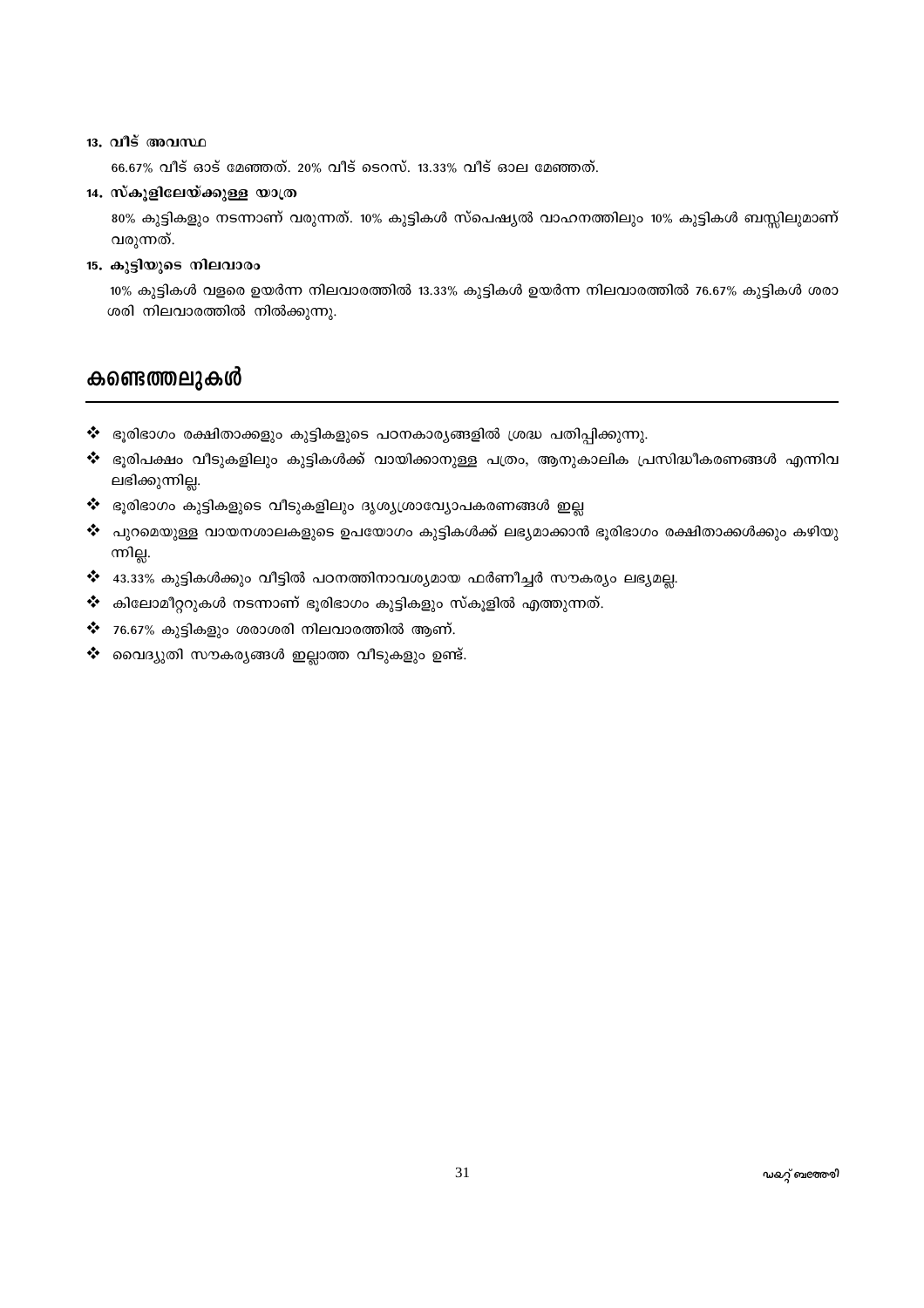**13. വീട് അവസ്ഥ**

66.67% വീട് ഓട് മേഞ്ഞത്. 20% വീട് ടെറസ്. 13.33% വീട് ഓല മേഞ്ഞത്.

**14. സ്കൂളിലേയ്ക്കുള്ള യാത്ര**

80% കുട്ടികളും നടന്നാണ് വരുന്നത്. 10% കുട്ടികൾ സ്പെഷ്യൽ വാഹനത്തിലും 10% കുട്ടികൾ ബസ്സിലുമാണ് വരുന്നത്.

**15. കുട്ടിയുടെ നിലവാരം**

10% കുട്ടികൾ വളരെ ഉയർന്ന നിലവാരത്തിൽ 13.33% കുട്ടികൾ ഉയർന്ന നിലവാരത്തിൽ 76.67% കുട്ടികൾ ശരാശരി നിലവാരത്തിൽ നിൽക്കുന്നു.

## കണ്ടെത്തലുകൾ

- ഭൂരിഭാഗം രക്ഷിതാക്കളും കുട്ടികളുടെ പഠനകാര്യങ്ങളിൽ ശ്രദ്ധ പതിപ്പിക്കുന്നു.
- ഭൂരിപക്ഷം വീടുകളിലും കുട്ടികൾക്ക് വായിക്കാനുള്ള പത്രം, ആനുകാലിക പ്രസിദ്ധീകരണങ്ങൾ എന്നിവ ലഭിക്കുന്നില്ല.
- ഭൂരിഭാഗം കുട്ടികളുടെ വീടുകളിലും ദൃശ്യശ്രാവ്യോപകരണങ്ങൾ ഇല്ല
- പുറമെയുള്ള വായനശാലകളുടെ ഉപയോഗം കുട്ടികൾക്ക് ലഭ്യമാക്കാൻ ഭൂരിഭാഗം രക്ഷിതാക്കൾക്കും കഴിയുന്നില്ല.
- 43.33% കുട്ടികൾക്കും വീട്ടിൽ പഠനത്തിനാവശ്യമായ ഫർണീച്ചർ സൗകര്യം ലഭ്യമല്ല.
- കിലോമീറ്ററുകൾ നടന്നാണ് ഭൂരിഭാഗം കുട്ടികളും സ്കൂളിൽ എത്തുന്നത്.
- 76.67% കുട്ടികളും ശരാശരി നിലവാരത്തിൽ ആണ്.
- വൈദ്യുതി സൗകര്യങ്ങൾ ഇല്ലാത്ത വീടുകളും ഉണ്ട്.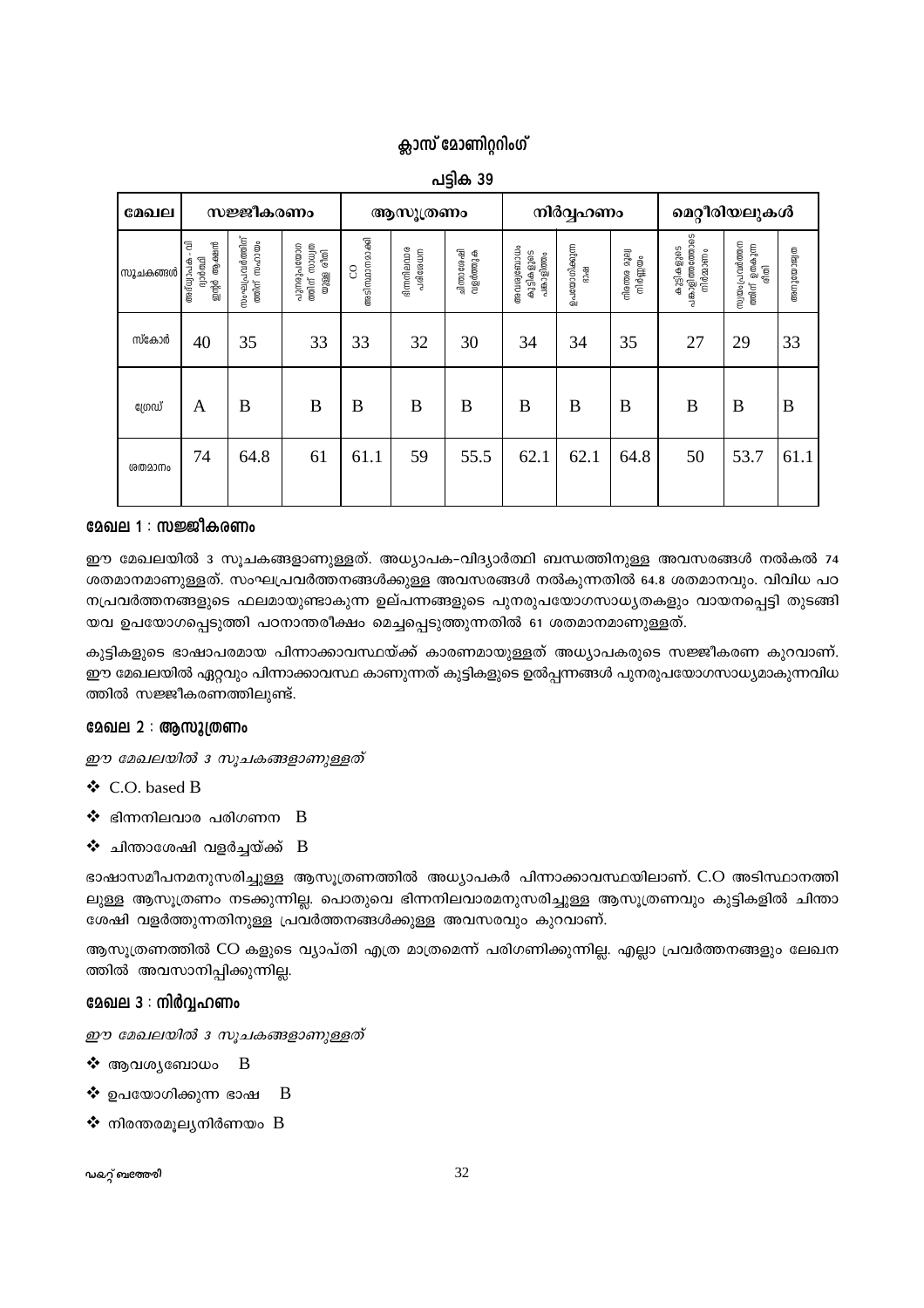## ക്ലാസ് മോണിറ്ററിംഗ്

### പട്ടിക 39

| മേഖല | സജ്ജീകരണം | | | ആസൂത്രണം | | | നിർവ്വഹണം | | | മെറ്റീരിയലുകൾ | | |
|---|---|---|---|---|---|---|---|---|---|---|---|---|
| സൂചകങ്ങൾ | അധ്യാപക - വിദ്യാർത്ഥി ഇന്റർ ആക്ഷൻ | സംഘപ്രവർത്തിന് അവസരം | പുനരുപയോഗത്തിന് സാധ്യതയുള്ള രീതി | CO അടിസ്ഥാനമാക്കി | ഭിന്നനിലവാര പരിഗണന | ചിന്താശേഷി വളർത്തുക | ആവശ്യബോധം കുട്ടികളുടെ പങ്കാളിത്തം | ഉപയോഗിക്കുന്ന ഭാഷ | നിരന്തര മൂല്യനിർണ്ണയം | കുട്ടികളുടെ പങ്കാളിത്തത്തോടെ നിർമ്മാണം | സ്വയംപ്രവർത്തനത്തിന് ഉതകുന്ന രീതി | അനുയോജ്യത |
| സ്കോർ | 40 | 35 | 33 | 33 | 32 | 30 | 34 | 34 | 35 | 27 | 29 | 33 |
| ഗ്രേഡ് | A | B | B | B | B | B | B | B | B | B | B | B |
| ശതമാനം | 74 | 64.8 | 61 | 61.1 | 59 | 55.5 | 62.1 | 62.1 | 64.8 | 50 | 53.7 | 61.1 |

### മേഖല 1 : സജ്ജീകരണം

ഈ മേഖലയിൽ 3 സൂചകങ്ങളാണുള്ളത്. അധ്യാപക-വിദ്യാർത്ഥി ബന്ധത്തിനുള്ള അവസരങ്ങൾ നൽകൽ 74 ശതമാനമാണുള്ളത്. സംഘപ്രവർത്തനങ്ങൾക്കുള്ള അവസരങ്ങൾ നൽകുന്നതിൽ 64.8 ശതമാനവും. വിവിധ പഠനപ്രവർത്തനങ്ങളുടെ ഫലമായുണ്ടാകുന്ന ഉല്പന്നങ്ങളുടെ പുനരുപയോഗസാധ്യതകളും വായനപ്പെട്ടി തുടങ്ങിയവ ഉപയോഗപ്പെടുത്തി പഠനാന്തരീക്ഷം മെച്ചപ്പെടുത്തുന്നതിൽ 61 ശതമാനമാണുള്ളത്.

കുട്ടികളുടെ ഭാഷാപരമായ പിന്നാക്കാവസ്ഥയ്ക്ക് കാരണമായുള്ളത് അധ്യാപകരുടെ സജ്ജീകരണ കുറവാണ്. ഈ മേഖലയിൽ ഏറ്റവും പിന്നാക്കാവസ്ഥ കാണുന്നത് കുട്ടികളുടെ ഉൽപ്പന്നങ്ങൾ പുനരുപയോഗസാധ്യമാകുന്നവിധത്തിൽ സജ്ജീകരണത്തിലുണ്ട്.

### മേഖല 2 : ആസൂത്രണം

*ഈ മേഖലയിൽ 3 സൂചകങ്ങളാണുള്ളത്*

- C.O. based B
- ഭിന്നനിലവാര പരിഗണന B
- ചിന്താശേഷി വളർച്ചയ്ക്ക് B

ഭാഷാസമീപനമനുസരിച്ചുള്ള ആസൂത്രണത്തിൽ അധ്യാപകർ പിന്നാക്കാവസ്ഥയിലാണ്. C.O അടിസ്ഥാനത്തിലുള്ള ആസൂത്രണം നടക്കുന്നില്ല. പൊതുവെ ഭിന്നനിലവാരമനുസരിച്ചുള്ള ആസൂത്രണവും കുട്ടികളിൽ ചിന്താശേഷി വളർത്തുന്നതിനുള്ള പ്രവർത്തനങ്ങൾക്കുള്ള അവസരവും കുറവാണ്.

ആസൂത്രണത്തിൽ CO കളുടെ വ്യാപ്തി എത്ര മാത്രമെന്ന് പരിഗണിക്കുന്നില്ല. എല്ലാ പ്രവർത്തനങ്ങളും ലേഖനത്തിൽ അവസാനിപ്പിക്കുന്നില്ല.

### മേഖല 3 : നിർവ്വഹണം

*ഈ മേഖലയിൽ 3 സൂചകങ്ങളാണുള്ളത്*

- ആവശ്യബോധം B
- ഉപയോഗിക്കുന്ന ഭാഷ B
- നിരന്തരമൂല്യനിർണയം B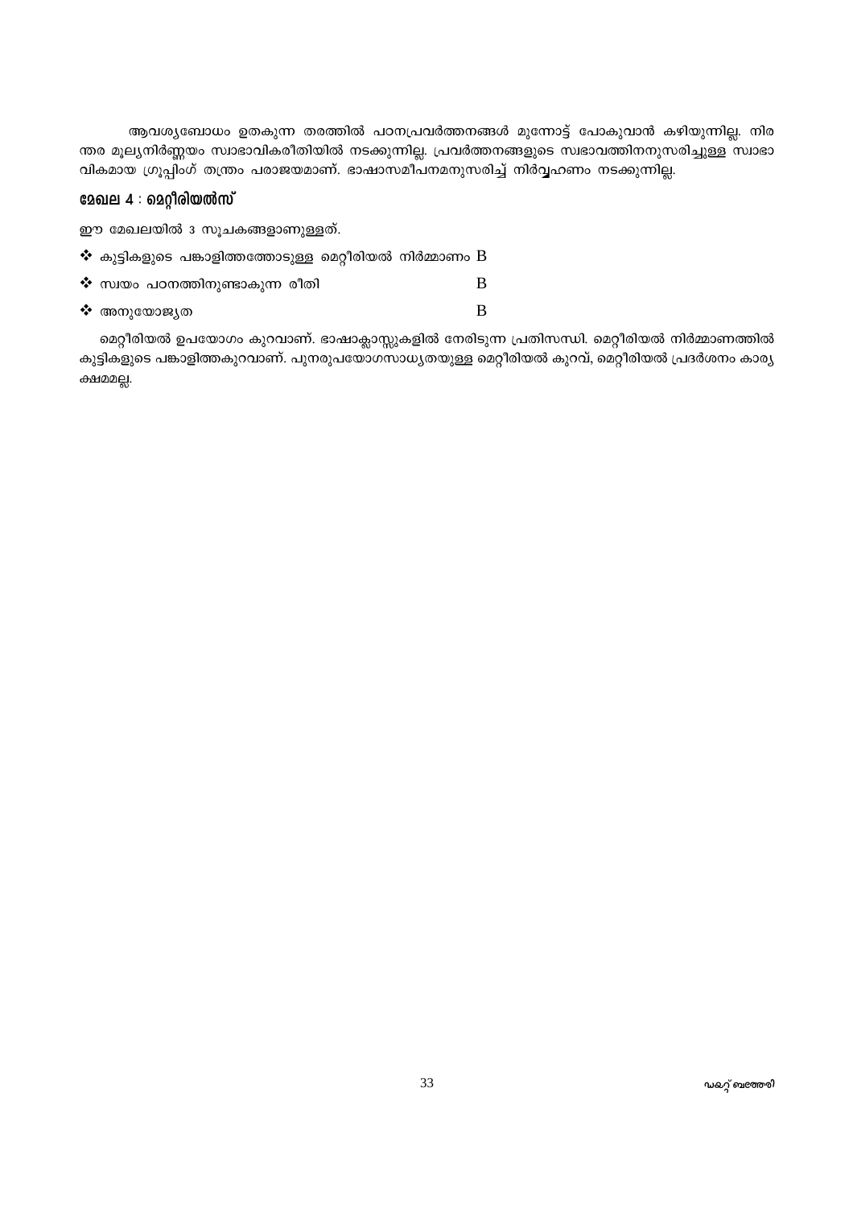ആവശ്യബോധം ഉതകുന്ന തരത്തിൽ പഠനപ്രവർത്തനങ്ങൾ മുന്നോട്ട് പോകുവാൻ കഴിയുന്നില്ല. നിരന്തര മൂല്യനിർണ്ണയം സ്വാഭാവികരീതിയിൽ നടക്കുന്നില്ല. പ്രവർത്തനങ്ങളുടെ സ്വഭാവത്തിനനുസരിച്ചുള്ള സ്വാഭാവികമായ ഗ്രൂപ്പിംഗ് തന്ത്രം പരാജയമാണ്. ഭാഷാസമീപനമനുസരിച്ച് നിർവ്വഹണം നടക്കുന്നില്ല.

## മേഖല 4 : മെറ്റീരിയൽസ്

ഈ മേഖലയിൽ 3 സൂചകങ്ങളാണുള്ളത്.

- കുട്ടികളുടെ പങ്കാളിത്തത്തോടുള്ള മെറ്റീരിയൽ നിർമ്മാണം B
- സ്വയം പഠനത്തിനുണ്ടാകുന്ന രീതി B
- അനുയോജ്യത B

മെറ്റീരിയൽ ഉപയോഗം കുറവാണ്. ഭാഷാക്ലാസ്സുകളിൽ നേരിടുന്ന പ്രതിസന്ധി. മെറ്റീരിയൽ നിർമ്മാണത്തിൽ കുട്ടികളുടെ പങ്കാളിത്തകുറവാണ്. പുനരുപയോഗസാധ്യതയുള്ള മെറ്റീരിയൽ കുറവ്, മെറ്റീരിയൽ പ്രദർശനം കാര്യക്ഷമമല്ല.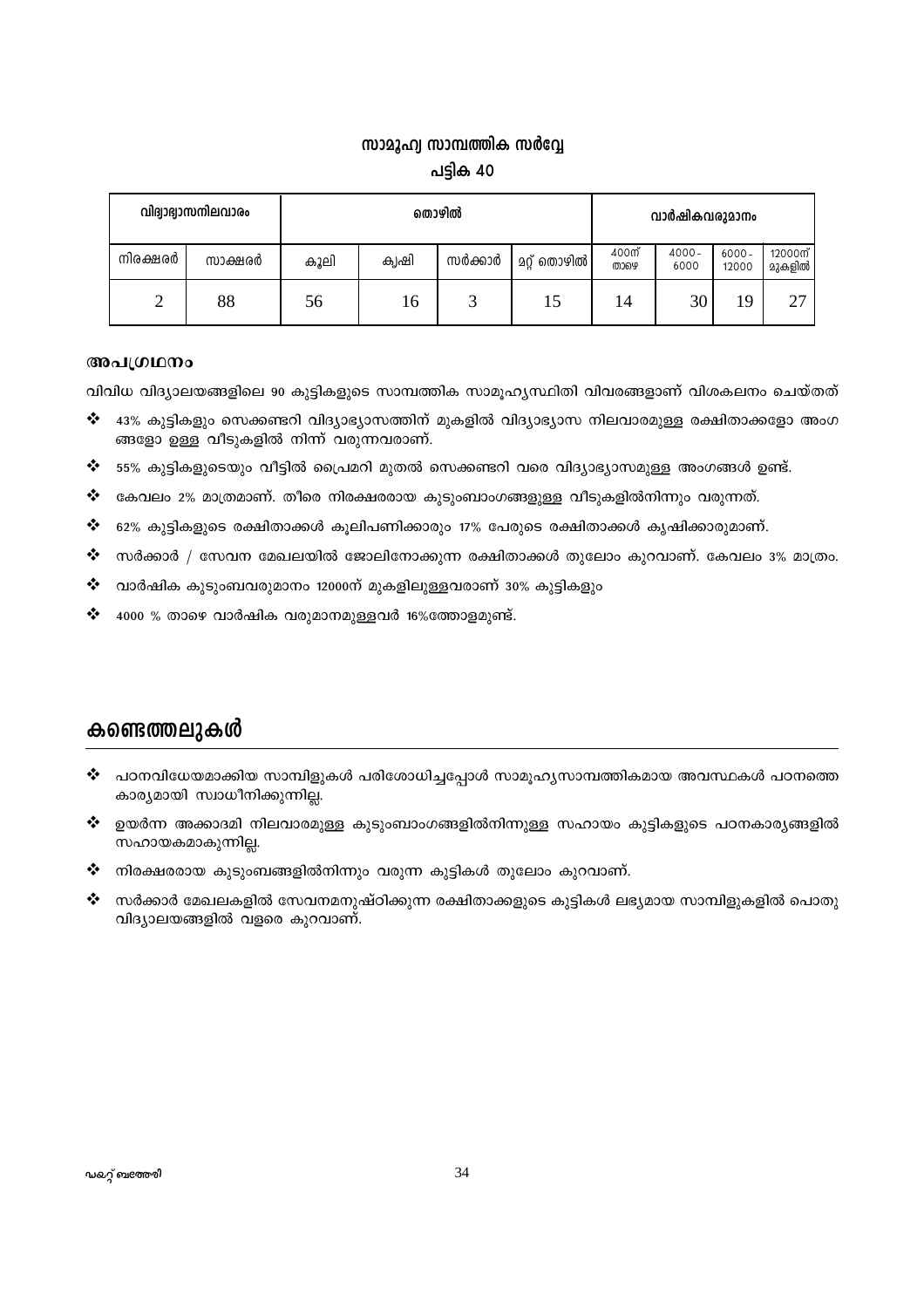## സാമൂഹ്യ സാമ്പത്തിക സർവ്വേ

### പട്ടിക 40

| വിദ്യാഭ്യാസനിലവാരം | | തൊഴിൽ | | | | വാർഷികവരുമാനം | | | |
|---|---|---|---|---|---|---|---|---|---|
| നിരക്ഷരർ | സാക്ഷരർ | കൂലി | കൃഷി | സർക്കാർ | മറ്റ് തൊഴിൽ | 400ന് താഴെ | 4000 - 6000 | 6000 - 12000 | 12000ന് മുകളിൽ |
| 2 | 88 | 56 | 16 | 3 | 15 | 14 | 30 | 19 | 27 |

**അപഗ്രഥനം**

വിവിധ വിദ്യാലയങ്ങളിലെ 90 കുട്ടികളുടെ സാമ്പത്തിക സാമൂഹ്യസ്ഥിതി വിവരങ്ങളാണ് വിശകലനം ചെയ്തത്

- 43% കുട്ടികളും സെക്കണ്ടറി വിദ്യാഭ്യാസത്തിന് മുകളിൽ വിദ്യാഭ്യാസ നിലവാരമുള്ള രക്ഷിതാക്കളോ അംഗങ്ങളോ ഉള്ള വീടുകളിൽ നിന്ന് വരുന്നവരാണ്.
- 55% കുട്ടികളുടെയും വീട്ടിൽ പ്രൈമറി മുതൽ സെക്കണ്ടറി വരെ വിദ്യാഭ്യാസമുള്ള അംഗങ്ങൾ ഉണ്ട്.
- കേവലം 2% മാത്രമാണ്. തീരെ നിരക്ഷരരായ കുടുംബാംഗങ്ങളുള്ള വീടുകളിൽനിന്നും വരുന്നത്.
- 62% കുട്ടികളുടെ രക്ഷിതാക്കൾ കൂലിപണിക്കാരും 17% പേരുടെ രക്ഷിതാക്കൾ കൃഷിക്കാരുമാണ്.
- സർക്കാർ / സേവന മേഖലയിൽ ജോലിനോക്കുന്ന രക്ഷിതാക്കൾ തുലോം കുറവാണ്. കേവലം 3% മാത്രം.
- വാർഷിക കുടുംബവരുമാനം 12000ന് മുകളിലുള്ളവരാണ് 30% കുട്ടികളും
- 4000 % താഴെ വാർഷിക വരുമാനമുള്ളവർ 16%ത്തോളമുണ്ട്.

## കണ്ടെത്തലുകൾ

- പഠനവിധേയമാക്കിയ സാമ്പിളുകൾ പരിശോധിച്ചപ്പോൾ സാമൂഹ്യസാമ്പത്തികമായ അവസ്ഥകൾ പഠനത്തെ കാര്യമായി സ്വാധീനിക്കുന്നില്ല.
- ഉയർന്ന അക്കാദമി നിലവാരമുള്ള കുടുംബാംഗങ്ങളിൽനിന്നുള്ള സഹായം കുട്ടികളുടെ പഠനകാര്യങ്ങളിൽ സഹായകമാകുന്നില്ല.
- നിരക്ഷരരായ കുടുംബങ്ങളിൽനിന്നും വരുന്ന കുട്ടികൾ തുലോം കുറവാണ്.
- സർക്കാർ മേഖലകളിൽ സേവനമനുഷ്ഠിക്കുന്ന രക്ഷിതാക്കളുടെ കുട്ടികൾ ലഭ്യമായ സാമ്പിളുകളിൽ പൊതു വിദ്യാലയങ്ങളിൽ വളരെ കുറവാണ്.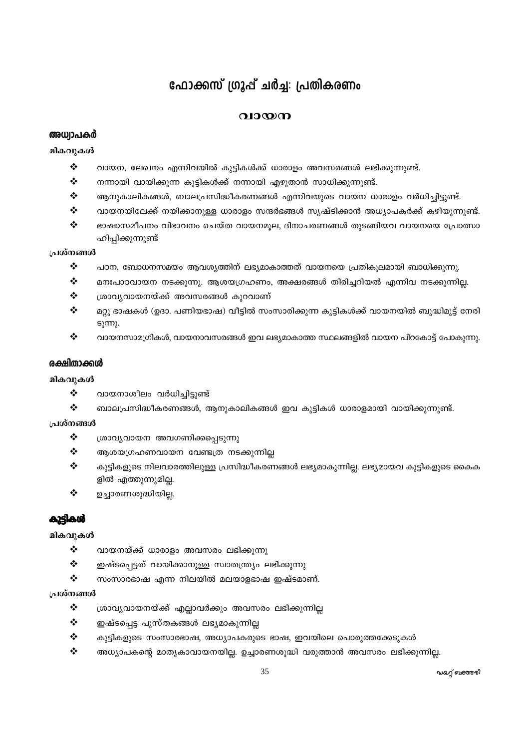# ഫോക്കസ് ഗ്രൂപ്പ് ചർച്ച: പ്രതികരണം

## വായന

### അധ്യാപകർ

**മികവുകൾ**

- വായന, ലേഖനം എന്നിവയിൽ കുട്ടികൾക്ക് ധാരാളം അവസരങ്ങൾ ലഭിക്കുന്നുണ്ട്.
- നന്നായി വായിക്കുന്ന കുട്ടികൾക്ക് നന്നായി എഴുതാൻ സാധിക്കുന്നുണ്ട്.
- ആനുകാലികങ്ങൾ, ബാലപ്രസിദ്ധീകരണങ്ങൾ എന്നിവയുടെ വായന ധാരാളം വർധിച്ചിട്ടുണ്ട്.
- വായനയിലേക്ക് നയിക്കാനുള്ള ധാരാളം സന്ദർഭങ്ങൾ സൃഷ്ടിക്കാൻ അധ്യാപകർക്ക് കഴിയുന്നുണ്ട്.
- ഭാഷാസമീപനം വിഭാവനം ചെയ്ത വായനമൂല, ദിനാചരണങ്ങൾ തുടങ്ങിയവ വായനയെ പ്രോത്സാഹിപ്പിക്കുന്നുണ്ട്

**പ്രശ്നങ്ങൾ**

- പഠന, ബോധനസമയം ആവശ്യത്തിന് ലഭ്യമാകാത്തത് വായനയെ പ്രതികൂലമായി ബാധിക്കുന്നു.
- മനഃപാഠവായന നടക്കുന്നു. ആശയഗ്രഹണം, അക്ഷരങ്ങൾ തിരിച്ചറിയൽ എന്നിവ നടക്കുന്നില്ല.
- ശ്രാവ്യവായനയ്ക്ക് അവസരങ്ങൾ കുറവാണ്
- മറ്റു ഭാഷകൾ (ഉദാ. പണിയഭാഷ) വീട്ടിൽ സംസാരിക്കുന്ന കുട്ടികൾക്ക് വായനയിൽ ബുദ്ധിമുട്ട് നേരിടുന്നു.
- വായനസാമഗ്രികൾ, വായനാവസരങ്ങൾ ഇവ ലഭ്യമാകാത്ത സ്ഥലങ്ങളിൽ വായന പിറകോട്ട് പോകുന്നു.

### രക്ഷിതാക്കൾ

**മികവുകൾ**

- വായനാശീലം വർധിച്ചിട്ടുണ്ട്
- ബാലപ്രസിദ്ധീകരണങ്ങൾ, ആനുകാലികങ്ങൾ ഇവ കുട്ടികൾ ധാരാളമായി വായിക്കുന്നുണ്ട്.

**പ്രശ്നങ്ങൾ**

- ശ്രാവ്യവായന അവഗണിക്കപ്പെടുന്നു
- ആശയഗ്രഹണവായന വേണ്ടത്ര നടക്കുന്നില്ല
- കുട്ടികളുടെ നിലവാരത്തിലുള്ള പ്രസിദ്ധീകരണങ്ങൾ ലഭ്യമാകുന്നില്ല. ലഭ്യമായവ കുട്ടികളുടെ കൈകളിൽ എത്തുന്നുമില്ല.
- ഉച്ചാരണശുദ്ധിയില്ല.

### കുട്ടികൾ

**മികവുകൾ**

- വായനയ്ക്ക് ധാരാളം അവസരം ലഭിക്കുന്നു
- ഇഷ്ടപ്പെട്ടത് വായിക്കാനുള്ള സ്വാതന്ത്ര്യം ലഭിക്കുന്നു
- സംസാരഭാഷ എന്ന നിലയിൽ മലയാളഭാഷ ഇഷ്ടമാണ്.

**പ്രശ്നങ്ങൾ**

- ശ്രാവ്യവായനയ്ക്ക് എല്ലാവർക്കും അവസരം ലഭിക്കുന്നില്ല
- ഇഷ്ടപ്പെട്ട പുസ്തകങ്ങൾ ലഭ്യമാകുന്നില്ല
- കുട്ടികളുടെ സംസാരഭാഷ, അധ്യാപകരുടെ ഭാഷ, ഇവയിലെ പൊരുത്തക്കേടുകൾ
- അധ്യാപകന്റെ മാതൃകാവായനയില്ല. ഉച്ചാരണശുദ്ധി വരുത്താൻ അവസരം ലഭിക്കുന്നില്ല.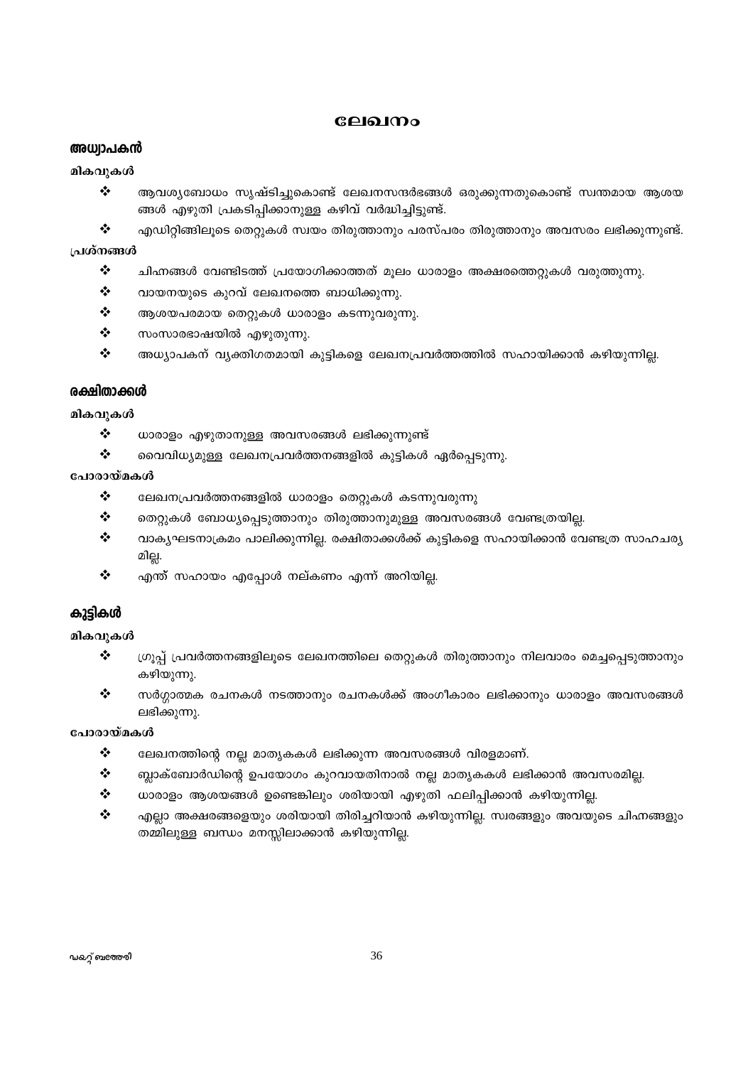# ലേഖനം

## അധ്യാപകൻ

**മികവുകൾ**

- ആവശ്യബോധം സൃഷ്ടിച്ചുകൊണ്ട് ലേഖനസന്ദർഭങ്ങൾ ഒരുക്കുന്നതുകൊണ്ട് സ്വന്തമായ ആശയങ്ങൾ എഴുതി പ്രകടിപ്പിക്കാനുള്ള കഴിവ് വർദ്ധിച്ചിട്ടുണ്ട്.
- എഡിറ്റിങ്ങിലൂടെ തെറ്റുകൾ സ്വയം തിരുത്താനും പരസ്പരം തിരുത്താനും അവസരം ലഭിക്കുന്നുണ്ട്.

**പ്രശ്നങ്ങൾ**

- ചിഹ്നങ്ങൾ വേണ്ടിടത്ത് പ്രയോഗിക്കാത്തത് മൂലം ധാരാളം അക്ഷരത്തെറ്റുകൾ വരുത്തുന്നു.
- വായനയുടെ കുറവ് ലേഖനത്തെ ബാധിക്കുന്നു.
- ആശയപരമായ തെറ്റുകൾ ധാരാളം കടന്നുവരുന്നു.
- സംസാരഭാഷയിൽ എഴുതുന്നു.
- അധ്യാപകന് വ്യക്തിഗതമായി കുട്ടികളെ ലേഖനപ്രവർത്തത്തിൽ സഹായിക്കാൻ കഴിയുന്നില്ല.

## രക്ഷിതാക്കൾ

**മികവുകൾ**

- ധാരാളം എഴുതാനുള്ള അവസരങ്ങൾ ലഭിക്കുന്നുണ്ട്
- വൈവിധ്യമുള്ള ലേഖനപ്രവർത്തനങ്ങളിൽ കുട്ടികൾ ഏർപ്പെടുന്നു.

**പോരായ്മകൾ**

- ലേഖനപ്രവർത്തനങ്ങളിൽ ധാരാളം തെറ്റുകൾ കടന്നുവരുന്നു
- തെറ്റുകൾ ബോധ്യപ്പെടുത്താനും തിരുത്താനുമുള്ള അവസരങ്ങൾ വേണ്ടത്രയില്ല.
- വാക്യഘടനാക്രമം പാലിക്കുന്നില്ല. രക്ഷിതാക്കൾക്ക് കുട്ടികളെ സഹായിക്കാൻ വേണ്ടത്ര സാഹചര്യമില്ല.
- എന്ത് സഹായം എപ്പോൾ നല്കണം എന്ന് അറിയില്ല.

## കുട്ടികൾ

**മികവുകൾ**

- ഗ്രൂപ്പ് പ്രവർത്തനങ്ങളിലൂടെ ലേഖനത്തിലെ തെറ്റുകൾ തിരുത്താനും നിലവാരം മെച്ചപ്പെടുത്താനും കഴിയുന്നു.
- സർഗ്ഗാത്മക രചനകൾ നടത്താനും രചനകൾക്ക് അംഗീകാരം ലഭിക്കാനും ധാരാളം അവസരങ്ങൾ ലഭിക്കുന്നു.

**പോരായ്മകൾ**

- ലേഖനത്തിന്റെ നല്ല മാതൃകകൾ ലഭിക്കുന്ന അവസരങ്ങൾ വിരളമാണ്.
- ബ്ലാക്ബോർഡിന്റെ ഉപയോഗം കുറവായതിനാൽ നല്ല മാതൃകകൾ ലഭിക്കാൻ അവസരമില്ല.
- ധാരാളം ആശയങ്ങൾ ഉണ്ടെങ്കിലും ശരിയായി എഴുതി ഫലിപ്പിക്കാൻ കഴിയുന്നില്ല.
- എല്ലാ അക്ഷരങ്ങളെയും ശരിയായി തിരിച്ചറിയാൻ കഴിയുന്നില്ല. സ്വരങ്ങളും അവയുടെ ചിഹ്നങ്ങളും തമ്മിലുള്ള ബന്ധം മനസ്സിലാക്കാൻ കഴിയുന്നില്ല.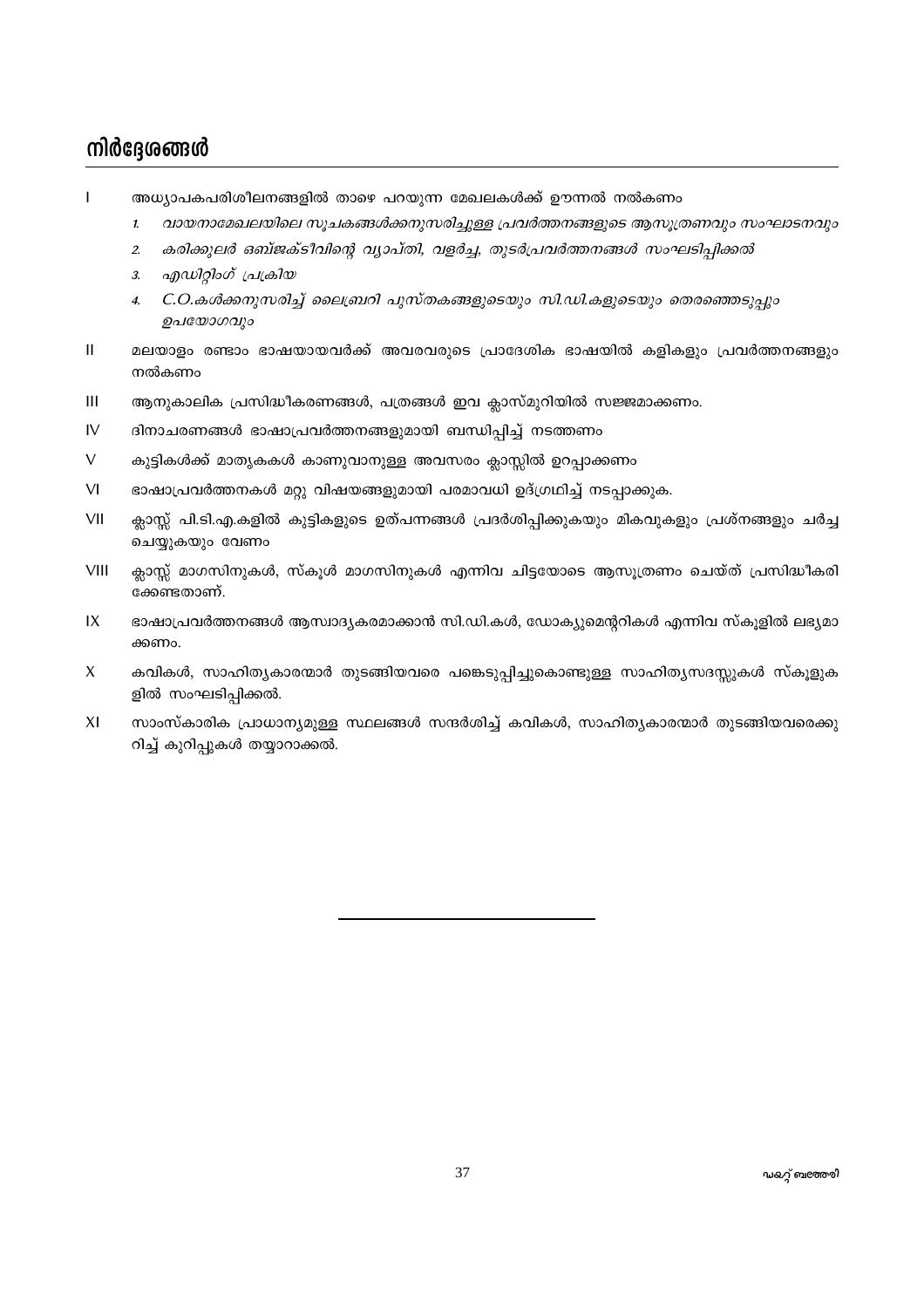## നിർദ്ദേശങ്ങൾ

I. അധ്യാപകപരിശീലനങ്ങളിൽ താഴെ പറയുന്ന മേഖലകൾക്ക് ഊന്നൽ നൽകണം

   1. *വായനാമേഖലയിലെ സൂചകങ്ങൾക്കനുസരിച്ചുള്ള പ്രവർത്തനങ്ങളുടെ ആസൂത്രണവും സംഘാടനവും*
   2. *കരിക്കുലർ ഒബ്ജക്ടീവിന്റെ വ്യാപ്തി, വളർച്ച, തുടർപ്രവർത്തനങ്ങൾ സംഘടിപ്പിക്കൽ*
   3. *എഡിറ്റിംഗ് പ്രക്രിയ*
   4. *C.O.കൾക്കനുസരിച്ച് ലൈബ്രറി പുസ്തകങ്ങളുടെയും സി.ഡി.കളുടെയും തെരഞ്ഞെടുപ്പും ഉപയോഗവും*

II. മലയാളം രണ്ടാം ഭാഷയായവർക്ക് അവരവരുടെ പ്രാദേശിക ഭാഷയിൽ കളികളും പ്രവർത്തനങ്ങളും നൽകണം

III. ആനുകാലിക പ്രസിദ്ധീകരണങ്ങൾ, പത്രങ്ങൾ ഇവ ക്ലാസ്മുറിയിൽ സജ്ജമാക്കണം.

IV. ദിനാചരണങ്ങൾ ഭാഷാപ്രവർത്തനങ്ങളുമായി ബന്ധിപ്പിച്ച് നടത്തണം

V. കുട്ടികൾക്ക് മാതൃകകൾ കാണുവാനുള്ള അവസരം ക്ലാസ്സിൽ ഉറപ്പാക്കണം

VI. ഭാഷാപ്രവർത്തനകൾ മറ്റു വിഷയങ്ങളുമായി പരമാവധി ഉദ്ഗ്രഥിച്ച് നടപ്പാക്കുക.

VII. ക്ലാസ്സ് പി.ടി.എ.കളിൽ കുട്ടികളുടെ ഉത്പന്നങ്ങൾ പ്രദർശിപ്പിക്കുകയും മികവുകളും പ്രശ്നങ്ങളും ചർച്ച ചെയ്യുകയും വേണം

VIII. ക്ലാസ്സ് മാഗസിനുകൾ, സ്കൂൾ മാഗസിനുകൾ എന്നിവ ചിട്ടയോടെ ആസൂത്രണം ചെയ്ത് പ്രസിദ്ധീകരിക്കേണ്ടതാണ്.

IX. ഭാഷാപ്രവർത്തനങ്ങൾ ആസ്വാദ്യകരമാക്കാൻ സി.ഡി.കൾ, ഡോക്യുമെന്ററികൾ എന്നിവ സ്കൂളിൽ ലഭ്യമാക്കണം.

X. കവികൾ, സാഹിത്യകാരന്മാർ തുടങ്ങിയവരെ പങ്കെടുപ്പിച്ചുകൊണ്ടുള്ള സാഹിത്യസദസ്സുകൾ സ്കൂളുകളിൽ സംഘടിപ്പിക്കൽ.

XI. സാംസ്കാരിക പ്രാധാന്യമുള്ള സ്ഥലങ്ങൾ സന്ദർശിച്ച് കവികൾ, സാഹിത്യകാരന്മാർ തുടങ്ങിയവരെക്കുറിച്ച് കുറിപ്പുകൾ തയ്യാറാക്കൽ.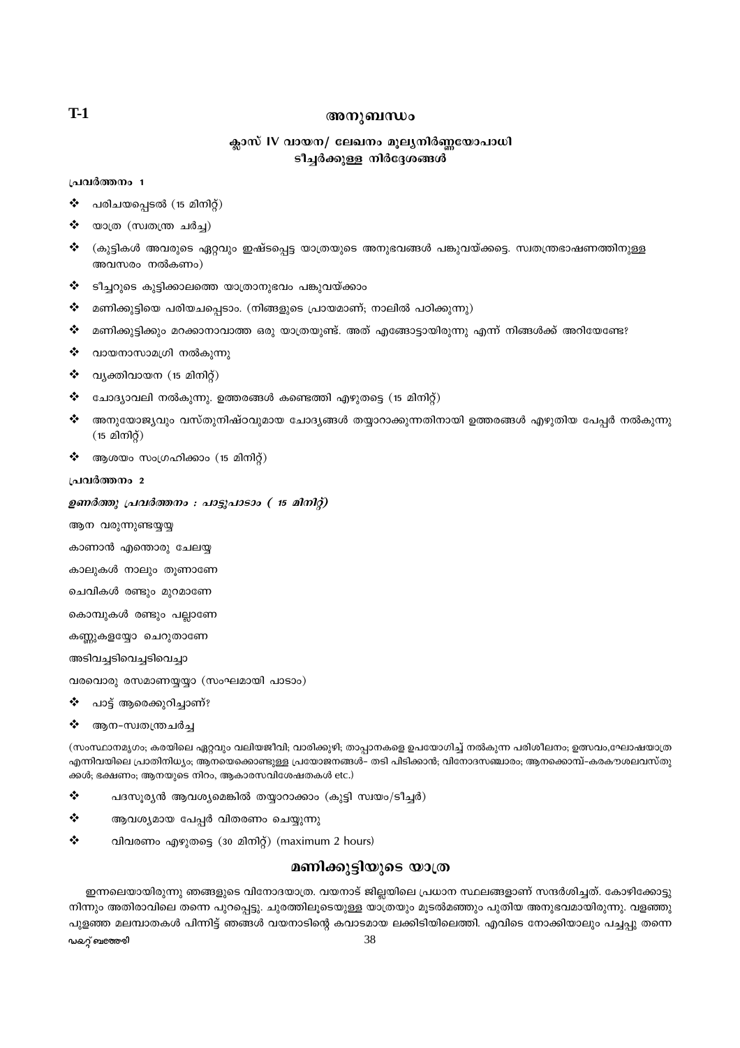T-1

# അനുബന്ധം

## ക്ലാസ് IV വായന/ ലേഖനം മൂല്യനിർണ്ണയോപാധി
## ടീച്ചർക്കുള്ള നിർദ്ദേശങ്ങൾ

**പ്രവർത്തനം 1**

- ❖ പരിചയപ്പെടൽ (15 മിനിറ്റ്)
- ❖ യാത്ര (സ്വതന്ത്ര ചർച്ച)
- ❖ (കുട്ടികൾ അവരുടെ ഏറ്റവും ഇഷ്ടപ്പെട്ട യാത്രയുടെ അനുഭവങ്ങൾ പങ്കുവയ്ക്കട്ടെ. സ്വതന്ത്രഭാഷണത്തിനുള്ള അവസരം നൽകണം)
- ❖ ടീച്ചറുടെ കുട്ടിക്കാലത്തെ യാത്രാനുഭവം പങ്കുവയ്ക്കാം
- ❖ മണിക്കുട്ടിയെ പരിചയപ്പെടാം. (നിങ്ങളുടെ പ്രായമാണ്; നാലിൽ പഠിക്കുന്നു)
- ❖ മണിക്കുട്ടിക്കും മറക്കാനാവാത്ത ഒരു യാത്രയുണ്ട്. അത് എങ്ങോട്ടായിരുന്നു എന്ന് നിങ്ങൾക്ക് അറിയേണ്ടേ?
- ❖ വായനാസാമഗ്രി നൽകുന്നു
- ❖ വ്യക്തിവായന (15 മിനിറ്റ്)
- ❖ ചോദ്യാവലി നൽകുന്നു. ഉത്തരങ്ങൾ കണ്ടെത്തി എഴുതട്ടെ (15 മിനിറ്റ്)
- ❖ അനുയോജ്യവും വസ്തുനിഷ്ഠവുമായ ചോദ്യങ്ങൾ തയ്യാറാക്കുന്നതിനായി ഉത്തരങ്ങൾ എഴുതിയ പേപ്പർ നൽകുന്നു (15 മിനിറ്റ്)
- ❖ ആശയം സംഗ്രഹിക്കാം (15 മിനിറ്റ്)

**പ്രവർത്തനം 2**

***ഉണർത്തു പ്രവർത്തനം : പാട്ടുപാടാം ( 15 മിനിറ്റ്)***

ആന വരുന്നുണ്ടയ്യയ്യ

കാണാൻ എന്തൊരു ചേലയ്യ

കാലുകൾ നാലും തൂണാണേ

ചെവികൾ രണ്ടും മുറമാണേ

കൊമ്പുകൾ രണ്ടും പല്ലാണേ

കണ്ണുകളയ്യോ ചെറുതാണേ

അടിവച്ചടിവെച്ചടിവെച്ചാ

വരവൊരു രസമാണയ്യയ്യാ (സംഘമായി പാടാം)

- ❖ പാട്ട് ആരെക്കുറിച്ചാണ്?
- ❖ ആന-സ്വതന്ത്രചർച്ച

(സംസ്ഥാനമൃഗം; കരയിലെ ഏറ്റവും വലിയജീവി; വാരിക്കുഴി; താപ്പാനകളെ ഉപയോഗിച്ച് നൽകുന്ന പരിശീലനം; ഉത്സവം,ഘോഷയാത്ര എന്നിവയിലെ പ്രാതിനിധ്യം; ആനയെക്കൊണ്ടുള്ള പ്രയോജനങ്ങൾ- തടി പിടിക്കാൻ; വിനോദസഞ്ചാരം; ആനക്കൊമ്പ്-കരകൗശലവസ്തുക്കൾ; ഭക്ഷണം; ആനയുടെ നിറം, ആകാരസവിശേഷതകൾ etc.)

- ❖ പദസൂര്യൻ ആവശ്യമെങ്കിൽ തയ്യാറാക്കാം (കുട്ടി സ്വയം/ടീച്ചർ)
- ❖ ആവശ്യമായ പേപ്പർ വിതരണം ചെയ്യുന്നു
- ❖ വിവരണം എഴുതട്ടെ (30 മിനിറ്റ്) (maximum 2 hours)

## മണിക്കുട്ടിയുടെ യാത്ര

ഇന്നലെയായിരുന്നു ഞങ്ങളുടെ വിനോദയാത്ര. വയനാട് ജില്ലയിലെ പ്രധാന സ്ഥലങ്ങളാണ് സന്ദർശിച്ചത്. കോഴിക്കോട്ടു നിന്നും അതിരാവിലെ തന്നെ പുറപ്പെട്ടു. ചുരത്തിലൂടെയുള്ള യാത്രയും മൂടൽമഞ്ഞും പുതിയ അനുഭവമായിരുന്നു. വളഞ്ഞു പുളഞ്ഞ മലമ്പാതകൾ പിന്നിട്ട് ഞങ്ങൾ വയനാടിന്റെ കവാടമായ ലക്കിടിയിലെത്തി. എവിടെ നോക്കിയാലും പച്ചപ്പു തന്നെ

ഡയറ്റ് ബത്തേരി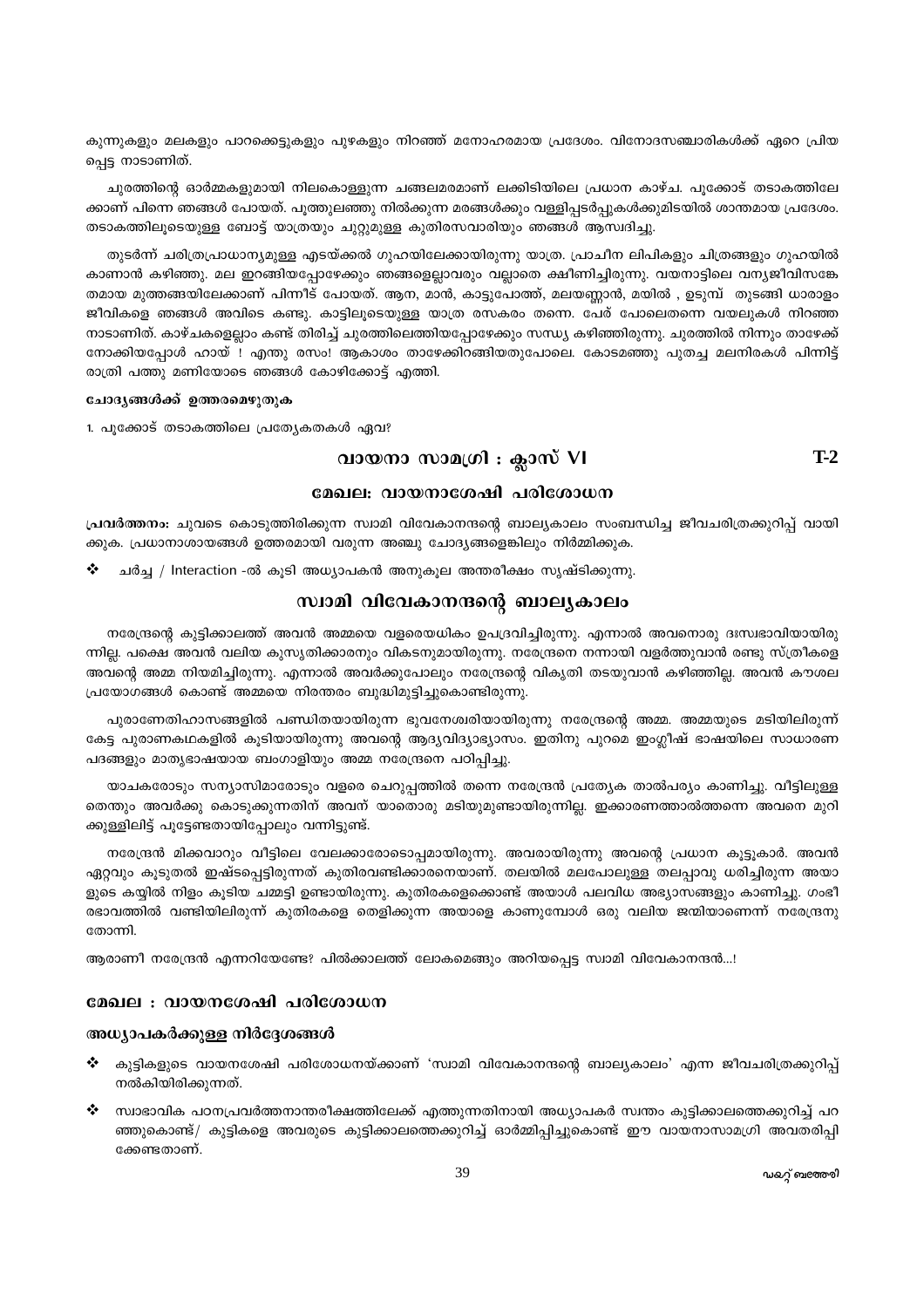കുന്നുകളും മലകളും പാറക്കെട്ടുകളും പുഴകളും നിറഞ്ഞ് മനോഹരമായ പ്രദേശം. വിനോദസഞ്ചാരികൾക്ക് ഏറെ പ്രിയപ്പെട്ട നാടാണിത്.

ചുരത്തിന്റെ ഓർമ്മകളുമായി നിലകൊള്ളുന്ന ചങ്ങലമരമാണ് ലക്കിടിയിലെ പ്രധാന കാഴ്ച. പൂക്കോട് തടാകത്തിലേക്കാണ് പിന്നെ ഞങ്ങൾ പോയത്. പൂത്തുലഞ്ഞു നിൽക്കുന്ന മരങ്ങൾക്കും വള്ളിപ്പടർപ്പുകൾക്കുമിടയിൽ ശാന്തമായ പ്രദേശം. തടാകത്തിലൂടെയുള്ള ബോട്ട് യാത്രയും ചുറ്റുമുള്ള കുതിരസവാരിയും ഞങ്ങൾ ആസ്വദിച്ചു.

തുടർന്ന് ചരിത്രപ്രാധാന്യമുള്ള എടയ്ക്കൽ ഗുഹയിലേക്കായിരുന്നു യാത്ര. പ്രാചീന ലിപികളും ചിത്രങ്ങളും ഗുഹയിൽ കാണാൻ കഴിഞ്ഞു. മല ഇറങ്ങിയപ്പോഴേക്കും ഞങ്ങളെല്ലാവരും വല്ലാതെ ക്ഷീണിച്ചിരുന്നു. വയനാട്ടിലെ വന്യജീവിസങ്കേതമായ മുത്തങ്ങയിലേക്കാണ് പിന്നീട് പോയത്. ആന, മാൻ, കാട്ടുപോത്ത്, മലയണ്ണാൻ, മയിൽ , ഉടുമ്പ് തുടങ്ങി ധാരാളം ജീവികളെ ഞങ്ങൾ അവിടെ കണ്ടു. കാട്ടിലൂടെയുള്ള യാത്ര രസകരം തന്നെ. പേര് പോലെതന്നെ വയലുകൾ നിറഞ്ഞ നാടാണിത്. കാഴ്ചകളെല്ലാം കണ്ട് തിരിച്ച് ചുരത്തിലെത്തിയപ്പോഴേക്കും സന്ധ്യ കഴിഞ്ഞിരുന്നു. ചുരത്തിൽ നിന്നും താഴേക്ക് നോക്കിയപ്പോൾ ഹായ് ! എന്തു രസം! ആകാശം താഴേക്കിറങ്ങിയതുപോലെ. കോടമഞ്ഞു പുതച്ച മലനിരകൾ പിന്നിട്ട് രാത്രി പത്തു മണിയോടെ ഞങ്ങൾ കോഴിക്കോട്ട് എത്തി.

**ചോദ്യങ്ങൾക്ക് ഉത്തരമെഴുതുക**

1. പൂക്കോട് തടാകത്തിലെ പ്രത്യേകതകൾ ഏവ?

## വായനാ സാമഗ്രി : ക്ലാസ് VI — T-2

### മേഖല: വായനാശേഷി പരിശോധന

**പ്രവർത്തനം:** ചുവടെ കൊടുത്തിരിക്കുന്ന സ്വാമി വിവേകാനന്ദന്റെ ബാല്യകാലം സംബന്ധിച്ച ജീവചരിത്രക്കുറിപ്പ് വായിക്കുക. പ്രധാനാശയങ്ങൾ ഉത്തരമായി വരുന്ന അഞ്ചു ചോദ്യങ്ങളെങ്കിലും നിർമ്മിക്കുക.

- ചർച്ച / Interaction -ൽ കൂടി അധ്യാപകൻ അനുകൂല അന്തരീക്ഷം സൃഷ്ടിക്കുന്നു.

### സ്വാമി വിവേകാനന്ദന്റെ ബാല്യകാലം

നരേന്ദ്രന്റെ കുട്ടിക്കാലത്ത് അവൻ അമ്മയെ വളരെയധികം ഉപദ്രവിച്ചിരുന്നു. എന്നാൽ അവനൊരു ദുഃസ്വഭാവിയായിരുന്നില്ല. പക്ഷെ അവൻ വലിയ കുസൃതിക്കാരനും വികടനുമായിരുന്നു. നരേന്ദ്രനെ നന്നായി വളർത്തുവാൻ രണ്ടു സ്ത്രീകളെ അവന്റെ അമ്മ നിയമിച്ചിരുന്നു. എന്നാൽ അവർക്കുപോലും നരേന്ദ്രന്റെ വികൃതി തടയുവാൻ കഴിഞ്ഞില്ല. അവൻ കൗശല പ്രയോഗങ്ങൾ കൊണ്ട് അമ്മയെ നിരന്തരം ബുദ്ധിമുട്ടിച്ചുകൊണ്ടിരുന്നു.

പുരാണേതിഹാസങ്ങളിൽ പണ്ഡിതയായിരുന്ന ഭുവനേശ്വരിയായിരുന്നു നരേന്ദ്രന്റെ അമ്മ. അമ്മയുടെ മടിയിലിരുന്ന് കേട്ട പുരാണകഥകളിൽ കൂടിയായിരുന്നു അവന്റെ ആദ്യവിദ്യാഭ്യാസം. ഇതിനു പുറമെ ഇംഗ്ലീഷ് ഭാഷയിലെ സാധാരണ പദങ്ങളും മാതൃഭാഷയായ ബംഗാളിയും അമ്മ നരേന്ദ്രനെ പഠിപ്പിച്ചു.

യാചകരോടും സന്യാസിമാരോടും വളരെ ചെറുപ്പത്തിൽ തന്നെ നരേന്ദ്രൻ പ്രത്യേക താൽപര്യം കാണിച്ചു. വീട്ടിലുള്ള തെന്തും അവർക്കു കൊടുക്കുന്നതിന് അവന് യാതൊരു മടിയുമുണ്ടായിരുന്നില്ല. ഇക്കാരണത്താൽത്തന്നെ അവനെ മുറിക്കുള്ളിലിട്ട് പൂട്ടേണ്ടതായിപ്പോലും വന്നിട്ടുണ്ട്.

നരേന്ദ്രൻ മിക്കവാറും വീട്ടിലെ വേലക്കാരോടൊപ്പമായിരുന്നു. അവരായിരുന്നു അവന്റെ പ്രധാന കൂട്ടുകാർ. അവൻ ഏറ്റവും കൂടുതൽ ഇഷ്ടപ്പെട്ടിരുന്നത് കുതിരവണ്ടിക്കാരനെയാണ്. തലയിൽ മലപോലുള്ള തലപ്പാവു ധരിച്ചിരുന്ന അയാളുടെ കയ്യിൽ നിളം കൂടിയ ചമ്മട്ടി ഉണ്ടായിരുന്നു. കുതിരകളെക്കൊണ്ട് അയാൾ പലവിധ അഭ്യാസങ്ങളും കാണിച്ചു. ഗംഭീരഭാവത്തിൽ വണ്ടിയിലിരുന്ന് കുതിരകളെ തെളിക്കുന്ന അയാളെ കാണുമ്പോൾ ഒരു വലിയ ജന്മിയാണെന്ന് നരേന്ദ്രനു തോന്നി.

ആരാണീ നരേന്ദ്രൻ എന്നറിയേണ്ടേ? പിൽക്കാലത്ത് ലോകമെങ്ങും അറിയപ്പെട്ട സ്വാമി വിവേകാനന്ദൻ...!

### മേഖല : വായനശേഷി പരിശോധന

#### അധ്യാപകർക്കുള്ള നിർദ്ദേശങ്ങൾ

- കുട്ടികളുടെ വായനശേഷി പരിശോധനയ്ക്കാണ് 'സ്വാമി വിവേകാനന്ദന്റെ ബാല്യകാലം' എന്ന ജീവചരിത്രക്കുറിപ്പ് നൽകിയിരിക്കുന്നത്.
- സ്വാഭാവിക പഠനപ്രവർത്തനാന്തരീക്ഷത്തിലേക്ക് എത്തുന്നതിനായി അധ്യാപകർ സ്വന്തം കുട്ടിക്കാലത്തെക്കുറിച്ച് പറഞ്ഞുകൊണ്ട്/ കുട്ടികളെ അവരുടെ കുട്ടിക്കാലത്തെക്കുറിച്ച് ഓർമ്മിപ്പിച്ചുകൊണ്ട് ഈ വായനാസാമഗ്രി അവതരിപ്പിക്കേണ്ടതാണ്.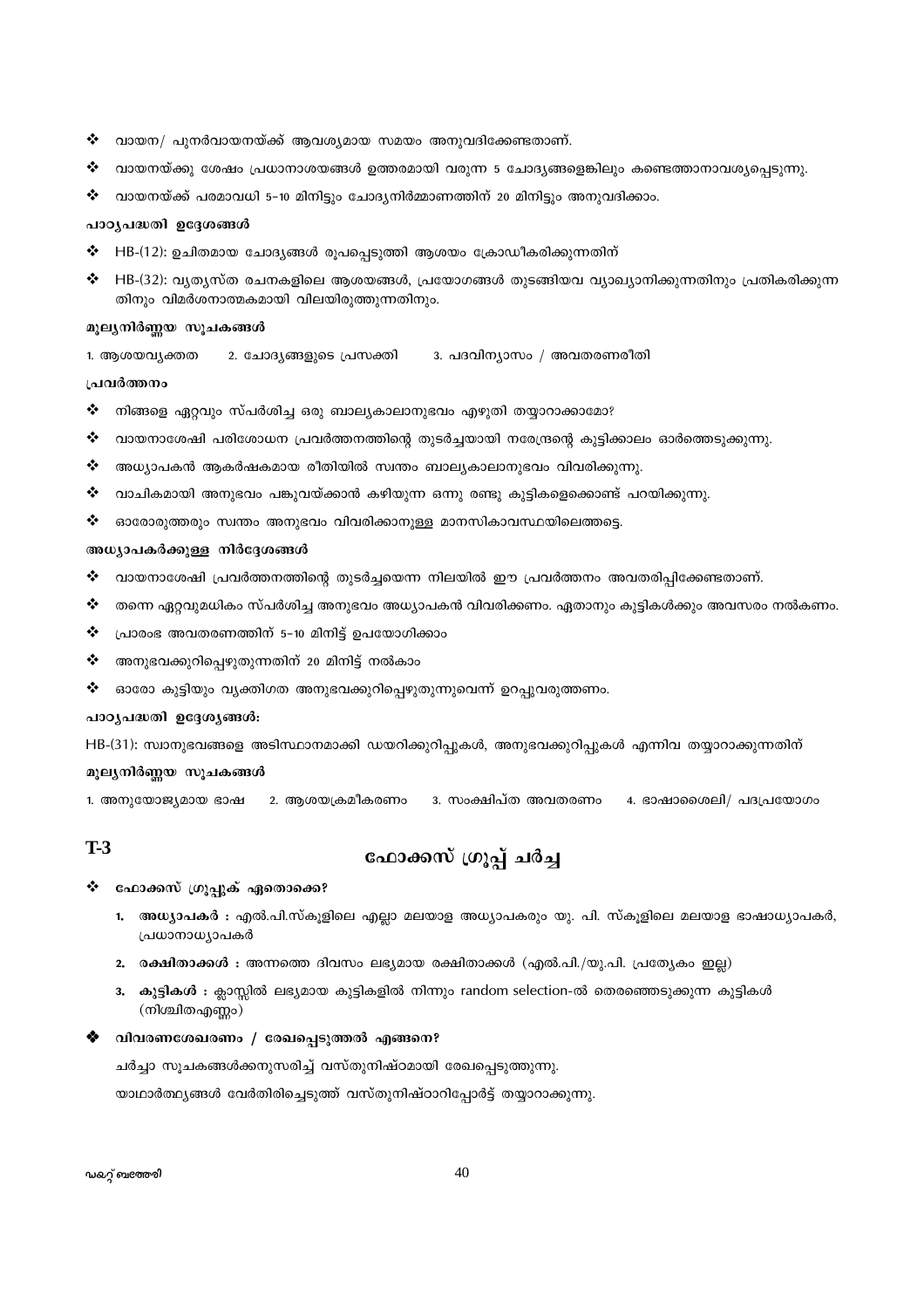- ❖ വായന/ പുനർവായനയ്ക്ക് ആവശ്യമായ സമയം അനുവദിക്കേണ്ടതാണ്.
- ❖ വായനയ്ക്കു ശേഷം പ്രധാനാശയങ്ങൾ ഉത്തരമായി വരുന്ന 5 ചോദ്യങ്ങളെങ്കിലും കണ്ടെത്താനാവശ്യപ്പെടുന്നു.
- ❖ വായനയ്ക്ക് പരമാവധി 5-10 മിനിട്ടും ചോദ്യനിർമ്മാണത്തിന് 20 മിനിട്ടും അനുവദിക്കാം.

**പാഠ്യപദ്ധതി ഉദ്ദേശങ്ങൾ**

- ❖ HB-(12): ഉചിതമായ ചോദ്യങ്ങൾ രൂപപ്പെടുത്തി ആശയം ക്രോഡീകരിക്കുന്നതിന്
- ❖ HB-(32): വ്യത്യസ്ത രചനകളിലെ ആശയങ്ങൾ, പ്രയോഗങ്ങൾ തുടങ്ങിയവ വ്യാഖ്യാനിക്കുന്നതിനും പ്രതികരിക്കുന്നതിനും വിമർശനാത്മകമായി വിലയിരുത്തുന്നതിനും.

**മൂല്യനിർണ്ണയ സൂചകങ്ങൾ**

1. ആശയവ്യക്തത 2. ചോദ്യങ്ങളുടെ പ്രസക്തി 3. പദവിന്യാസം / അവതരണരീതി

**പ്രവർത്തനം**

- ❖ നിങ്ങളെ ഏറ്റവും സ്പർശിച്ച ഒരു ബാല്യകാലാനുഭവം എഴുതി തയ്യാറാക്കാമോ?
- ❖ വായനാശേഷി പരിശോധന പ്രവർത്തനത്തിന്റെ തുടർച്ചയായി നരേന്ദ്രന്റെ കുട്ടിക്കാലം ഓർത്തെടുക്കുന്നു.
- ❖ അധ്യാപകൻ ആകർഷകമായ രീതിയിൽ സ്വന്തം ബാല്യകാലാനുഭവം വിവരിക്കുന്നു.
- ❖ വാചികമായി അനുഭവം പങ്കുവയ്ക്കാൻ കഴിയുന്ന ഒന്നു രണ്ടു കുട്ടികളെക്കൊണ്ട് പറയിക്കുന്നു.
- ❖ ഓരോരുത്തരും സ്വന്തം അനുഭവം വിവരിക്കാനുള്ള മാനസികാവസ്ഥയിലെത്തട്ടെ.

**അധ്യാപകർക്കുള്ള നിർദ്ദേശങ്ങൾ**

- ❖ വായനാശേഷി പ്രവർത്തനത്തിന്റെ തുടർച്ചയെന്ന നിലയിൽ ഈ പ്രവർത്തനം അവതരിപ്പിക്കേണ്ടതാണ്.
- ❖ തന്നെ ഏറ്റവുമധികം സ്പർശിച്ച അനുഭവം അധ്യാപകൻ വിവരിക്കണം. ഏതാനും കുട്ടികൾക്കും അവസരം നൽകണം.
- ❖ പ്രാരംഭ അവതരണത്തിന് 5-10 മിനിട്ട് ഉപയോഗിക്കാം
- ❖ അനുഭവക്കുറിപ്പെഴുതുന്നതിന് 20 മിനിട്ട് നൽകാം
- ❖ ഓരോ കുട്ടിയും വ്യക്തിഗത അനുഭവക്കുറിപ്പെഴുതുന്നുവെന്ന് ഉറപ്പുവരുത്തണം.

**പാഠ്യപദ്ധതി ഉദ്ദേശ്യങ്ങൾ:**

HB-(31): സ്വാനുഭവങ്ങളെ അടിസ്ഥാനമാക്കി ഡയറിക്കുറിപ്പുകൾ, അനുഭവക്കുറിപ്പുകൾ എന്നിവ തയ്യാറാക്കുന്നതിന്

**മൂല്യനിർണ്ണയ സൂചകങ്ങൾ**

1. അനുയോജ്യമായ ഭാഷ 2. ആശയക്രമീകരണം 3. സംക്ഷിപ്ത അവതരണം 4. ഭാഷാശൈലി/ പദപ്രയോഗം

## T-3 ഫോക്കസ് ഗ്രൂപ്പ് ചർച്ച

- ❖ **ഫോക്കസ് ഗ്രൂപ്പുക് ഏതൊക്കെ?**
  1. **അധ്യാപകർ :** എൽ.പി.സ്കൂളിലെ എല്ലാ മലയാള അധ്യാപകരും യു. പി. സ്കൂളിലെ മലയാള ഭാഷാധ്യാപകർ, പ്രധാനാധ്യാപകർ
  2. **രക്ഷിതാക്കൾ :** അന്നത്തെ ദിവസം ലഭ്യമായ രക്ഷിതാക്കൾ (എൽ.പി./യു.പി. പ്രത്യേകം ഇല്ല)
  3. **കുട്ടികൾ :** ക്ലാസ്സിൽ ലഭ്യമായ കുട്ടികളിൽ നിന്നും random selection-ൽ തെരഞ്ഞെടുക്കുന്ന കുട്ടികൾ (നിശ്ചിതഎണ്ണം)

- ❖ **വിവരണശേഖരണം / രേഖപ്പെടുത്തൽ എങ്ങനെ?**

ചർച്ചാ സൂചകങ്ങൾക്കനുസരിച്ച് വസ്തുനിഷ്ഠമായി രേഖപ്പെടുത്തുന്നു.

യാഥാർത്ഥ്യങ്ങൾ വേർതിരിച്ചെടുത്ത് വസ്തുനിഷ്ഠാറിപ്പോർട്ട് തയ്യാറാക്കുന്നു.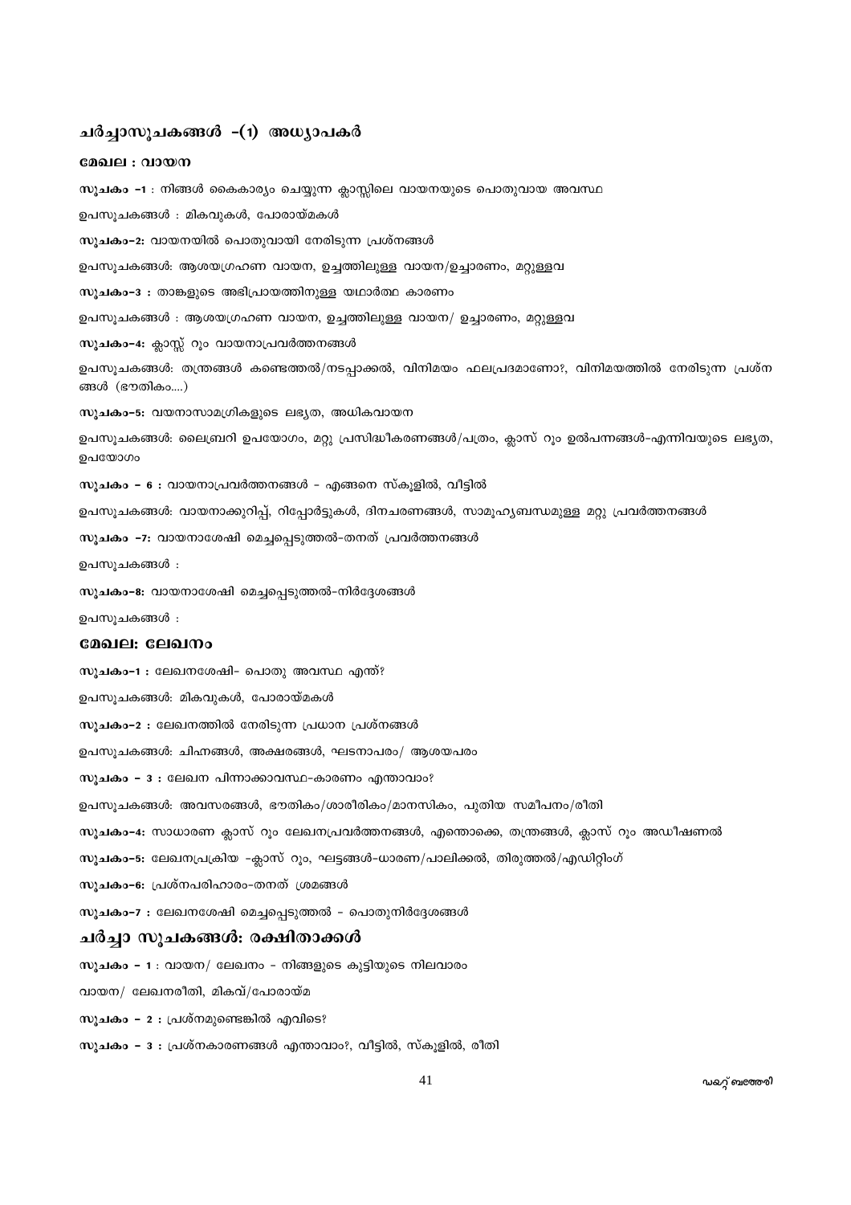## ചർച്ചാസൂചകങ്ങൾ -(1) അധ്യാപകർ

### മേഖല : വായന

**സൂചകം -1** : നിങ്ങൾ കൈകാര്യം ചെയ്യുന്ന ക്ലാസ്സിലെ വായനയുടെ പൊതുവായ അവസ്ഥ

ഉപസൂചകങ്ങൾ : മികവുകൾ, പോരായ്മകൾ

**സൂചകം-2:** വായനയിൽ പൊതുവായി നേരിടുന്ന പ്രശ്നങ്ങൾ

ഉപസൂചകങ്ങൾ: ആശയഗ്രഹണ വായന, ഉച്ചത്തിലുള്ള വായന/ഉച്ചാരണം, മറ്റുള്ളവ

**സൂചകം-3 :** താങ്കളുടെ അഭിപ്രായത്തിനുള്ള യഥാർത്ഥ കാരണം

ഉപസൂചകങ്ങൾ : ആശയഗ്രഹണ വായന, ഉച്ചത്തിലുള്ള വായന/ ഉച്ചാരണം, മറ്റുള്ളവ

**സൂചകം-4:** ക്ലാസ്സ് റൂം വായനാപ്രവർത്തനങ്ങൾ

ഉപസൂചകങ്ങൾ: തന്ത്രങ്ങൾ കണ്ടെത്തൽ/നടപ്പാക്കൽ, വിനിമയം ഫലപ്രദമാണോ?, വിനിമയത്തിൽ നേരിടുന്ന പ്രശ്നങ്ങൾ (ഭൗതികം....)

**സൂചകം-5:** വയനാസാമഗ്രികളുടെ ലഭ്യത, അധികവായന

ഉപസൂചകങ്ങൾ: ലൈബ്രറി ഉപയോഗം, മറ്റു പ്രസിദ്ധീകരണങ്ങൾ/പത്രം, ക്ലാസ് റൂം ഉൽപന്നങ്ങൾ-എന്നിവയുടെ ലഭ്യത, ഉപയോഗം

**സൂചകം - 6 :** വായനാപ്രവർത്തനങ്ങൾ - എങ്ങനെ സ്കൂളിൽ, വീട്ടിൽ

ഉപസൂചകങ്ങൾ: വായനാക്കുറിപ്പ്, റിപ്പോർട്ടുകൾ, ദിനചരണങ്ങൾ, സാമൂഹ്യബന്ധമുള്ള മറ്റു പ്രവർത്തനങ്ങൾ

**സൂചകം -7:** വായനാശേഷി മെച്ചപ്പെടുത്തൽ-തനത് പ്രവർത്തനങ്ങൾ

ഉപസൂചകങ്ങൾ :

**സൂചകം-8:** വായനാശേഷി മെച്ചപ്പെടുത്തൽ-നിർദ്ദേശങ്ങൾ

ഉപസൂചകങ്ങൾ :

### മേഖല: ലേഖനം

**സൂചകം-1 :** ലേഖനശേഷി- പൊതു അവസ്ഥ എന്ത്?

ഉപസൂചകങ്ങൾ: മികവുകൾ, പോരായ്മകൾ

**സൂചകം-2 :** ലേഖനത്തിൽ നേരിടുന്ന പ്രധാന പ്രശ്നങ്ങൾ

ഉപസൂചകങ്ങൾ: ചിഹ്നങ്ങൾ, അക്ഷരങ്ങൾ, ഘടനാപരം/ ആശയപരം

**സൂചകം - 3 :** ലേഖന പിന്നാക്കാവസ്ഥ-കാരണം എന്താവാം?

ഉപസൂചകങ്ങൾ: അവസരങ്ങൾ, ഭൗതികം/ശാരീരികം/മാനസികം, പുതിയ സമീപനം/രീതി

**സൂചകം-4:** സാധാരണ ക്ലാസ് റൂം ലേഖനപ്രവർത്തനങ്ങൾ, എന്തൊക്കെ, തന്ത്രങ്ങൾ, ക്ലാസ് റൂം അഡീഷണൽ

**സൂചകം-5:** ലേഖനപ്രക്രിയ -ക്ലാസ് റൂം, ഘട്ടങ്ങൾ-ധാരണ/പാലിക്കൽ, തിരുത്തൽ/എഡിറ്റിംഗ്

**സൂചകം-6:** പ്രശ്നപരിഹാരം-തനത് ശ്രമങ്ങൾ

**സൂചകം-7 :** ലേഖനശേഷി മെച്ചപ്പെടുത്തൽ - പൊതുനിർദ്ദേശങ്ങൾ

## ചർച്ചാ സൂചകങ്ങൾ: രക്ഷിതാക്കൾ

**സൂചകം - 1** : വായന/ ലേഖനം - നിങ്ങളുടെ കുട്ടിയുടെ നിലവാരം

വായന/ ലേഖനരീതി, മികവ്/പോരായ്മ

**സൂചകം - 2 :** പ്രശ്നമുണ്ടെങ്കിൽ എവിടെ?

**സൂചകം - 3 :** പ്രശ്നകാരണങ്ങൾ എന്താവാം?, വീട്ടിൽ, സ്കൂളിൽ, രീതി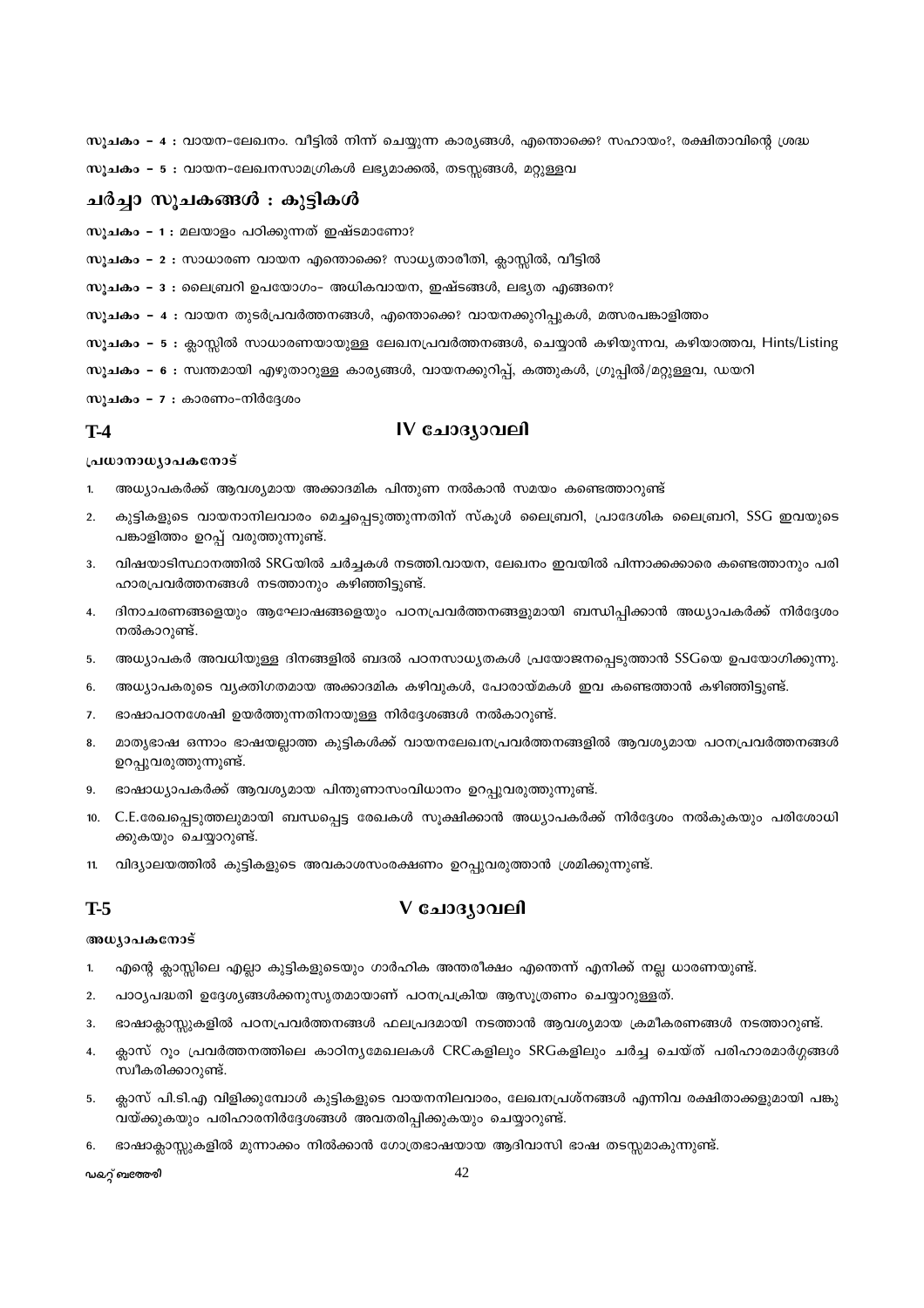**സൂചകം – 4 :** വായന-ലേഖനം. വീട്ടിൽ നിന്ന് ചെയ്യുന്ന കാര്യങ്ങൾ, എന്തൊക്കെ? സഹായം?, രക്ഷിതാവിന്റെ ശ്രദ്ധ

**സൂചകം – 5 :** വായന-ലേഖനസാമഗ്രികൾ ലഭ്യമാക്കൽ, തടസ്സങ്ങൾ, മറ്റുള്ളവ

## ചർച്ചാ സൂചകങ്ങൾ : കുട്ടികൾ

**സൂചകം – 1 :** മലയാളം പഠിക്കുന്നത് ഇഷ്ടമാണോ?

**സൂചകം – 2 :** സാധാരണ വായന എന്തൊക്കെ? സാധ്യതാരീതി, ക്ലാസ്സിൽ, വീട്ടിൽ

**സൂചകം – 3 :** ലൈബ്രറി ഉപയോഗം- അധികവായന, ഇഷ്ടങ്ങൾ, ലഭ്യത എങ്ങനെ?

**സൂചകം – 4 :** വായന തുടർപ്രവർത്തനങ്ങൾ, എന്തൊക്കെ? വായനക്കുറിപ്പുകൾ, മത്സരപങ്കാളിത്തം

**സൂചകം – 5 :** ക്ലാസ്സിൽ സാധാരണയായുള്ള ലേഖനപ്രവർത്തനങ്ങൾ, ചെയ്യാൻ കഴിയുന്നവ, കഴിയാത്തവ, Hints/Listing

**സൂചകം – 6 :** സ്വന്തമായി എഴുതാറുള്ള കാര്യങ്ങൾ, വായനക്കുറിപ്പ്, കത്തുകൾ, ഗ്രൂപ്പിൽ/മറ്റുള്ളവ, ഡയറി

**സൂചകം – 7 :** കാരണം-നിർദ്ദേശം

## T-4 IV ചോദ്യാവലി

**പ്രധാനാധ്യാപകനോട്**

1. അധ്യാപകർക്ക് ആവശ്യമായ അക്കാദമിക പിന്തുണ നൽകാൻ സമയം കണ്ടെത്താറുണ്ട്
2. കുട്ടികളുടെ വായനാനിലവാരം മെച്ചപ്പെടുത്തുന്നതിന് സ്കൂൾ ലൈബ്രറി, പ്രാദേശിക ലൈബ്രറി, SSG ഇവയുടെ പങ്കാളിത്തം ഉറപ്പ് വരുത്തുന്നുണ്ട്.
3. വിഷയാടിസ്ഥാനത്തിൽ SRGയിൽ ചർച്ചകൾ നടത്തി.വായന, ലേഖനം ഇവയിൽ പിന്നാക്കക്കാരെ കണ്ടെത്താനും പരിഹാരപ്രവർത്തനങ്ങൾ നടത്താനും കഴിഞ്ഞിട്ടുണ്ട്.
4. ദിനാചരണങ്ങളെയും ആഘോഷങ്ങളെയും പഠനപ്രവർത്തനങ്ങളുമായി ബന്ധിപ്പിക്കാൻ അധ്യാപകർക്ക് നിർദ്ദേശം നൽകാറുണ്ട്.
5. അധ്യാപകർ അവധിയുള്ള ദിനങ്ങളിൽ ബദൽ പഠനസാധ്യതകൾ പ്രയോജനപ്പെടുത്താൻ SSGയെ ഉപയോഗിക്കുന്നു.
6. അധ്യാപകരുടെ വ്യക്തിഗതമായ അക്കാദമിക കഴിവുകൾ, പോരായ്മകൾ ഇവ കണ്ടെത്താൻ കഴിഞ്ഞിട്ടുണ്ട്.
7. ഭാഷാപഠനശേഷി ഉയർത്തുന്നതിനായുള്ള നിർദ്ദേശങ്ങൾ നൽകാറുണ്ട്.
8. മാതൃഭാഷ ഒന്നാം ഭാഷയല്ലാത്ത കുട്ടികൾക്ക് വായനലേഖനപ്രവർത്തനങ്ങളിൽ ആവശ്യമായ പഠനപ്രവർത്തനങ്ങൾ ഉറപ്പുവരുത്തുന്നുണ്ട്.
9. ഭാഷാധ്യാപകർക്ക് ആവശ്യമായ പിന്തുണാസംവിധാനം ഉറപ്പുവരുത്തുന്നുണ്ട്.
10. C.E.രേഖപ്പെടുത്തലുമായി ബന്ധപ്പെട്ട രേഖകൾ സൂക്ഷിക്കാൻ അധ്യാപകർക്ക് നിർദ്ദേശം നൽകുകയും പരിശോധിക്കുകയും ചെയ്യാറുണ്ട്.
11. വിദ്യാലയത്തിൽ കുട്ടികളുടെ അവകാശസംരക്ഷണം ഉറപ്പുവരുത്താൻ ശ്രമിക്കുന്നുണ്ട്.

## T-5 V ചോദ്യാവലി

**അധ്യാപകനോട്**

1. എന്റെ ക്ലാസ്സിലെ എല്ലാ കുട്ടികളുടെയും ഗാർഹിക അന്തരീക്ഷം എന്തെന്ന് എനിക്ക് നല്ല ധാരണയുണ്ട്.
2. പാഠ്യപദ്ധതി ഉദ്ദേശ്യങ്ങൾക്കനുസൃതമായാണ് പഠനപ്രക്രിയ ആസൂത്രണം ചെയ്യാറുള്ളത്.
3. ഭാഷാക്ലാസ്സുകളിൽ പഠനപ്രവർത്തനങ്ങൾ ഫലപ്രദമായി നടത്താൻ ആവശ്യമായ ക്രമീകരണങ്ങൾ നടത്താറുണ്ട്.
4. ക്ലാസ് റൂം പ്രവർത്തനത്തിലെ കാഠിന്യമേഖലകൾ CRCകളിലും SRGകളിലും ചർച്ച ചെയ്ത് പരിഹാരമാർഗ്ഗങ്ങൾ സ്വീകരിക്കാറുണ്ട്.
5. ക്ലാസ് പി.ടി.എ വിളിക്കുമ്പോൾ കുട്ടികളുടെ വായനനിലവാരം, ലേഖനപ്രശ്നങ്ങൾ എന്നിവ രക്ഷിതാക്കളുമായി പങ്കുവയ്ക്കുകയും പരിഹാരനിർദ്ദേശങ്ങൾ അവതരിപ്പിക്കുകയും ചെയ്യാറുണ്ട്.
6. ഭാഷാക്ലാസ്സുകളിൽ മുന്നാക്കം നിൽക്കാൻ ഗോത്രഭാഷയായ ആദിവാസി ഭാഷ തടസ്സമാകുന്നുണ്ട്.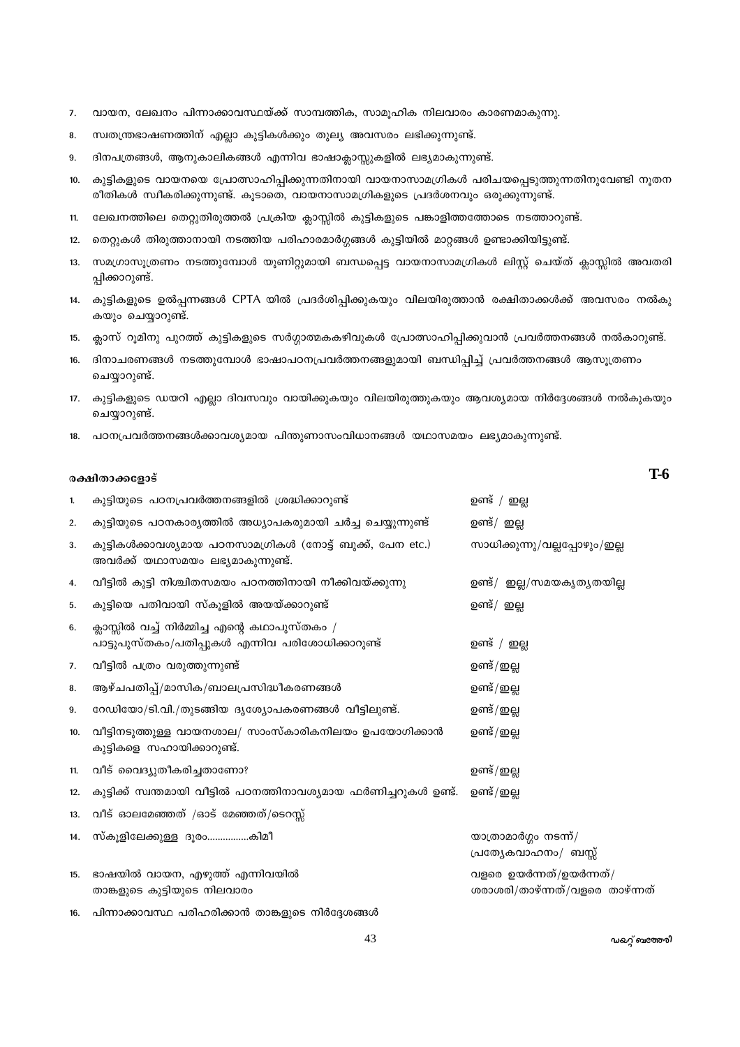7. വായന, ലേഖനം പിന്നാക്കാവസ്ഥയ്ക്ക് സാമ്പത്തിക, സാമൂഹിക നിലവാരം കാരണമാകുന്നു.
8. സ്വതന്ത്രഭാഷണത്തിന് എല്ലാ കുട്ടികൾക്കും തുല്യ അവസരം ലഭിക്കുന്നുണ്ട്.
9. ദിനപത്രങ്ങൾ, ആനുകാലികങ്ങൾ എന്നിവ ഭാഷാക്ലാസ്സുകളിൽ ലഭ്യമാകുന്നുണ്ട്.
10. കുട്ടികളുടെ വായനയെ പ്രോത്സാഹിപ്പിക്കുന്നതിനായി വായനാസാമഗ്രികൾ പരിചയപ്പെടുത്തുന്നതിനുവേണ്ടി നൂതന രീതികൾ സ്വീകരിക്കുന്നുണ്ട്. കൂടാതെ, വായനാസാമഗ്രികളുടെ പ്രദർശനവും ഒരുക്കുന്നുണ്ട്.
11. ലേഖനത്തിലെ തെറ്റുതിരുത്തൽ പ്രക്രിയ ക്ലാസ്സിൽ കുട്ടികളുടെ പങ്കാളിത്തത്തോടെ നടത്താറുണ്ട്.
12. തെറ്റുകൾ തിരുത്താനായി നടത്തിയ പരിഹാരമാർഗ്ഗങ്ങൾ കുട്ടിയിൽ മാറ്റങ്ങൾ ഉണ്ടാക്കിയിട്ടുണ്ട്.
13. സമഗ്രാസൂത്രണം നടത്തുമ്പോൾ യൂണിറ്റുമായി ബന്ധപ്പെട്ട വായനാസാമഗ്രികൾ ലിസ്റ്റ് ചെയ്ത് ക്ലാസ്സിൽ അവതരിപ്പിക്കാറുണ്ട്.
14. കുട്ടികളുടെ ഉൽപ്പന്നങ്ങൾ CPTA യിൽ പ്രദർശിപ്പിക്കുകയും വിലയിരുത്താൻ രക്ഷിതാക്കൾക്ക് അവസരം നൽകുകയും ചെയ്യാറുണ്ട്.
15. ക്ലാസ് റൂമിനു പുറത്ത് കുട്ടികളുടെ സർഗ്ഗാത്മകകഴിവുകൾ പ്രോത്സാഹിപ്പിക്കുവാൻ പ്രവർത്തനങ്ങൾ നൽകാറുണ്ട്.
16. ദിനാചരണങ്ങൾ നടത്തുമ്പോൾ ഭാഷാപഠനപ്രവർത്തനങ്ങളുമായി ബന്ധിപ്പിച്ച് പ്രവർത്തനങ്ങൾ ആസൂത്രണം ചെയ്യാറുണ്ട്.
17. കുട്ടികളുടെ ഡയറി എല്ലാ ദിവസവും വായിക്കുകയും വിലയിരുത്തുകയും ആവശ്യമായ നിർദ്ദേശങ്ങൾ നൽകുകയും ചെയ്യാറുണ്ട്.
18. പഠനപ്രവർത്തനങ്ങൾക്കാവശ്യമായ പിന്തുണാസംവിധാനങ്ങൾ യഥാസമയം ലഭ്യമാകുന്നുണ്ട്.

**T-6**

**രക്ഷിതാക്കളോട്**

| | | |
|---|---|---|
| 1. | കുട്ടിയുടെ പഠനപ്രവർത്തനങ്ങളിൽ ശ്രദ്ധിക്കാറുണ്ട് | ഉണ്ട് / ഇല്ല |
| 2. | കുട്ടിയുടെ പഠനകാര്യത്തിൽ അധ്യാപകരുമായി ചർച്ച ചെയ്യുന്നുണ്ട് | ഉണ്ട്/ ഇല്ല |
| 3. | കുട്ടികൾക്കാവശ്യമായ പഠനസാമഗ്രികൾ (നോട്ട് ബുക്ക്, പേന etc.) അവർക്ക് യഥാസമയം ലഭ്യമാകുന്നുണ്ട്. | സാധിക്കുന്നു/വല്ലപ്പോഴും/ഇല്ല |
| 4. | വീട്ടിൽ കുട്ടി നിശ്ചിതസമയം പഠനത്തിനായി നീക്കിവയ്ക്കുന്നു | ഉണ്ട്/ ഇല്ല/സമയകൃത്യതയില്ല |
| 5. | കുട്ടിയെ പതിവായി സ്കൂളിൽ അയയ്ക്കാറുണ്ട് | ഉണ്ട്/ ഇല്ല |
| 6. | ക്ലാസ്സിൽ വച്ച് നിർമ്മിച്ച എന്റെ കഥാപുസ്തകം / പാട്ടുപുസ്തകം/പതിപ്പുകൾ എന്നിവ പരിശോധിക്കാറുണ്ട് | ഉണ്ട് / ഇല്ല |
| 7. | വീട്ടിൽ പത്രം വരുത്തുന്നുണ്ട് | ഉണ്ട്/ഇല്ല |
| 8. | ആഴ്ചപതിപ്പ്/മാസിക/ബാലപ്രസിദ്ധീകരണങ്ങൾ | ഉണ്ട്/ഇല്ല |
| 9. | റേഡിയോ/ടി.വി./തുടങ്ങിയ ദൃശ്യോപകരണങ്ങൾ വീട്ടിലുണ്ട്. | ഉണ്ട്/ഇല്ല |
| 10. | വീട്ടിനടുത്തുള്ള വായനശാല/ സാംസ്കാരികനിലയം ഉപയോഗിക്കാൻ കുട്ടികളെ സഹായിക്കാറുണ്ട്. | ഉണ്ട്/ഇല്ല |
| 11. | വീട് വൈദ്യുതീകരിച്ചതാണോ? | ഉണ്ട്/ഇല്ല |
| 12. | കുട്ടിക്ക് സ്വന്തമായി വീട്ടിൽ പഠനത്തിനാവശ്യമായ ഫർണിച്ചറുകൾ ഉണ്ട്. | ഉണ്ട്/ഇല്ല |
| 13. | വീട് ഓലമേഞ്ഞത് /ഓട് മേഞ്ഞത്/ടെറസ്സ് | |
| 14. | സ്കൂളിലേക്കുള്ള ദൂരം................കിമീ | യാത്രാമാർഗ്ഗം നടന്ന്/ പ്രത്യേകവാഹനം/ ബസ്സ് |
| 15. | ഭാഷയിൽ വായന, എഴുത്ത് എന്നിവയിൽ താങ്കളുടെ കുട്ടിയുടെ നിലവാരം | വളരെ ഉയർന്നത്/ഉയർന്നത്/ ശരാശരി/താഴ്ന്നത്/വളരെ താഴ്ന്നത് |
| 16. | പിന്നാക്കാവസ്ഥ പരിഹരിക്കാൻ താങ്കളുടെ നിർദ്ദേശങ്ങൾ | |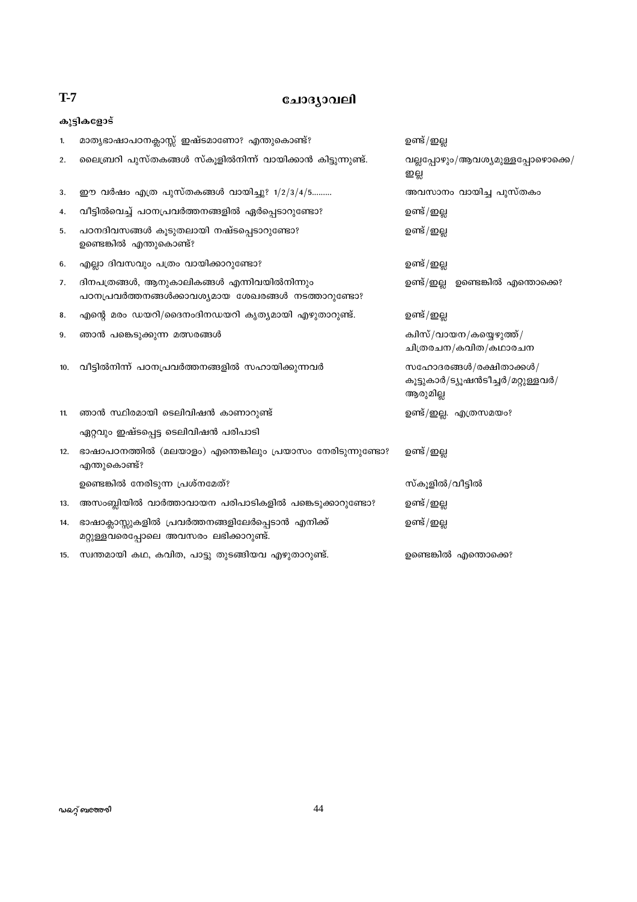**T-7**

# ചോദ്യാവലി

**കുട്ടികളോട്**

| | | |
|---|---|---|
| 1. | മാതൃഭാഷാപഠനക്ലാസ്സ് ഇഷ്ടമാണോ? എന്തുകൊണ്ട്? | ഉണ്ട്/ഇല്ല |
| 2. | ലൈബ്രറി പുസ്തകങ്ങൾ സ്കൂളിൽനിന്ന് വായിക്കാൻ കിട്ടുന്നുണ്ട്. | വല്ലപ്പോഴും/ആവശ്യമുള്ളപ്പോഴൊക്കെ/ഇല്ല |
| 3. | ഈ വർഷം എത്ര പുസ്തകങ്ങൾ വായിച്ചു? 1/2/3/4/5......... | അവസാനം വായിച്ച പുസ്തകം |
| 4. | വീട്ടിൽവെച്ച് പഠനപ്രവർത്തനങ്ങളിൽ ഏർപ്പെടാറുണ്ടോ? | ഉണ്ട്/ഇല്ല |
| 5. | പഠനദിവസങ്ങൾ കൂടുതലായി നഷ്ടപ്പെടാറുണ്ടോ? ഉണ്ടെങ്കിൽ എന്തുകൊണ്ട്? | ഉണ്ട്/ഇല്ല |
| 6. | എല്ലാ ദിവസവും പത്രം വായിക്കാറുണ്ടോ? | ഉണ്ട്/ഇല്ല |
| 7. | ദിനപത്രങ്ങൾ, ആനുകാലികങ്ങൾ എന്നിവയിൽനിന്നും പഠനപ്രവർത്തനങ്ങൾക്കാവശ്യമായ ശേഖരങ്ങൾ നടത്താറുണ്ടോ? | ഉണ്ട്/ഇല്ല ഉണ്ടെങ്കിൽ എന്തൊക്കെ? |
| 8. | എന്റെ മരം ഡയറി/ദൈനംദിനഡയറി കൃത്യമായി എഴുതാറുണ്ട്. | ഉണ്ട്/ഇല്ല |
| 9. | ഞാൻ പങ്കെടുക്കുന്ന മത്സരങ്ങൾ | ക്വിസ്/വായന/കയ്യെഴുത്ത്/ചിത്രരചന/കവിത/കഥാരചന |
| 10. | വീട്ടിൽനിന്ന് പഠനപ്രവർത്തനങ്ങളിൽ സഹായിക്കുന്നവർ | സഹോദരങ്ങൾ/രക്ഷിതാക്കൾ/കൂട്ടുകാർ/ട്യൂഷൻടീച്ചർ/മറ്റുള്ളവർ/ആരുമില്ല |
| 11. | ഞാൻ സ്ഥിരമായി ടെലിവിഷൻ കാണാറുണ്ട് | ഉണ്ട്/ഇല്ല. എത്രസമയം? |
| | ഏറ്റവും ഇഷ്ടപ്പെട്ട ടെലിവിഷൻ പരിപാടി | |
| 12. | ഭാഷാപഠനത്തിൽ (മലയാളം) എന്തെങ്കിലും പ്രയാസം നേരിടുന്നുണ്ടോ? എന്തുകൊണ്ട്? | ഉണ്ട്/ഇല്ല |
| | ഉണ്ടെങ്കിൽ നേരിടുന്ന പ്രശ്നമേത്? | സ്കൂളിൽ/വീട്ടിൽ |
| 13. | അസംബ്ലിയിൽ വാർത്താവായന പരിപാടികളിൽ പങ്കെടുക്കാറുണ്ടോ? | ഉണ്ട്/ഇല്ല |
| 14. | ഭാഷാക്ലാസ്സുകളിൽ പ്രവർത്തനങ്ങളിലേർപ്പെടാൻ എനിക്ക് മറ്റുള്ളവരെപ്പോലെ അവസരം ലഭിക്കാറുണ്ട്. | ഉണ്ട്/ഇല്ല |
| 15. | സ്വന്തമായി കഥ, കവിത, പാട്ടു തുടങ്ങിയവ എഴുതാറുണ്ട്. | ഉണ്ടെങ്കിൽ എന്തൊക്കെ? |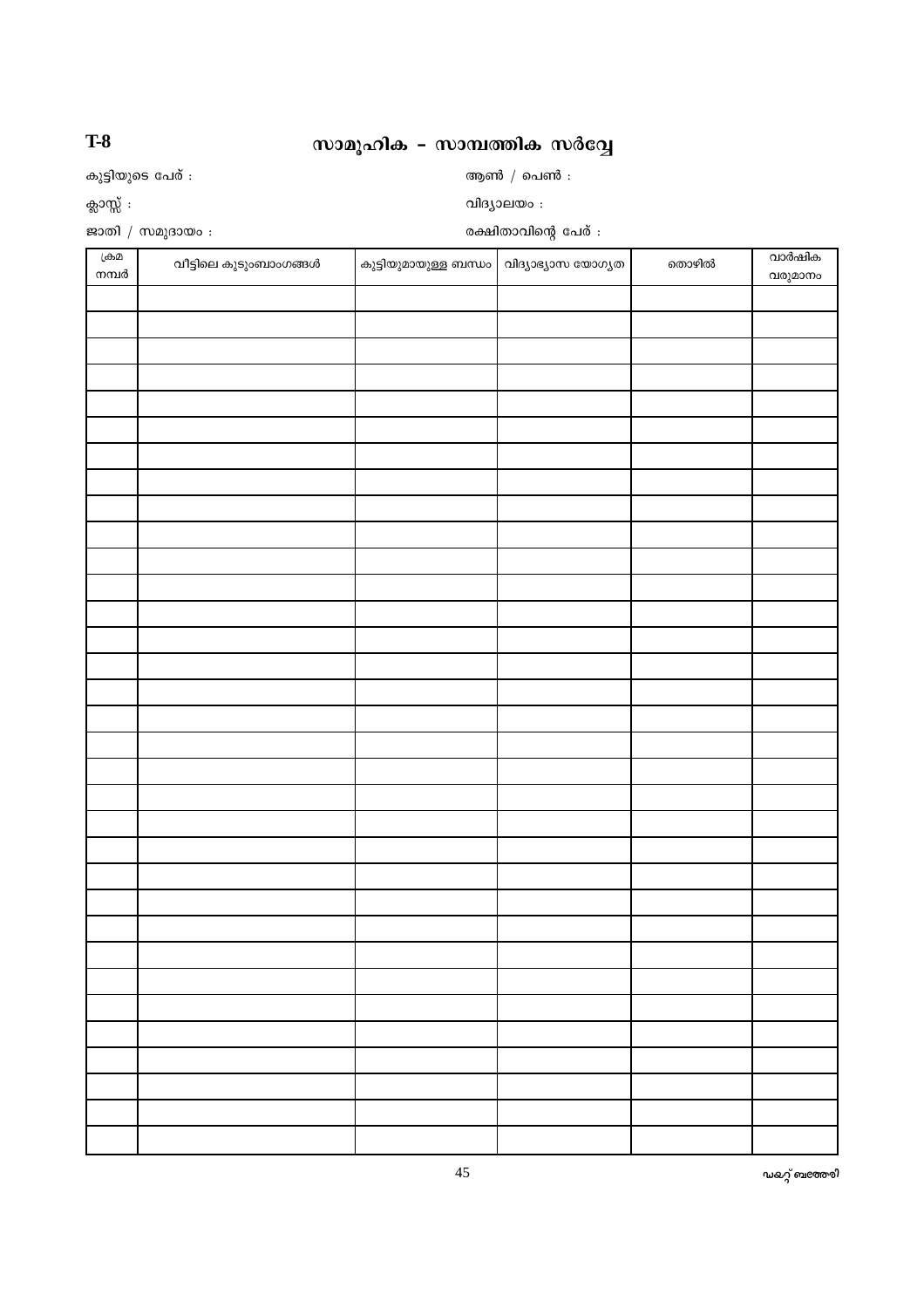**T-8**

# സാമൂഹിക - സാമ്പത്തിക സർവ്വേ

കുട്ടിയുടെ പേര് : ആൺ / പെൺ :

ക്ലാസ്സ് : വിദ്യാലയം :

ജാതി / സമുദായം : രക്ഷിതാവിന്റെ പേര് :

| ക്രമ നമ്പർ | വീട്ടിലെ കുടുംബാംഗങ്ങൾ | കുട്ടിയുമായുള്ള ബന്ധം | വിദ്യാഭ്യാസ യോഗ്യത | തൊഴിൽ | വാർഷിക വരുമാനം |
|---|---|---|---|---|---|
| | | | | | |
| | | | | | |
| | | | | | |
| | | | | | |
| | | | | | |
| | | | | | |
| | | | | | |
| | | | | | |
| | | | | | |
| | | | | | |
| | | | | | |
| | | | | | |
| | | | | | |
| | | | | | |
| | | | | | |
| | | | | | |
| | | | | | |
| | | | | | |
| | | | | | |
| | | | | | |
| | | | | | |
| | | | | | |
| | | | | | |
| | | | | | |
| | | | | | |
| | | | | | |
| | | | | | |
| | | | | | |
| | | | | | |
| | | | | | |
| | | | | | |
| | | | | | |
| | | | | | |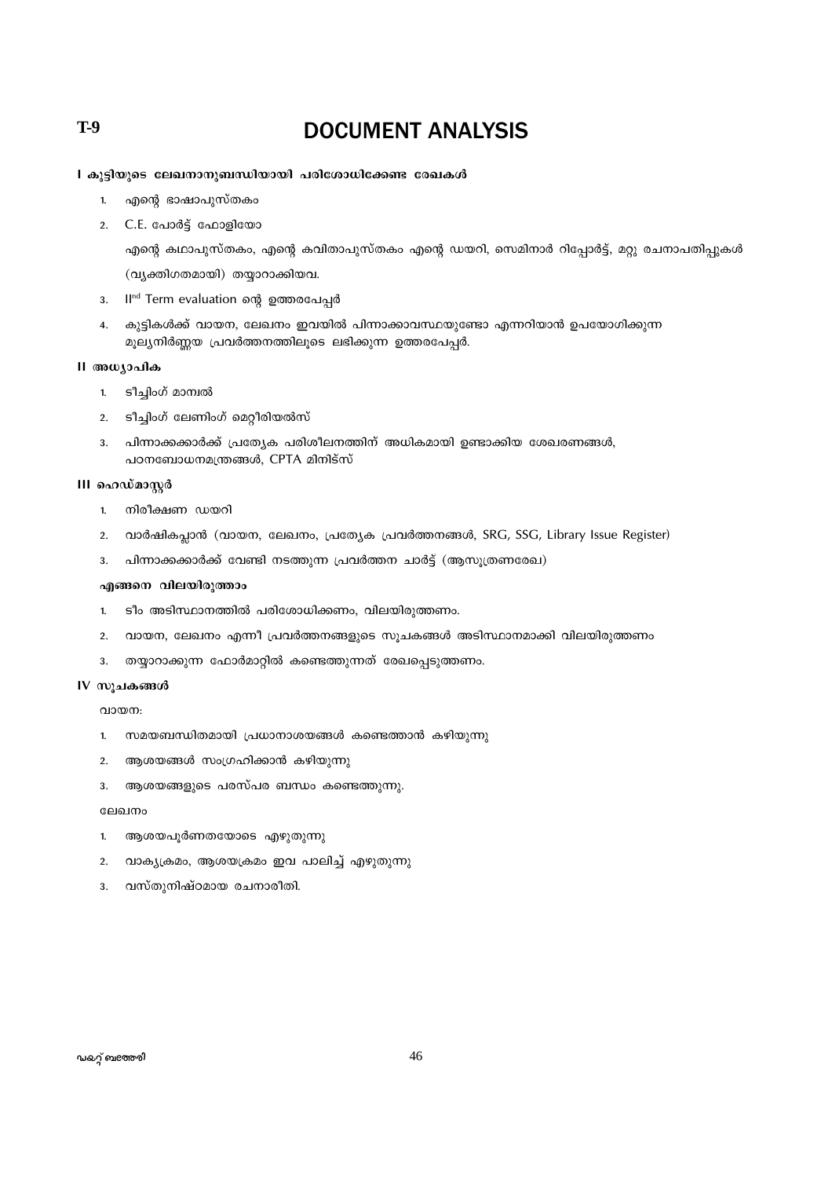T-9

# DOCUMENT ANALYSIS

**I കുട്ടിയുടെ ലേഖനാനുബന്ധിയായി പരിശോധിക്കേണ്ട രേഖകൾ**

1. എന്റെ ഭാഷാപുസ്തകം
2. C.E. പോർട്ട് ഫോളിയോ

   എന്റെ കഥാപുസ്തകം, എന്റെ കവിതാപുസ്തകം എന്റെ ഡയറി, സെമിനാർ റിപ്പോർട്ട്, മറ്റു രചനാപതിപ്പുകൾ (വ്യക്തിഗതമായി) തയ്യാറാക്കിയവ.
3. II[nd] Term evaluation ന്റെ ഉത്തരപേപ്പർ
4. കുട്ടികൾക്ക് വായന, ലേഖനം ഇവയിൽ പിന്നാക്കാവസ്ഥയുണ്ടോ എന്നറിയാൻ ഉപയോഗിക്കുന്ന മൂല്യനിർണ്ണയ പ്രവർത്തനത്തിലൂടെ ലഭിക്കുന്ന ഉത്തരപേപ്പർ.

**II അധ്യാപിക**

1. ടീച്ചിംഗ് മാന്വൽ
2. ടീച്ചിംഗ് ലേണിംഗ് മെറ്റീരിയൽസ്
3. പിന്നാക്കക്കാർക്ക് പ്രത്യേക പരിശീലനത്തിന് അധികമായി ഉണ്ടാക്കിയ ശേഖരണങ്ങൾ, പഠനബോധനമന്ത്രങ്ങൾ, CPTA മിനിട്സ്

**III ഹെഡ്മാസ്റ്റർ**

1. നിരീക്ഷണ ഡയറി
2. വാർഷികപ്ലാൻ (വായന, ലേഖനം, പ്രത്യേക പ്രവർത്തനങ്ങൾ, SRG, SSG, Library Issue Register)
3. പിന്നാക്കക്കാർക്ക് വേണ്ടി നടത്തുന്ന പ്രവർത്തന ചാർട്ട് (ആസൂത്രണരേഖ)

**എങ്ങനെ വിലയിരുത്താം**

1. ടീം അടിസ്ഥാനത്തിൽ പരിശോധിക്കണം, വിലയിരുത്തണം.
2. വായന, ലേഖനം എന്നീ പ്രവർത്തനങ്ങളുടെ സൂചകങ്ങൾ അടിസ്ഥാനമാക്കി വിലയിരുത്തണം
3. തയ്യാറാക്കുന്ന ഫോർമാറ്റിൽ കണ്ടെത്തുന്നത് രേഖപ്പെടുത്തണം.

**IV സൂചകങ്ങൾ**

വായന:

1. സമയബന്ധിതമായി പ്രധാനാശയങ്ങൾ കണ്ടെത്താൻ കഴിയുന്നു
2. ആശയങ്ങൾ സംഗ്രഹിക്കാൻ കഴിയുന്നു
3. ആശയങ്ങളുടെ പരസ്പര ബന്ധം കണ്ടെത്തുന്നു.

ലേഖനം

1. ആശയപൂർണതയോടെ എഴുതുന്നു
2. വാക്യക്രമം, ആശയക്രമം ഇവ പാലിച്ച് എഴുതുന്നു
3. വസ്തുനിഷ്ഠമായ രചനാരീതി.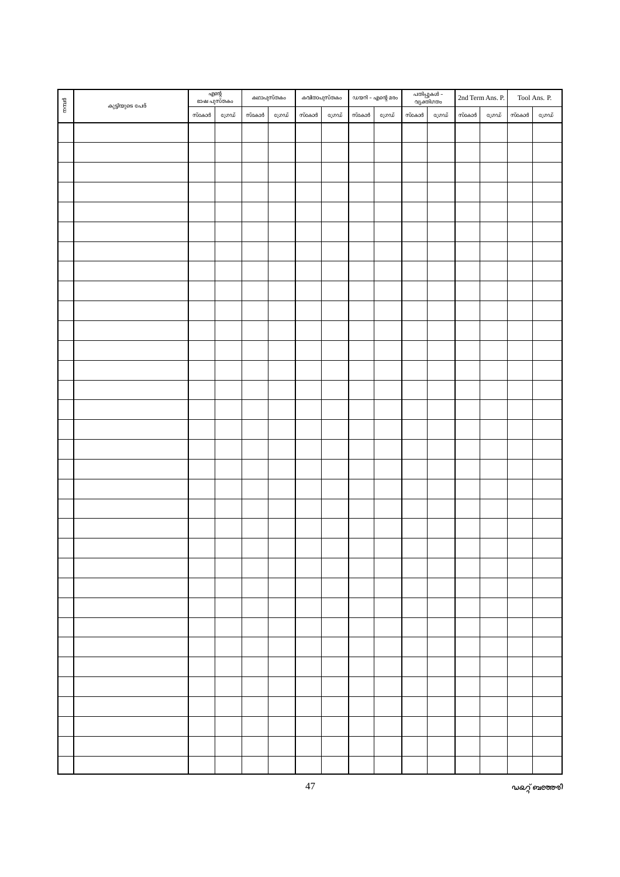| നമ്പർ | കുട്ടിയുടെ പേര് | എന്റെ ഭാഷ പുസ്തകം | | കഥാപുസ്തകം | | കവിതാപുസ്തകം | | ഡയറി - എന്റെ മരം | | പതിപ്പുകൾ - വ്യക്തിഗതം | | 2nd Term Ans. P. | | Tool Ans. P. | |
|---|---|---|---|---|---|---|---|---|---|---|---|---|---|---|---|
| | | സ്കോർ | ഗ്രേഡ് | സ്കോർ | ഗ്രേഡ് | സ്കോർ | ഗ്രേഡ് | സ്കോർ | ഗ്രേഡ് | സ്കോർ | ഗ്രേഡ് | സ്കോർ | ഗ്രേഡ് | സ്കോർ | ഗ്രേഡ് |
| | | | | | | | | | | | | | | | |
| | | | | | | | | | | | | | | | |
| | | | | | | | | | | | | | | | |
| | | | | | | | | | | | | | | | |
| | | | | | | | | | | | | | | | |
| | | | | | | | | | | | | | | | |
| | | | | | | | | | | | | | | | |
| | | | | | | | | | | | | | | | |
| | | | | | | | | | | | | | | | |
| | | | | | | | | | | | | | | | |
| | | | | | | | | | | | | | | | |
| | | | | | | | | | | | | | | | |
| | | | | | | | | | | | | | | | |
| | | | | | | | | | | | | | | | |
| | | | | | | | | | | | | | | | |
| | | | | | | | | | | | | | | | |
| | | | | | | | | | | | | | | | |
| | | | | | | | | | | | | | | | |
| | | | | | | | | | | | | | | | |
| | | | | | | | | | | | | | | | |
| | | | | | | | | | | | | | | | |
| | | | | | | | | | | | | | | | |
| | | | | | | | | | | | | | | | |
| | | | | | | | | | | | | | | | |
| | | | | | | | | | | | | | | | |
| | | | | | | | | | | | | | | | |
| | | | | | | | | | | | | | | | |
| | | | | | | | | | | | | | | | |
| | | | | | | | | | | | | | | | |
| | | | | | | | | | | | | | | | |
| | | | | | | | | | | | | | | | |
| | | | | | | | | | | | | | | | |
| | | | | | | | | | | | | | | | |

ഡയറ്റ് ബത്തേരി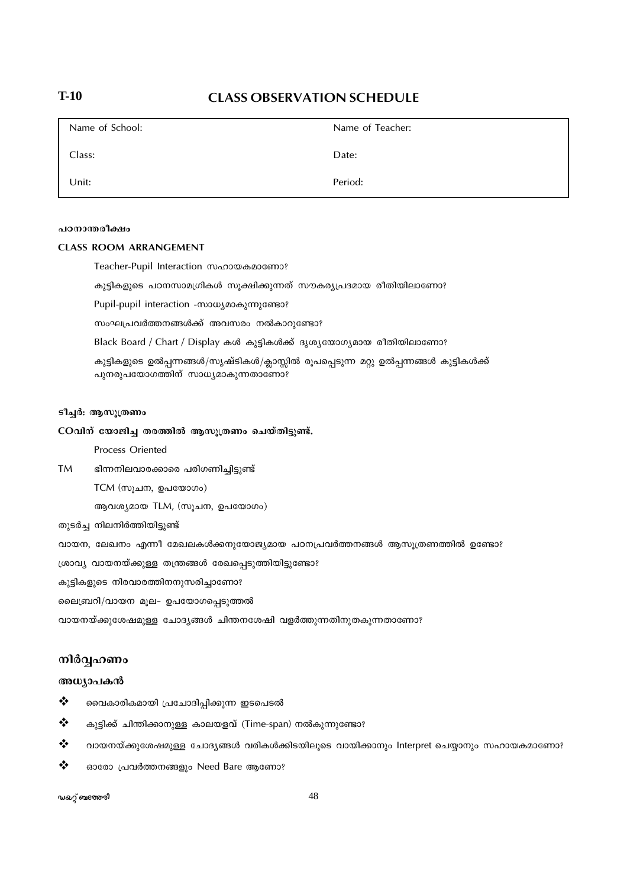**T-10**

# CLASS OBSERVATION SCHEDULE

| | |
|---|---|
| Name of School: | Name of Teacher: |
| Class: | Date: |
| Unit: | Period: |

**പഠനാന്തരീക്ഷം**

**CLASS ROOM ARRANGEMENT**

Teacher-Pupil Interaction സഹായകമാണോ?

കുട്ടികളുടെ പഠനസാമഗ്രികൾ സൂക്ഷിക്കുന്നത് സൗകര്യപ്രദമായ രീതിയിലാണോ?

Pupil-pupil interaction -സാധ്യമാകുന്നുണ്ടോ?

സംഘപ്രവർത്തനങ്ങൾക്ക് അവസരം നൽകാറുണ്ടോ?

Black Board / Chart / Display കൾ കുട്ടികൾക്ക് ദൃശ്യയോഗ്യമായ രീതിയിലാണോ?

കുട്ടികളുടെ ഉൽപ്പന്നങ്ങൾ/സൃഷ്ടികൾ/ക്ലാസ്സിൽ രൂപപ്പെടുന്ന മറ്റു ഉൽപ്പന്നങ്ങൾ കുട്ടികൾക്ക് പുനരുപയോഗത്തിന് സാധ്യമാകുന്നതാണോ?

**ടീച്ചർ: ആസൂത്രണം**

**COവിന് യോജിച്ച തരത്തിൽ ആസൂത്രണം ചെയ്തിട്ടുണ്ട്.**

Process Oriented

TM ഭിന്നനിലവാരക്കാരെ പരിഗണിച്ചിട്ടുണ്ട്

TCM (സൂചന, ഉപയോഗം)

ആവശ്യമായ TLM, (സൂചന, ഉപയോഗം)

തുടർച്ച നിലനിർത്തിയിട്ടുണ്ട്

വായന, ലേഖനം എന്നീ മേഖലകൾക്കനുയോജ്യമായ പഠനപ്രവർത്തനങ്ങൾ ആസൂത്രണത്തിൽ ഉണ്ടോ?

ശ്രാവ്യ വായനയ്ക്കുള്ള തന്ത്രങ്ങൾ രേഖപ്പെടുത്തിയിട്ടുണ്ടോ?

കുട്ടികളുടെ നിരവാരത്തിനനുസരിച്ചാണോ?

ലൈബ്രറി/വായന മൂല- ഉപയോഗപ്പെടുത്തൽ

വായനയ്ക്കുശേഷമുള്ള ചോദ്യങ്ങൾ ചിന്തനശേഷി വളർത്തുന്നതിനുതകുന്നതാണോ?

## നിർവ്വഹണം

### അധ്യാപകൻ

- വൈകാരികമായി പ്രചോദിപ്പിക്കുന്ന ഇടപെടൽ
- കുട്ടിക്ക് ചിന്തിക്കാനുള്ള കാലയളവ് (Time-span) നൽകുന്നുണ്ടോ?
- വായനയ്ക്കുശേഷമുള്ള ചോദ്യങ്ങൾ വരികൾക്കിടയിലൂടെ വായിക്കാനും Interpret ചെയ്യാനും സഹായകമാണോ?
- ഓരോ പ്രവർത്തനങ്ങളും Need Bare ആണോ?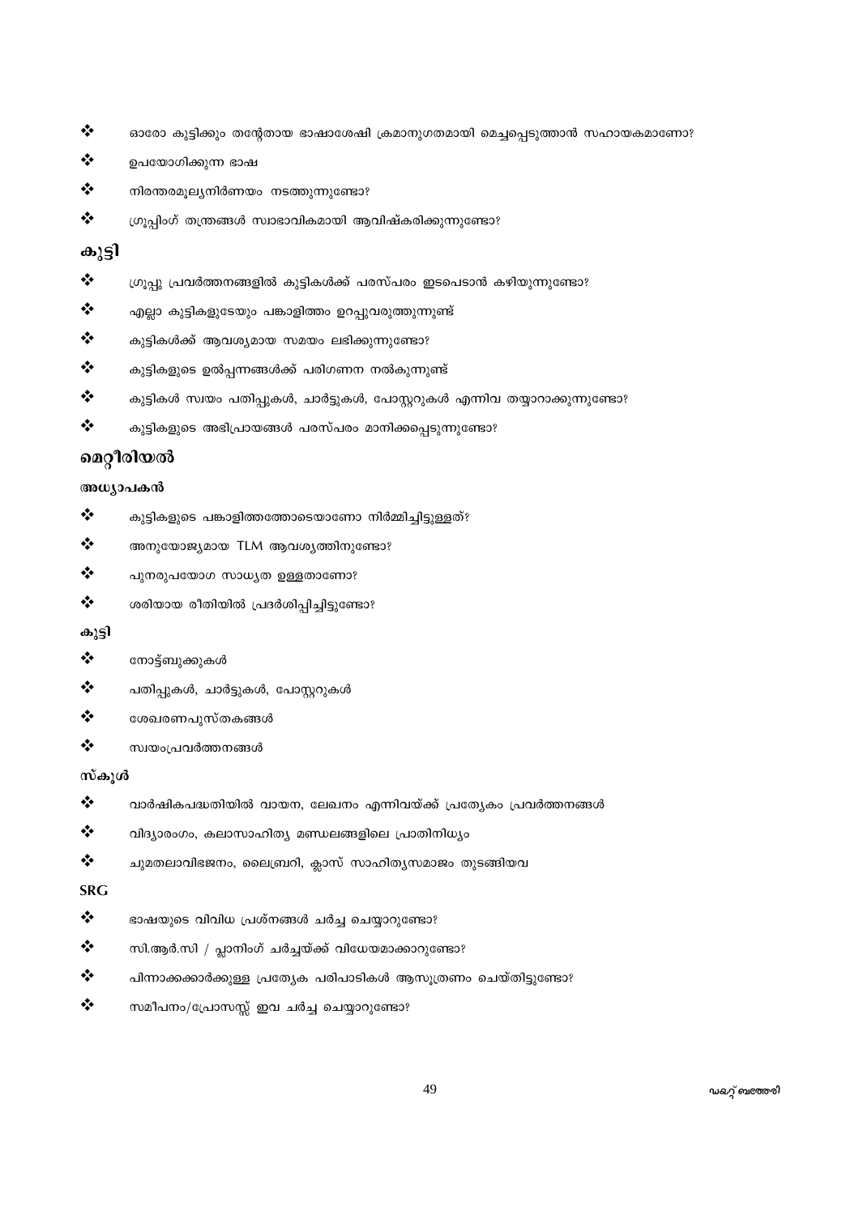- ഓരോ കുട്ടിക്കും തന്റേതായ ഭാഷാശേഷി ക്രമാനുഗതമായി മെച്ചപ്പെടുത്താൻ സഹായകമാണോ?
- ഉപയോഗിക്കുന്ന ഭാഷ
- നിരന്തരമൂല്യനിർണയം നടത്തുന്നുണ്ടോ?
- ഗ്രൂപ്പിംഗ് തന്ത്രങ്ങൾ സ്വാഭാവികമായി ആവിഷ്കരിക്കുന്നുണ്ടോ?

## കുട്ടി

- ഗ്രൂപ്പു പ്രവർത്തനങ്ങളിൽ കുട്ടികൾക്ക് പരസ്പരം ഇടപെടാൻ കഴിയുന്നുണ്ടോ?
- എല്ലാ കുട്ടികളുടേയും പങ്കാളിത്തം ഉറപ്പുവരുത്തുന്നുണ്ട്
- കുട്ടികൾക്ക് ആവശ്യമായ സമയം ലഭിക്കുന്നുണ്ടോ?
- കുട്ടികളുടെ ഉൽപ്പന്നങ്ങൾക്ക് പരിഗണന നൽകുന്നുണ്ട്
- കുട്ടികൾ സ്വയം പതിപ്പുകൾ, ചാർട്ടുകൾ, പോസ്റ്ററുകൾ എന്നിവ തയ്യാറാക്കുന്നുണ്ടോ?
- കുട്ടികളുടെ അഭിപ്രായങ്ങൾ പരസ്പരം മാനിക്കപ്പെടുന്നുണ്ടോ?

## മെറ്റീരിയൽ

### അധ്യാപകൻ

- കുട്ടികളുടെ പങ്കാളിത്തത്തോടെയാണോ നിർമ്മിച്ചിട്ടുള്ളത്?
- അനുയോജ്യമായ TLM ആവശ്യത്തിനുണ്ടോ?
- പുനരുപയോഗ സാധ്യത ഉള്ളതാണോ?
- ശരിയായ രീതിയിൽ പ്രദർശിപ്പിച്ചിട്ടുണ്ടോ?

### കുട്ടി

- നോട്ട്ബുക്കുകൾ
- പതിപ്പുകൾ, ചാർട്ടുകൾ, പോസ്റ്ററുകൾ
- ശേഖരണപുസ്തകങ്ങൾ
- സ്വയംപ്രവർത്തനങ്ങൾ

### സ്കൂൾ

- വാർഷികപദ്ധതിയിൽ വായന, ലേഖനം എന്നിവയ്ക്ക് പ്രത്യേകം പ്രവർത്തനങ്ങൾ
- വിദ്യാരംഗം, കലാസാഹിത്യ മണ്ഡലങ്ങളിലെ പ്രാതിനിധ്യം
- ചുമതലാവിഭജനം, ലൈബ്രറി, ക്ലാസ് സാഹിത്യസമാജം തുടങ്ങിയവ

### SRG

- ഭാഷയുടെ വിവിധ പ്രശ്നങ്ങൾ ചർച്ച ചെയ്യാറുണ്ടോ?
- സി.ആർ.സി / പ്ലാനിംഗ് ചർച്ചയ്ക്ക് വിധേയമാക്കാറുണ്ടോ?
- പിന്നാക്കക്കാർക്കുള്ള പ്രത്യേക പരിപാടികൾ ആസൂത്രണം ചെയ്തിട്ടുണ്ടോ?
- സമീപനം/പ്രോസസ്സ് ഇവ ചർച്ച ചെയ്യാറുണ്ടോ?